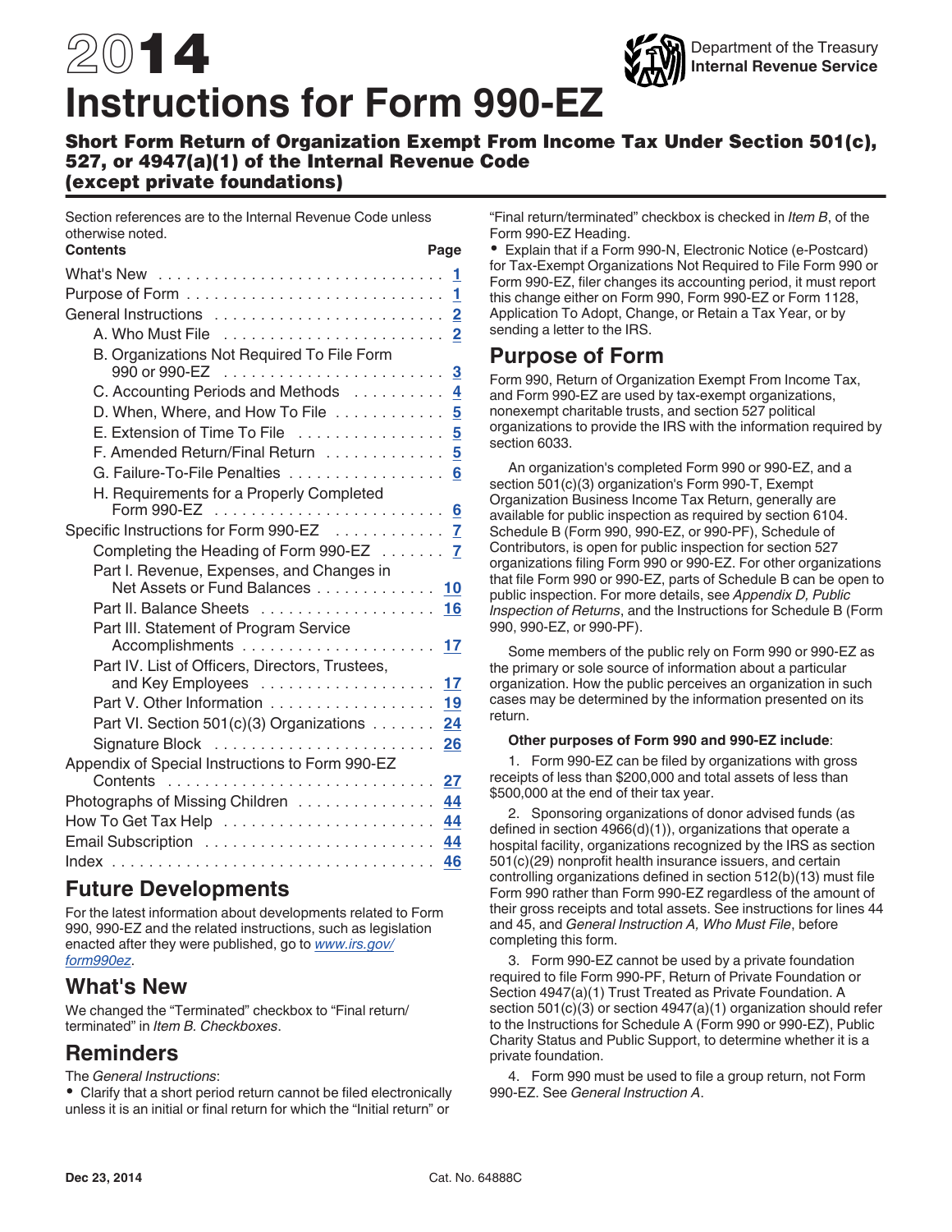# 2014 Instructions for Form 990-EZ

Department of the Treasury
Internal Revenue Service

## Short Form Return of Organization Exempt From Income Tax Under Section 501(c), 527, or 4947(a)(1) of the Internal Revenue Code (except private foundations)

Section references are to the Internal Revenue Code unless otherwise noted.

| Contents | Page |
|---|---|
| What's New | 1 |
| Purpose of Form | 1 |
| General Instructions | 2 |
| A. Who Must File | 2 |
| B. Organizations Not Required To File Form 990 or 990-EZ | 3 |
| C. Accounting Periods and Methods | 4 |
| D. When, Where, and How To File | 5 |
| E. Extension of Time To File | 5 |
| F. Amended Return/Final Return | 5 |
| G. Failure-To-File Penalties | 6 |
| H. Requirements for a Properly Completed Form 990-EZ | 6 |
| Specific Instructions for Form 990-EZ | 7 |
| Completing the Heading of Form 990-EZ | 7 |
| Part I. Revenue, Expenses, and Changes in Net Assets or Fund Balances | 10 |
| Part II. Balance Sheets | 16 |
| Part III. Statement of Program Service Accomplishments | 17 |
| Part IV. List of Officers, Directors, Trustees, and Key Employees | 17 |
| Part V. Other Information | 19 |
| Part VI. Section 501(c)(3) Organizations | 24 |
| Signature Block | 26 |
| Appendix of Special Instructions to Form 990-EZ Contents | 27 |
| Photographs of Missing Children | 44 |
| How To Get Tax Help | 44 |
| Email Subscription | 44 |
| Index | 46 |

## Future Developments

For the latest information about developments related to Form 990, 990-EZ and the related instructions, such as legislation enacted after they were published, go to *www.irs.gov/form990ez*.

## What's New

We changed the "Terminated" checkbox to "Final return/terminated" in *Item B. Checkboxes*.

## Reminders

The *General Instructions*:

- Clarify that a short period return cannot be filed electronically unless it is an initial or final return for which the "Initial return" or "Final return/terminated" checkbox is checked in *Item B*, of the Form 990-EZ Heading.
- Explain that if a Form 990-N, Electronic Notice (e-Postcard) for Tax-Exempt Organizations Not Required to File Form 990 or Form 990-EZ, filer changes its accounting period, it must report this change either on Form 990, Form 990-EZ or Form 1128, Application To Adopt, Change, or Retain a Tax Year, or by sending a letter to the IRS.

## Purpose of Form

Form 990, Return of Organization Exempt From Income Tax, and Form 990-EZ are used by tax-exempt organizations, nonexempt charitable trusts, and section 527 political organizations to provide the IRS with the information required by section 6033.

An organization's completed Form 990 or 990-EZ, and a section 501(c)(3) organization's Form 990-T, Exempt Organization Business Income Tax Return, generally are available for public inspection as required by section 6104. Schedule B (Form 990, 990-EZ, or 990-PF), Schedule of Contributors, is open for public inspection for section 527 organizations filing Form 990 or 990-EZ. For other organizations that file Form 990 or 990-EZ, parts of Schedule B can be open to public inspection. For more details, see *Appendix D, Public Inspection of Returns*, and the Instructions for Schedule B (Form 990, 990-EZ, or 990-PF).

Some members of the public rely on Form 990 or 990-EZ as the primary or sole source of information about a particular organization. How the public perceives an organization in such cases may be determined by the information presented on its return.

**Other purposes of Form 990 and 990-EZ include**:

1. Form 990-EZ can be filed by organizations with gross receipts of less than $200,000 and total assets of less than $500,000 at the end of their tax year.

2. Sponsoring organizations of donor advised funds (as defined in section 4966(d)(1)), organizations that operate a hospital facility, organizations recognized by the IRS as section 501(c)(29) nonprofit health insurance issuers, and certain controlling organizations defined in section 512(b)(13) must file Form 990 rather than Form 990-EZ regardless of the amount of their gross receipts and total assets. See instructions for lines 44 and 45, and *General Instruction A, Who Must File*, before completing this form.

3. Form 990-EZ cannot be used by a private foundation required to file Form 990-PF, Return of Private Foundation or Section 4947(a)(1) Trust Treated as Private Foundation. A section 501(c)(3) or section 4947(a)(1) organization should refer to the Instructions for Schedule A (Form 990 or 990-EZ), Public Charity Status and Public Support, to determine whether it is a private foundation.

4. Form 990 must be used to file a group return, not Form 990-EZ. See *General Instruction A*.

Dec 23, 2014 Cat. No. 64888C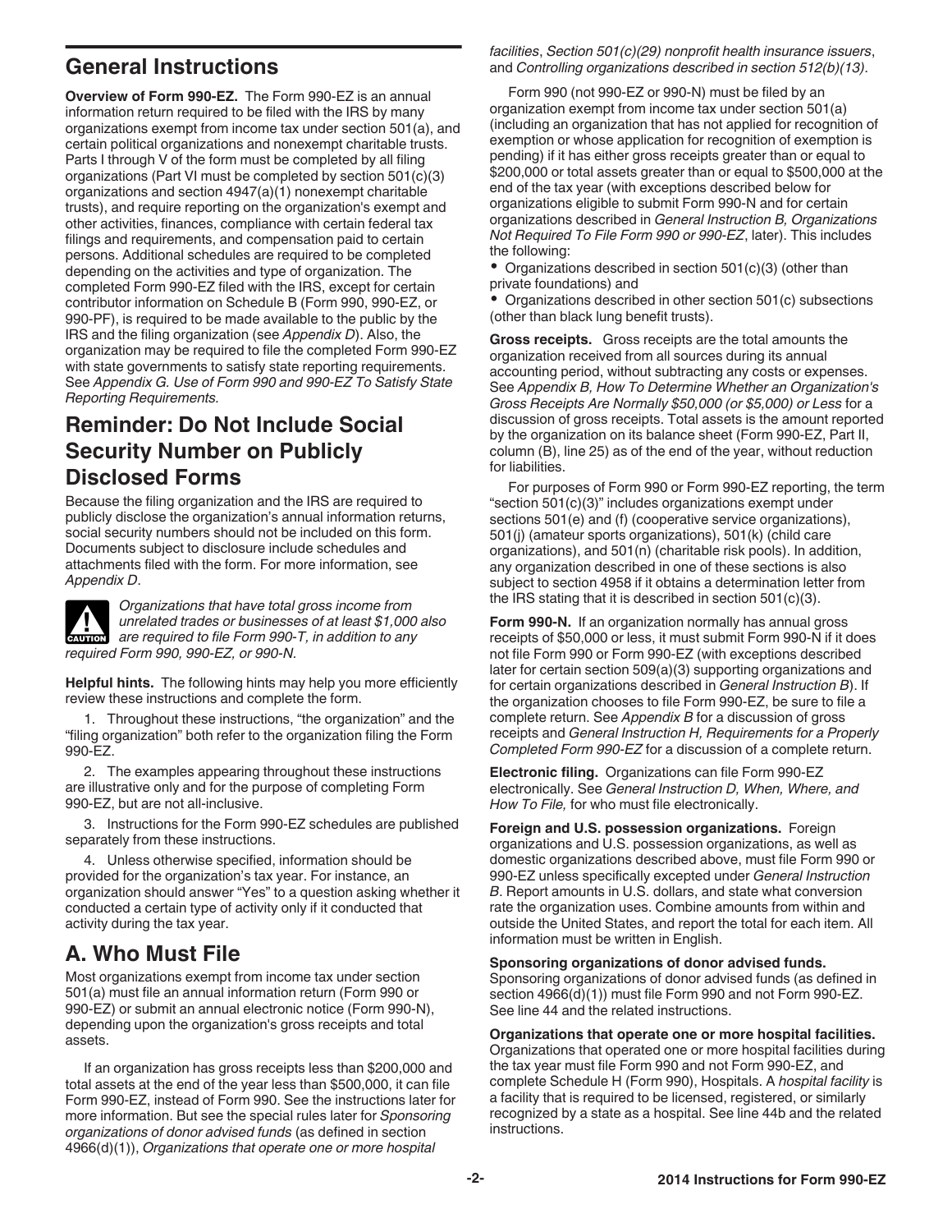## General Instructions

**Overview of Form 990-EZ.** The Form 990-EZ is an annual information return required to be filed with the IRS by many organizations exempt from income tax under section 501(a), and certain political organizations and nonexempt charitable trusts. Parts I through V of the form must be completed by all filing organizations (Part VI must be completed by section 501(c)(3) organizations and section 4947(a)(1) nonexempt charitable trusts), and require reporting on the organization's exempt and other activities, finances, compliance with certain federal tax filings and requirements, and compensation paid to certain persons. Additional schedules are required to be completed depending on the activities and type of organization. The completed Form 990-EZ filed with the IRS, except for certain contributor information on Schedule B (Form 990, 990-EZ, or 990-PF), is required to be made available to the public by the IRS and the filing organization (see *Appendix D*). Also, the organization may be required to file the completed Form 990-EZ with state governments to satisfy state reporting requirements. See *Appendix G. Use of Form 990 and 990-EZ To Satisfy State Reporting Requirements*.

## Reminder: Do Not Include Social Security Number on Publicly Disclosed Forms

Because the filing organization and the IRS are required to publicly disclose the organization's annual information returns, social security numbers should not be included on this form. Documents subject to disclosure include schedules and attachments filed with the form. For more information, see *Appendix D*.

CAUTION: *Organizations that have total gross income from unrelated trades or businesses of at least $1,000 also are required to file Form 990-T, in addition to any required Form 990, 990-EZ, or 990-N.*

**Helpful hints.** The following hints may help you more efficiently review these instructions and complete the form.

1. Throughout these instructions, "the organization" and the "filing organization" both refer to the organization filing the Form 990-EZ.
2. The examples appearing throughout these instructions are illustrative only and for the purpose of completing Form 990-EZ, but are not all-inclusive.
3. Instructions for the Form 990-EZ schedules are published separately from these instructions.
4. Unless otherwise specified, information should be provided for the organization's tax year. For instance, an organization should answer "Yes" to a question asking whether it conducted a certain type of activity only if it conducted that activity during the tax year.

## A. Who Must File

Most organizations exempt from income tax under section 501(a) must file an annual information return (Form 990 or 990-EZ) or submit an annual electronic notice (Form 990-N), depending upon the organization's gross receipts and total assets.

If an organization has gross receipts less than $200,000 and total assets at the end of the year less than $500,000, it can file Form 990-EZ, instead of Form 990. See the instructions later for more information. But see the special rules later for *Sponsoring organizations of donor advised funds* (as defined in section 4966(d)(1)), *Organizations that operate one or more hospital facilities*, *Section 501(c)(29) nonprofit health insurance issuers*, and *Controlling organizations described in section 512(b)(13)*.

Form 990 (not 990-EZ or 990-N) must be filed by an organization exempt from income tax under section 501(a) (including an organization that has not applied for recognition of exemption or whose application for recognition of exemption is pending) if it has either gross receipts greater than or equal to $200,000 or total assets greater than or equal to $500,000 at the end of the tax year (with exceptions described below for organizations eligible to submit Form 990-N and for certain organizations described in *General Instruction B, Organizations Not Required To File Form 990 or 990-EZ*, later). This includes the following:

- Organizations described in section 501(c)(3) (other than private foundations) and
- Organizations described in other section 501(c) subsections (other than black lung benefit trusts).

**Gross receipts.** Gross receipts are the total amounts the organization received from all sources during its annual accounting period, without subtracting any costs or expenses. See *Appendix B, How To Determine Whether an Organization's Gross Receipts Are Normally $50,000 (or $5,000) or Less* for a discussion of gross receipts. Total assets is the amount reported by the organization on its balance sheet (Form 990-EZ, Part II, column (B), line 25) as of the end of the year, without reduction for liabilities.

For purposes of Form 990 or Form 990-EZ reporting, the term "section 501(c)(3)" includes organizations exempt under sections 501(e) and (f) (cooperative service organizations), 501(j) (amateur sports organizations), 501(k) (child care organizations), and 501(n) (charitable risk pools). In addition, any organization described in one of these sections is also subject to section 4958 if it obtains a determination letter from the IRS stating that it is described in section 501(c)(3).

**Form 990-N.** If an organization normally has annual gross receipts of $50,000 or less, it must submit Form 990-N if it does not file Form 990 or Form 990-EZ (with exceptions described later for certain section 509(a)(3) supporting organizations and for certain organizations described in *General Instruction B*). If the organization chooses to file Form 990-EZ, be sure to file a complete return. See *Appendix B* for a discussion of gross receipts and *General Instruction H, Requirements for a Properly Completed Form 990-EZ* for a discussion of a complete return.

**Electronic filing.** Organizations can file Form 990-EZ electronically. See *General Instruction D, When, Where, and How To File,* for who must file electronically.

**Foreign and U.S. possession organizations.** Foreign organizations and U.S. possession organizations, as well as domestic organizations described above, must file Form 990 or 990-EZ unless specifically excepted under *General Instruction B*. Report amounts in U.S. dollars, and state what conversion rate the organization uses. Combine amounts from within and outside the United States, and report the total for each item. All information must be written in English.

**Sponsoring organizations of donor advised funds.** Sponsoring organizations of donor advised funds (as defined in section 4966(d)(1)) must file Form 990 and not Form 990-EZ. See line 44 and the related instructions.

**Organizations that operate one or more hospital facilities.** Organizations that operated one or more hospital facilities during the tax year must file Form 990 and not Form 990-EZ, and complete Schedule H (Form 990), Hospitals. A *hospital facility* is a facility that is required to be licensed, registered, or similarly recognized by a state as a hospital. See line 44b and the related instructions.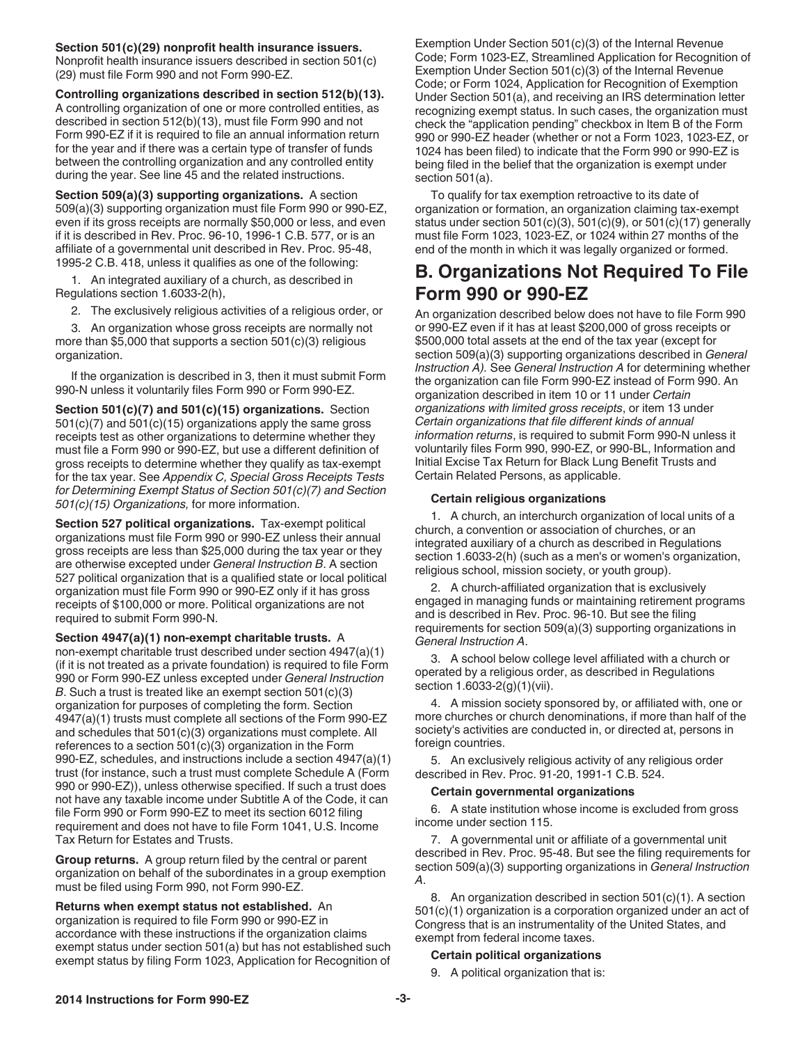**Section 501(c)(29) nonprofit health insurance issuers.** Nonprofit health insurance issuers described in section 501(c)(29) must file Form 990 and not Form 990-EZ.

**Controlling organizations described in section 512(b)(13).** A controlling organization of one or more controlled entities, as described in section 512(b)(13), must file Form 990 and not Form 990-EZ if it is required to file an annual information return for the year and if there was a certain type of transfer of funds between the controlling organization and any controlled entity during the year. See line 45 and the related instructions.

**Section 509(a)(3) supporting organizations.** A section 509(a)(3) supporting organization must file Form 990 or 990-EZ, even if its gross receipts are normally $50,000 or less, and even if it is described in Rev. Proc. 96-10, 1996-1 C.B. 577, or is an affiliate of a governmental unit described in Rev. Proc. 95-48, 1995-2 C.B. 418, unless it qualifies as one of the following:

1. An integrated auxiliary of a church, as described in Regulations section 1.6033-2(h),
2. The exclusively religious activities of a religious order, or
3. An organization whose gross receipts are normally not more than $5,000 that supports a section 501(c)(3) religious organization.

If the organization is described in 3, then it must submit Form 990-N unless it voluntarily files Form 990 or Form 990-EZ.

**Section 501(c)(7) and 501(c)(15) organizations.** Section 501(c)(7) and 501(c)(15) organizations apply the same gross receipts test as other organizations to determine whether they must file a Form 990 or 990-EZ, but use a different definition of gross receipts to determine whether they qualify as tax-exempt for the tax year. See *Appendix C, Special Gross Receipts Tests for Determining Exempt Status of Section 501(c)(7) and Section 501(c)(15) Organizations,* for more information.

**Section 527 political organizations.** Tax-exempt political organizations must file Form 990 or 990-EZ unless their annual gross receipts are less than $25,000 during the tax year or they are otherwise excepted under *General Instruction B*. A section 527 political organization that is a qualified state or local political organization must file Form 990 or 990-EZ only if it has gross receipts of $100,000 or more. Political organizations are not required to submit Form 990-N.

**Section 4947(a)(1) non-exempt charitable trusts.** A non-exempt charitable trust described under section 4947(a)(1) (if it is not treated as a private foundation) is required to file Form 990 or Form 990-EZ unless excepted under *General Instruction B*. Such a trust is treated like an exempt section 501(c)(3) organization for purposes of completing the form. Section 4947(a)(1) trusts must complete all sections of the Form 990-EZ and schedules that 501(c)(3) organizations must complete. All references to a section 501(c)(3) organization in the Form 990-EZ, schedules, and instructions include a section 4947(a)(1) trust (for instance, such a trust must complete Schedule A (Form 990 or 990-EZ)), unless otherwise specified. If such a trust does not have any taxable income under Subtitle A of the Code, it can file Form 990 or Form 990-EZ to meet its section 6012 filing requirement and does not have to file Form 1041, U.S. Income Tax Return for Estates and Trusts.

**Group returns.** A group return filed by the central or parent organization on behalf of the subordinates in a group exemption must be filed using Form 990, not Form 990-EZ.

**Returns when exempt status not established.** An organization is required to file Form 990 or 990-EZ in accordance with these instructions if the organization claims exempt status under section 501(a) but has not established such exempt status by filing Form 1023, Application for Recognition of Exemption Under Section 501(c)(3) of the Internal Revenue Code; Form 1023-EZ, Streamlined Application for Recognition of Exemption Under Section 501(c)(3) of the Internal Revenue Code; or Form 1024, Application for Recognition of Exemption Under Section 501(a), and receiving an IRS determination letter recognizing exempt status. In such cases, the organization must check the "application pending" checkbox in Item B of the Form 990 or 990-EZ header (whether or not a Form 1023, 1023-EZ, or 1024 has been filed) to indicate that the Form 990 or 990-EZ is being filed in the belief that the organization is exempt under section 501(a).

To qualify for tax exemption retroactive to its date of organization or formation, an organization claiming tax-exempt status under section 501(c)(3), 501(c)(9), or 501(c)(17) generally must file Form 1023, 1023-EZ, or 1024 within 27 months of the end of the month in which it was legally organized or formed.

# B. Organizations Not Required To File Form 990 or 990-EZ

An organization described below does not have to file Form 990 or 990-EZ even if it has at least $200,000 of gross receipts or $500,000 total assets at the end of the tax year (except for section 509(a)(3) supporting organizations described in *General Instruction A).* See *General Instruction A* for determining whether the organization can file Form 990-EZ instead of Form 990. An organization described in item 10 or 11 under *Certain organizations with limited gross receipts*, or item 13 under *Certain organizations that file different kinds of annual information returns*, is required to submit Form 990-N unless it voluntarily files Form 990, 990-EZ, or 990-BL, Information and Initial Excise Tax Return for Black Lung Benefit Trusts and Certain Related Persons, as applicable.

**Certain religious organizations**

1. A church, an interchurch organization of local units of a church, a convention or association of churches, or an integrated auxiliary of a church as described in Regulations section 1.6033-2(h) (such as a men's or women's organization, religious school, mission society, or youth group).
2. A church-affiliated organization that is exclusively engaged in managing funds or maintaining retirement programs and is described in Rev. Proc. 96-10. But see the filing requirements for section 509(a)(3) supporting organizations in *General Instruction A*.
3. A school below college level affiliated with a church or operated by a religious order, as described in Regulations section 1.6033-2(g)(1)(vii).
4. A mission society sponsored by, or affiliated with, one or more churches or church denominations, if more than half of the society's activities are conducted in, or directed at, persons in foreign countries.
5. An exclusively religious activity of any religious order described in Rev. Proc. 91-20, 1991-1 C.B. 524.

**Certain governmental organizations**

6. A state institution whose income is excluded from gross income under section 115.
7. A governmental unit or affiliate of a governmental unit described in Rev. Proc. 95-48. But see the filing requirements for section 509(a)(3) supporting organizations in *General Instruction A*.
8. An organization described in section 501(c)(1). A section 501(c)(1) organization is a corporation organized under an act of Congress that is an instrumentality of the United States, and exempt from federal income taxes.

**Certain political organizations**

9. A political organization that is: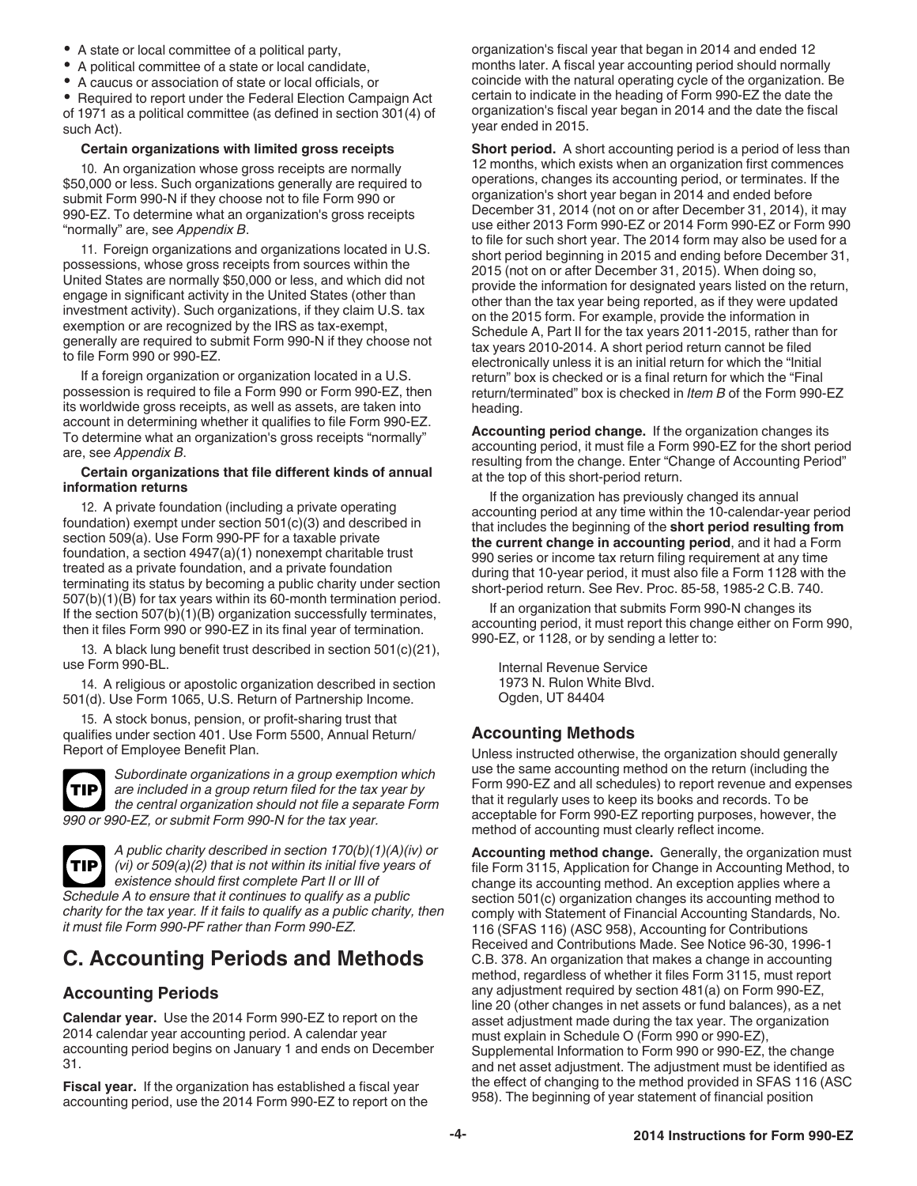- A state or local committee of a political party,
- A political committee of a state or local candidate,
- A caucus or association of state or local officials, or
- Required to report under the Federal Election Campaign Act of 1971 as a political committee (as defined in section 301(4) of such Act).

**Certain organizations with limited gross receipts**

10. An organization whose gross receipts are normally $50,000 or less. Such organizations generally are required to submit Form 990-N if they choose not to file Form 990 or 990-EZ. To determine what an organization's gross receipts "normally" are, see *Appendix B*.

11. Foreign organizations and organizations located in U.S. possessions, whose gross receipts from sources within the United States are normally $50,000 or less, and which did not engage in significant activity in the United States (other than investment activity). Such organizations, if they claim U.S. tax exemption or are recognized by the IRS as tax-exempt, generally are required to submit Form 990-N if they choose not to file Form 990 or 990-EZ.

If a foreign organization or organization located in a U.S. possession is required to file a Form 990 or Form 990-EZ, then its worldwide gross receipts, as well as assets, are taken into account in determining whether it qualifies to file Form 990-EZ. To determine what an organization's gross receipts "normally" are, see *Appendix B*.

**Certain organizations that file different kinds of annual information returns**

12. A private foundation (including a private operating foundation) exempt under section 501(c)(3) and described in section 509(a). Use Form 990-PF for a taxable private foundation, a section 4947(a)(1) nonexempt charitable trust treated as a private foundation, and a private foundation terminating its status by becoming a public charity under section 507(b)(1)(B) for tax years within its 60-month termination period. If the section 507(b)(1)(B) organization successfully terminates, then it files Form 990 or 990-EZ in its final year of termination.

13. A black lung benefit trust described in section 501(c)(21), use Form 990-BL.

14. A religious or apostolic organization described in section 501(d). Use Form 1065, U.S. Return of Partnership Income.

15. A stock bonus, pension, or profit-sharing trust that qualifies under section 401. Use Form 5500, Annual Return/Report of Employee Benefit Plan.

**TIP** *Subordinate organizations in a group exemption which are included in a group return filed for the tax year by the central organization should not file a separate Form 990 or 990-EZ, or submit Form 990-N for the tax year.*

**TIP** *A public charity described in section 170(b)(1)(A)(iv) or (vi) or 509(a)(2) that is not within its initial five years of existence should first complete Part II or III of Schedule A to ensure that it continues to qualify as a public charity for the tax year. If it fails to qualify as a public charity, then it must file Form 990-PF rather than Form 990-EZ.*

## C. Accounting Periods and Methods

### Accounting Periods

**Calendar year.** Use the 2014 Form 990-EZ to report on the 2014 calendar year accounting period. A calendar year accounting period begins on January 1 and ends on December 31.

**Fiscal year.** If the organization has established a fiscal year accounting period, use the 2014 Form 990-EZ to report on the organization's fiscal year that began in 2014 and ended 12 months later. A fiscal year accounting period should normally coincide with the natural operating cycle of the organization. Be certain to indicate in the heading of Form 990-EZ the date the organization's fiscal year began in 2014 and the date the fiscal year ended in 2015.

**Short period.** A short accounting period is a period of less than 12 months, which exists when an organization first commences operations, changes its accounting period, or terminates. If the organization's short year began in 2014 and ended before December 31, 2014 (not on or after December 31, 2014), it may use either 2013 Form 990-EZ or 2014 Form 990-EZ or Form 990 to file for such short year. The 2014 form may also be used for a short period beginning in 2015 and ending before December 31, 2015 (not on or after December 31, 2015). When doing so, provide the information for designated years listed on the return, other than the tax year being reported, as if they were updated on the 2015 form. For example, provide the information in Schedule A, Part II for the tax years 2011-2015, rather than for tax years 2010-2014. A short period return cannot be filed electronically unless it is an initial return for which the "Initial return" box is checked or is a final return for which the "Final return/terminated" box is checked in *Item B* of the Form 990-EZ heading.

**Accounting period change.** If the organization changes its accounting period, it must file a Form 990-EZ for the short period resulting from the change. Enter "Change of Accounting Period" at the top of this short-period return.

If the organization has previously changed its annual accounting period at any time within the 10-calendar-year period that includes the beginning of the **short period resulting from the current change in accounting period**, and it had a Form 990 series or income tax return filing requirement at any time during that 10-year period, it must also file a Form 1128 with the short-period return. See Rev. Proc. 85-58, 1985-2 C.B. 740.

If an organization that submits Form 990-N changes its accounting period, it must report this change either on Form 990, 990-EZ, or 1128, or by sending a letter to:

Internal Revenue Service
1973 N. Rulon White Blvd.
Ogden, UT 84404

### Accounting Methods

Unless instructed otherwise, the organization should generally use the same accounting method on the return (including the Form 990-EZ and all schedules) to report revenue and expenses that it regularly uses to keep its books and records. To be acceptable for Form 990-EZ reporting purposes, however, the method of accounting must clearly reflect income.

**Accounting method change.** Generally, the organization must file Form 3115, Application for Change in Accounting Method, to change its accounting method. An exception applies where a section 501(c) organization changes its accounting method to comply with Statement of Financial Accounting Standards, No. 116 (SFAS 116) (ASC 958), Accounting for Contributions Received and Contributions Made. See Notice 96-30, 1996-1 C.B. 378. An organization that makes a change in accounting method, regardless of whether it files Form 3115, must report any adjustment required by section 481(a) on Form 990-EZ, line 20 (other changes in net assets or fund balances), as a net asset adjustment made during the tax year. The organization must explain in Schedule O (Form 990 or 990-EZ), Supplemental Information to Form 990 or 990-EZ, the change and net asset adjustment. The adjustment must be identified as the effect of changing to the method provided in SFAS 116 (ASC 958). The beginning of year statement of financial position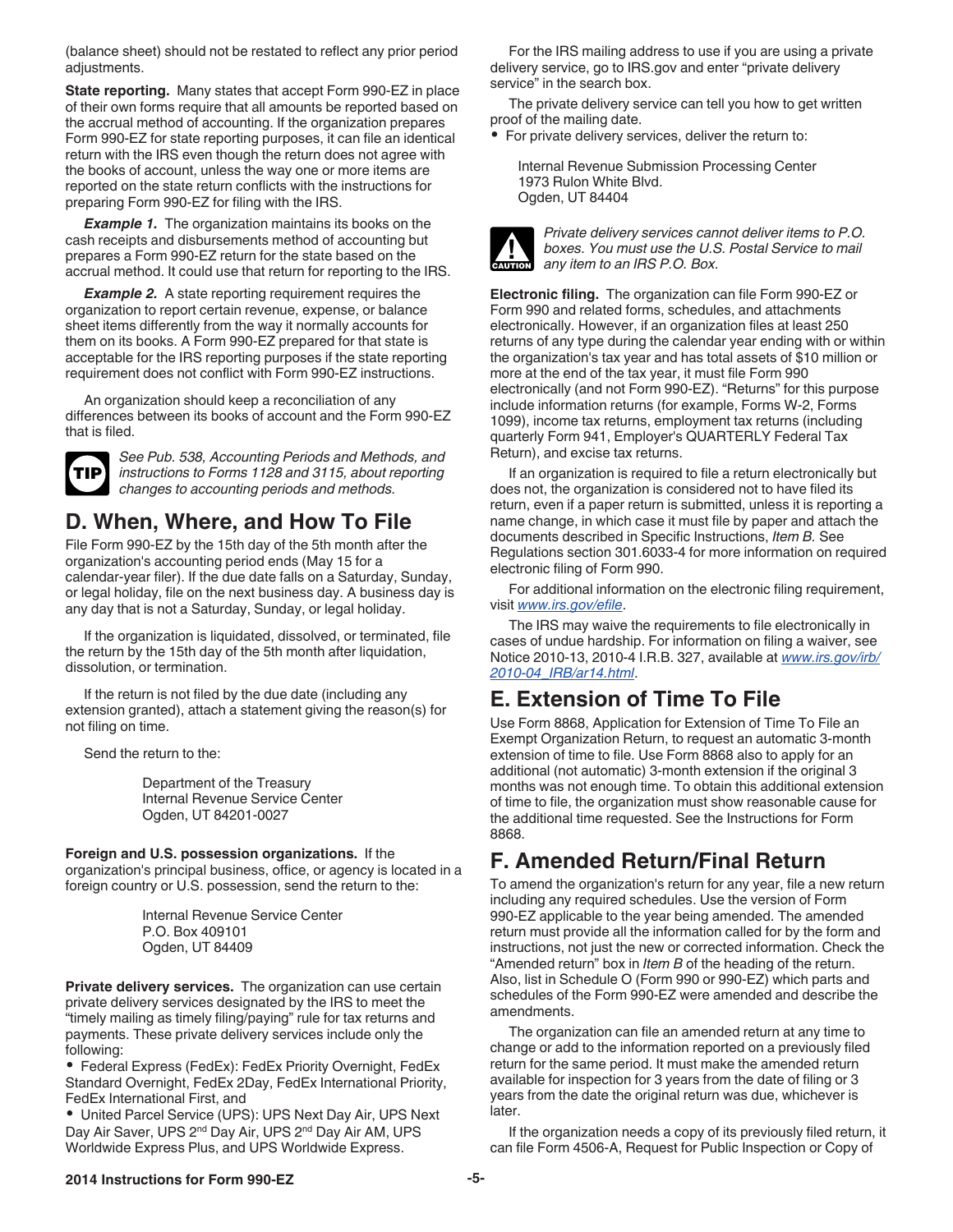(balance sheet) should not be restated to reflect any prior period adjustments.

**State reporting.** Many states that accept Form 990-EZ in place of their own forms require that all amounts be reported based on the accrual method of accounting. If the organization prepares Form 990-EZ for state reporting purposes, it can file an identical return with the IRS even though the return does not agree with the books of account, unless the way one or more items are reported on the state return conflicts with the instructions for preparing Form 990-EZ for filing with the IRS.

***Example 1.*** The organization maintains its books on the cash receipts and disbursements method of accounting but prepares a Form 990-EZ return for the state based on the accrual method. It could use that return for reporting to the IRS.

***Example 2.*** A state reporting requirement requires the organization to report certain revenue, expense, or balance sheet items differently from the way it normally accounts for them on its books. A Form 990-EZ prepared for that state is acceptable for the IRS reporting purposes if the state reporting requirement does not conflict with Form 990-EZ instructions.

An organization should keep a reconciliation of any differences between its books of account and the Form 990-EZ that is filed.

TIP *See Pub. 538, Accounting Periods and Methods, and instructions to Forms 1128 and 3115, about reporting changes to accounting periods and methods.*

## D. When, Where, and How To File

File Form 990-EZ by the 15th day of the 5th month after the organization's accounting period ends (May 15 for a calendar-year filer). If the due date falls on a Saturday, Sunday, or legal holiday, file on the next business day. A business day is any day that is not a Saturday, Sunday, or legal holiday.

If the organization is liquidated, dissolved, or terminated, file the return by the 15th day of the 5th month after liquidation, dissolution, or termination.

If the return is not filed by the due date (including any extension granted), attach a statement giving the reason(s) for not filing on time.

Send the return to the:

> Department of the Treasury
> Internal Revenue Service Center
> Ogden, UT 84201-0027

**Foreign and U.S. possession organizations.** If the organization's principal business, office, or agency is located in a foreign country or U.S. possession, send the return to the:

> Internal Revenue Service Center
> P.O. Box 409101
> Ogden, UT 84409

**Private delivery services.** The organization can use certain private delivery services designated by the IRS to meet the "timely mailing as timely filing/paying" rule for tax returns and payments. These private delivery services include only the following:

- Federal Express (FedEx): FedEx Priority Overnight, FedEx Standard Overnight, FedEx 2Day, FedEx International Priority, FedEx International First, and
- United Parcel Service (UPS): UPS Next Day Air, UPS Next Day Air Saver, UPS 2nd Day Air, UPS 2nd Day Air AM, UPS Worldwide Express Plus, and UPS Worldwide Express.

For the IRS mailing address to use if you are using a private delivery service, go to IRS.gov and enter "private delivery service" in the search box.

The private delivery service can tell you how to get written proof of the mailing date.

- For private delivery services, deliver the return to:

> Internal Revenue Submission Processing Center
> 1973 Rulon White Blvd.
> Ogden, UT 84404

CAUTION *Private delivery services cannot deliver items to P.O. boxes. You must use the U.S. Postal Service to mail any item to an IRS P.O. Box.*

**Electronic filing.** The organization can file Form 990-EZ or Form 990 and related forms, schedules, and attachments electronically. However, if an organization files at least 250 returns of any type during the calendar year ending with or within the organization's tax year and has total assets of $10 million or more at the end of the tax year, it must file Form 990 electronically (and not Form 990-EZ). "Returns" for this purpose include information returns (for example, Forms W-2, Forms 1099), income tax returns, employment tax returns (including quarterly Form 941, Employer's QUARTERLY Federal Tax Return), and excise tax returns.

If an organization is required to file a return electronically but does not, the organization is considered not to have filed its return, even if a paper return is submitted, unless it is reporting a name change, in which case it must file by paper and attach the documents described in Specific Instructions, *Item B.* See Regulations section 301.6033-4 for more information on required electronic filing of Form 990.

For additional information on the electronic filing requirement, visit *www.irs.gov/efile*.

The IRS may waive the requirements to file electronically in cases of undue hardship. For information on filing a waiver, see Notice 2010-13, 2010-4 I.R.B. 327, available at *www.irs.gov/irb/2010-04_IRB/ar14.html*.

## E. Extension of Time To File

Use Form 8868, Application for Extension of Time To File an Exempt Organization Return, to request an automatic 3-month extension of time to file. Use Form 8868 also to apply for an additional (not automatic) 3-month extension if the original 3 months was not enough time. To obtain this additional extension of time to file, the organization must show reasonable cause for the additional time requested. See the Instructions for Form 8868.

## F. Amended Return/Final Return

To amend the organization's return for any year, file a new return including any required schedules. Use the version of Form 990-EZ applicable to the year being amended. The amended return must provide all the information called for by the form and instructions, not just the new or corrected information. Check the "Amended return" box in *Item B* of the heading of the return. Also, list in Schedule O (Form 990 or 990-EZ) which parts and schedules of the Form 990-EZ were amended and describe the amendments.

The organization can file an amended return at any time to change or add to the information reported on a previously filed return for the same period. It must make the amended return available for inspection for 3 years from the date of filing or 3 years from the date the original return was due, whichever is later.

If the organization needs a copy of its previously filed return, it can file Form 4506-A, Request for Public Inspection or Copy of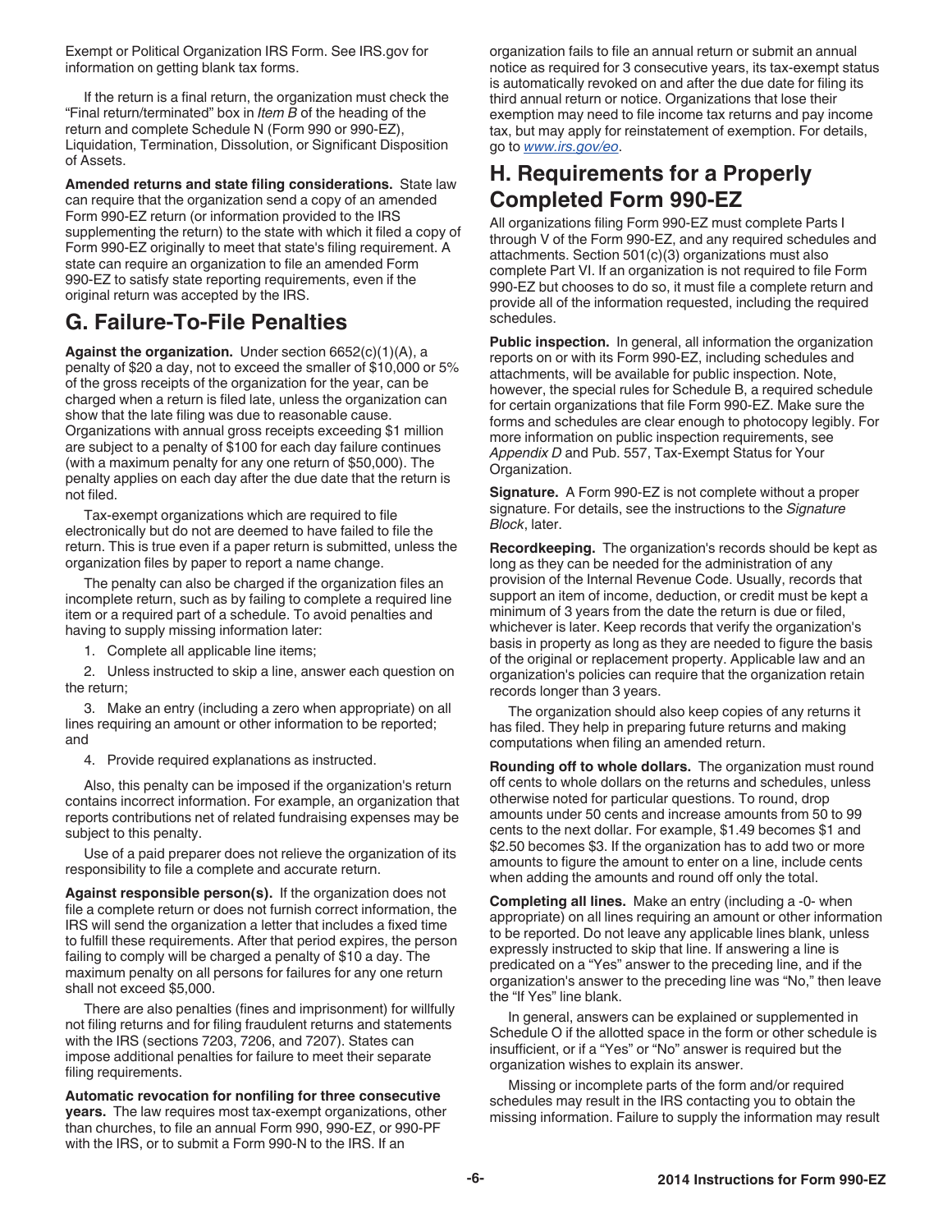Exempt or Political Organization IRS Form. See IRS.gov for information on getting blank tax forms.

If the return is a final return, the organization must check the "Final return/terminated" box in *Item B* of the heading of the return and complete Schedule N (Form 990 or 990-EZ), Liquidation, Termination, Dissolution, or Significant Disposition of Assets.

**Amended returns and state filing considerations.** State law can require that the organization send a copy of an amended Form 990-EZ return (or information provided to the IRS supplementing the return) to the state with which it filed a copy of Form 990-EZ originally to meet that state's filing requirement. A state can require an organization to file an amended Form 990-EZ to satisfy state reporting requirements, even if the original return was accepted by the IRS.

## G. Failure-To-File Penalties

**Against the organization.** Under section 6652(c)(1)(A), a penalty of $20 a day, not to exceed the smaller of $10,000 or 5% of the gross receipts of the organization for the year, can be charged when a return is filed late, unless the organization can show that the late filing was due to reasonable cause. Organizations with annual gross receipts exceeding $1 million are subject to a penalty of $100 for each day failure continues (with a maximum penalty for any one return of $50,000). The penalty applies on each day after the due date that the return is not filed.

Tax-exempt organizations which are required to file electronically but do not are deemed to have failed to file the return. This is true even if a paper return is submitted, unless the organization files by paper to report a name change.

The penalty can also be charged if the organization files an incomplete return, such as by failing to complete a required line item or a required part of a schedule. To avoid penalties and having to supply missing information later:

1. Complete all applicable line items;
2. Unless instructed to skip a line, answer each question on the return;
3. Make an entry (including a zero when appropriate) on all lines requiring an amount or other information to be reported; and
4. Provide required explanations as instructed.

Also, this penalty can be imposed if the organization's return contains incorrect information. For example, an organization that reports contributions net of related fundraising expenses may be subject to this penalty.

Use of a paid preparer does not relieve the organization of its responsibility to file a complete and accurate return.

**Against responsible person(s).** If the organization does not file a complete return or does not furnish correct information, the IRS will send the organization a letter that includes a fixed time to fulfill these requirements. After that period expires, the person failing to comply will be charged a penalty of $10 a day. The maximum penalty on all persons for failures for any one return shall not exceed $5,000.

There are also penalties (fines and imprisonment) for willfully not filing returns and for filing fraudulent returns and statements with the IRS (sections 7203, 7206, and 7207). States can impose additional penalties for failure to meet their separate filing requirements.

**Automatic revocation for nonfiling for three consecutive years.** The law requires most tax-exempt organizations, other than churches, to file an annual Form 990, 990-EZ, or 990-PF with the IRS, or to submit a Form 990-N to the IRS. If an organization fails to file an annual return or submit an annual notice as required for 3 consecutive years, its tax-exempt status is automatically revoked on and after the due date for filing its third annual return or notice. Organizations that lose their exemption may need to file income tax returns and pay income tax, but may apply for reinstatement of exemption. For details, go to *www.irs.gov/eo*.

## H. Requirements for a Properly Completed Form 990-EZ

All organizations filing Form 990-EZ must complete Parts I through V of the Form 990-EZ, and any required schedules and attachments. Section 501(c)(3) organizations must also complete Part VI. If an organization is not required to file Form 990-EZ but chooses to do so, it must file a complete return and provide all of the information requested, including the required schedules.

**Public inspection.** In general, all information the organization reports on or with its Form 990-EZ, including schedules and attachments, will be available for public inspection. Note, however, the special rules for Schedule B, a required schedule for certain organizations that file Form 990-EZ. Make sure the forms and schedules are clear enough to photocopy legibly. For more information on public inspection requirements, see *Appendix D* and Pub. 557, Tax-Exempt Status for Your Organization.

**Signature.** A Form 990-EZ is not complete without a proper signature. For details, see the instructions to the *Signature Block*, later.

**Recordkeeping.** The organization's records should be kept as long as they can be needed for the administration of any provision of the Internal Revenue Code. Usually, records that support an item of income, deduction, or credit must be kept a minimum of 3 years from the date the return is due or filed, whichever is later. Keep records that verify the organization's basis in property as long as they are needed to figure the basis of the original or replacement property. Applicable law and an organization's policies can require that the organization retain records longer than 3 years.

The organization should also keep copies of any returns it has filed. They help in preparing future returns and making computations when filing an amended return.

**Rounding off to whole dollars.** The organization must round off cents to whole dollars on the returns and schedules, unless otherwise noted for particular questions. To round, drop amounts under 50 cents and increase amounts from 50 to 99 cents to the next dollar. For example, $1.49 becomes $1 and $2.50 becomes $3. If the organization has to add two or more amounts to figure the amount to enter on a line, include cents when adding the amounts and round off only the total.

**Completing all lines.** Make an entry (including a -0- when appropriate) on all lines requiring an amount or other information to be reported. Do not leave any applicable lines blank, unless expressly instructed to skip that line. If answering a line is predicated on a "Yes" answer to the preceding line, and if the organization's answer to the preceding line was "No," then leave the "If Yes" line blank.

In general, answers can be explained or supplemented in Schedule O if the allotted space in the form or other schedule is insufficient, or if a "Yes" or "No" answer is required but the organization wishes to explain its answer.

Missing or incomplete parts of the form and/or required schedules may result in the IRS contacting you to obtain the missing information. Failure to supply the information may result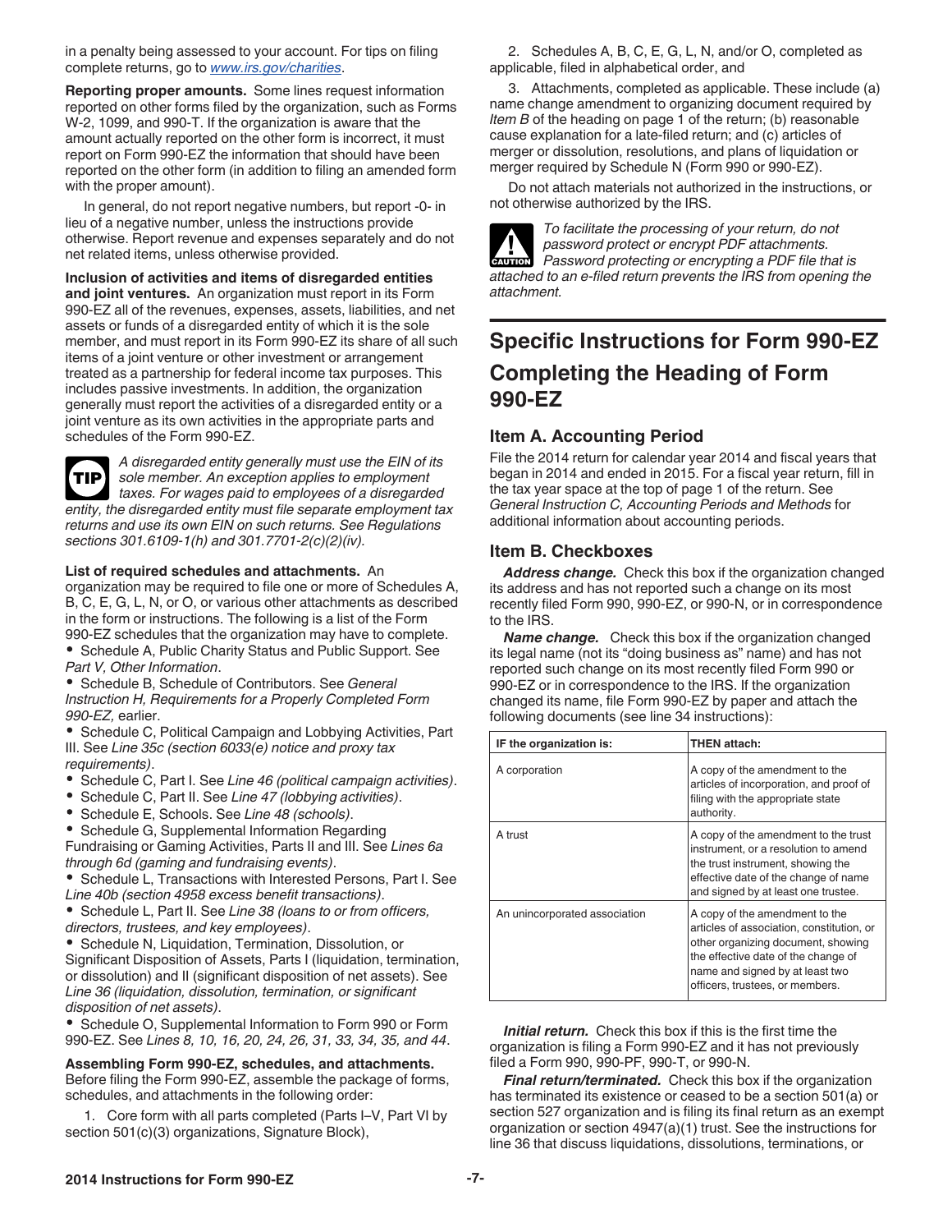in a penalty being assessed to your account. For tips on filing complete returns, go to *www.irs.gov/charities*.

**Reporting proper amounts.** Some lines request information reported on other forms filed by the organization, such as Forms W-2, 1099, and 990-T. If the organization is aware that the amount actually reported on the other form is incorrect, it must report on Form 990-EZ the information that should have been reported on the other form (in addition to filing an amended form with the proper amount).

In general, do not report negative numbers, but report -0- in lieu of a negative number, unless the instructions provide otherwise. Report revenue and expenses separately and do not net related items, unless otherwise provided.

**Inclusion of activities and items of disregarded entities and joint ventures.** An organization must report in its Form 990-EZ all of the revenues, expenses, assets, liabilities, and net assets or funds of a disregarded entity of which it is the sole member, and must report in its Form 990-EZ its share of all such items of a joint venture or other investment or arrangement treated as a partnership for federal income tax purposes. This includes passive investments. In addition, the organization generally must report the activities of a disregarded entity or a joint venture as its own activities in the appropriate parts and schedules of the Form 990-EZ.

TIP *A disregarded entity generally must use the EIN of its sole member. An exception applies to employment taxes. For wages paid to employees of a disregarded entity, the disregarded entity must file separate employment tax returns and use its own EIN on such returns. See Regulations sections 301.6109-1(h) and 301.7701-2(c)(2)(iv).*

**List of required schedules and attachments.** An organization may be required to file one or more of Schedules A, B, C, E, G, L, N, or O, or various other attachments as described in the form or instructions. The following is a list of the Form 990-EZ schedules that the organization may have to complete.

- Schedule A, Public Charity Status and Public Support. See *Part V, Other Information*.
- Schedule B, Schedule of Contributors. See *General Instruction H, Requirements for a Properly Completed Form 990-EZ,* earlier.
- Schedule C, Political Campaign and Lobbying Activities, Part III. See *Line 35c (section 6033(e) notice and proxy tax requirements)*.
- Schedule C, Part I. See *Line 46 (political campaign activities)*.
- Schedule C, Part II. See *Line 47 (lobbying activities)*.
- Schedule E, Schools. See *Line 48 (schools)*.
- Schedule G, Supplemental Information Regarding Fundraising or Gaming Activities, Parts II and III. See *Lines 6a through 6d (gaming and fundraising events)*.
- Schedule L, Transactions with Interested Persons, Part I. See *Line 40b (section 4958 excess benefit transactions)*.
- Schedule L, Part II. See *Line 38 (loans to or from officers, directors, trustees, and key employees)*.
- Schedule N, Liquidation, Termination, Dissolution, or Significant Disposition of Assets, Parts I (liquidation, termination, or dissolution) and II (significant disposition of net assets). See *Line 36 (liquidation, dissolution, termination, or significant disposition of net assets)*.
- Schedule O, Supplemental Information to Form 990 or Form 990-EZ. See *Lines 8, 10, 16, 20, 24, 26, 31, 33, 34, 35, and 44*.

**Assembling Form 990-EZ, schedules, and attachments.** Before filing the Form 990-EZ, assemble the package of forms, schedules, and attachments in the following order:

1. Core form with all parts completed (Parts I–V, Part VI by section 501(c)(3) organizations, Signature Block),
2. Schedules A, B, C, E, G, L, N, and/or O, completed as applicable, filed in alphabetical order, and
3. Attachments, completed as applicable. These include (a) name change amendment to organizing document required by *Item B* of the heading on page 1 of the return; (b) reasonable cause explanation for a late-filed return; and (c) articles of merger or dissolution, resolutions, and plans of liquidation or merger required by Schedule N (Form 990 or 990-EZ).

Do not attach materials not authorized in the instructions, or not otherwise authorized by the IRS.

CAUTION *To facilitate the processing of your return, do not password protect or encrypt PDF attachments. Password protecting or encrypting a PDF file that is attached to an e-filed return prevents the IRS from opening the attachment.*

# Specific Instructions for Form 990-EZ

## Completing the Heading of Form 990-EZ

### Item A. Accounting Period

File the 2014 return for calendar year 2014 and fiscal years that began in 2014 and ended in 2015. For a fiscal year return, fill in the tax year space at the top of page 1 of the return. See *General Instruction C, Accounting Periods and Methods* for additional information about accounting periods.

### Item B. Checkboxes

***Address change.*** Check this box if the organization changed its address and has not reported such a change on its most recently filed Form 990, 990-EZ, or 990-N, or in correspondence to the IRS.

***Name change.*** Check this box if the organization changed its legal name (not its "doing business as" name) and has not reported such change on its most recently filed Form 990 or 990-EZ or in correspondence to the IRS. If the organization changed its name, file Form 990-EZ by paper and attach the following documents (see line 34 instructions):

| IF the organization is: | THEN attach: |
|---|---|
| A corporation | A copy of the amendment to the articles of incorporation, and proof of filing with the appropriate state authority. |
| A trust | A copy of the amendment to the trust instrument, or a resolution to amend the trust instrument, showing the effective date of the change of name and signed by at least one trustee. |
| An unincorporated association | A copy of the amendment to the articles of association, constitution, or other organizing document, showing the effective date of the change of name and signed by at least two officers, trustees, or members. |

***Initial return.*** Check this box if this is the first time the organization is filing a Form 990-EZ and it has not previously filed a Form 990, 990-PF, 990-T, or 990-N.

***Final return/terminated.*** Check this box if the organization has terminated its existence or ceased to be a section 501(a) or section 527 organization and is filing its final return as an exempt organization or section 4947(a)(1) trust. See the instructions for line 36 that discuss liquidations, dissolutions, terminations, or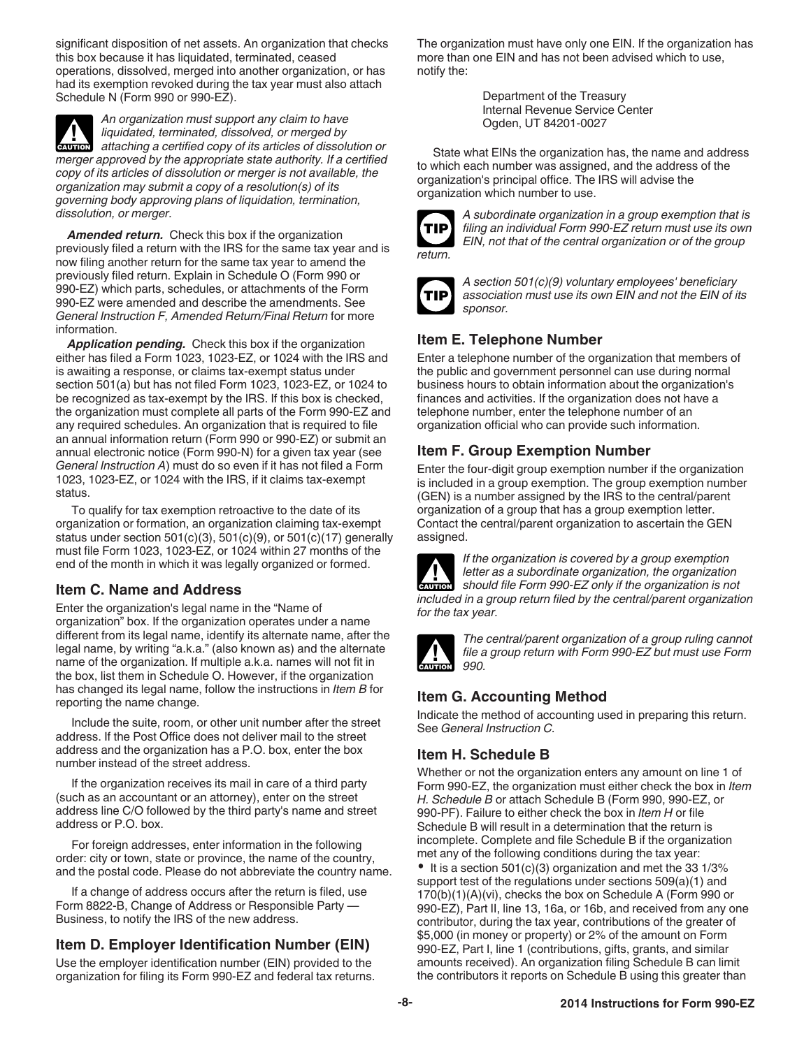significant disposition of net assets. An organization that checks this box because it has liquidated, terminated, ceased operations, dissolved, merged into another organization, or has had its exemption revoked during the tax year must also attach Schedule N (Form 990 or 990-EZ).

CAUTION: *An organization must support any claim to have liquidated, terminated, dissolved, or merged by attaching a certified copy of its articles of dissolution or merger approved by the appropriate state authority. If a certified copy of its articles of dissolution or merger is not available, the organization may submit a copy of a resolution(s) of its governing body approving plans of liquidation, termination, dissolution, or merger.*

***Amended return.*** Check this box if the organization previously filed a return with the IRS for the same tax year and is now filing another return for the same tax year to amend the previously filed return. Explain in Schedule O (Form 990 or 990-EZ) which parts, schedules, or attachments of the Form 990-EZ were amended and describe the amendments. See *General Instruction F, Amended Return/Final Return* for more information.

***Application pending.*** Check this box if the organization either has filed a Form 1023, 1023-EZ, or 1024 with the IRS and is awaiting a response, or claims tax-exempt status under section 501(a) but has not filed Form 1023, 1023-EZ, or 1024 to be recognized as tax-exempt by the IRS. If this box is checked, the organization must complete all parts of the Form 990-EZ and any required schedules. An organization that is required to file an annual information return (Form 990 or 990-EZ) or submit an annual electronic notice (Form 990-N) for a given tax year (see *General Instruction A*) must do so even if it has not filed a Form 1023, 1023-EZ, or 1024 with the IRS, if it claims tax-exempt status.

To qualify for tax exemption retroactive to the date of its organization or formation, an organization claiming tax-exempt status under section 501(c)(3), 501(c)(9), or 501(c)(17) generally must file Form 1023, 1023-EZ, or 1024 within 27 months of the end of the month in which it was legally organized or formed.

## Item C. Name and Address

Enter the organization's legal name in the "Name of organization" box. If the organization operates under a name different from its legal name, identify its alternate name, after the legal name, by writing "a.k.a." (also known as) and the alternate name of the organization. If multiple a.k.a. names will not fit in the box, list them in Schedule O. However, if the organization has changed its legal name, follow the instructions in *Item B* for reporting the name change.

Include the suite, room, or other unit number after the street address. If the Post Office does not deliver mail to the street address and the organization has a P.O. box, enter the box number instead of the street address.

If the organization receives its mail in care of a third party (such as an accountant or an attorney), enter on the street address line C/O followed by the third party's name and street address or P.O. box.

For foreign addresses, enter information in the following order: city or town, state or province, the name of the country, and the postal code. Please do not abbreviate the country name.

If a change of address occurs after the return is filed, use Form 8822-B, Change of Address or Responsible Party — Business, to notify the IRS of the new address.

## Item D. Employer Identification Number (EIN)

Use the employer identification number (EIN) provided to the organization for filing its Form 990-EZ and federal tax returns. The organization must have only one EIN. If the organization has more than one EIN and has not been advised which to use, notify the:

Department of the Treasury
Internal Revenue Service Center
Ogden, UT 84201-0027

State what EINs the organization has, the name and address to which each number was assigned, and the address of the organization's principal office. The IRS will advise the organization which number to use.

TIP: *A subordinate organization in a group exemption that is filing an individual Form 990-EZ return must use its own EIN, not that of the central organization or of the group return.*

TIP: *A section 501(c)(9) voluntary employees' beneficiary association must use its own EIN and not the EIN of its sponsor.*

## Item E. Telephone Number

Enter a telephone number of the organization that members of the public and government personnel can use during normal business hours to obtain information about the organization's finances and activities. If the organization does not have a telephone number, enter the telephone number of an organization official who can provide such information.

## Item F. Group Exemption Number

Enter the four-digit group exemption number if the organization is included in a group exemption. The group exemption number (GEN) is a number assigned by the IRS to the central/parent organization of a group that has a group exemption letter. Contact the central/parent organization to ascertain the GEN assigned.

CAUTION: *If the organization is covered by a group exemption letter as a subordinate organization, the organization should file Form 990-EZ only if the organization is not included in a group return filed by the central/parent organization for the tax year.*

CAUTION: *The central/parent organization of a group ruling cannot file a group return with Form 990-EZ but must use Form 990.*

## Item G. Accounting Method

Indicate the method of accounting used in preparing this return. See *General Instruction C*.

## Item H. Schedule B

Whether or not the organization enters any amount on line 1 of Form 990-EZ, the organization must either check the box in *Item H. Schedule B* or attach Schedule B (Form 990, 990-EZ, or 990-PF). Failure to either check the box in *Item H* or file Schedule B will result in a determination that the return is incomplete. Complete and file Schedule B if the organization met any of the following conditions during the tax year:

- It is a section 501(c)(3) organization and met the 33 1/3% support test of the regulations under sections 509(a)(1) and 170(b)(1)(A)(vi), checks the box on Schedule A (Form 990 or 990-EZ), Part II, line 13, 16a, or 16b, and received from any one contributor, during the tax year, contributions of the greater of $5,000 (in money or property) or 2% of the amount on Form 990-EZ, Part I, line 1 (contributions, gifts, grants, and similar amounts received). An organization filing Schedule B can limit the contributors it reports on Schedule B using this greater than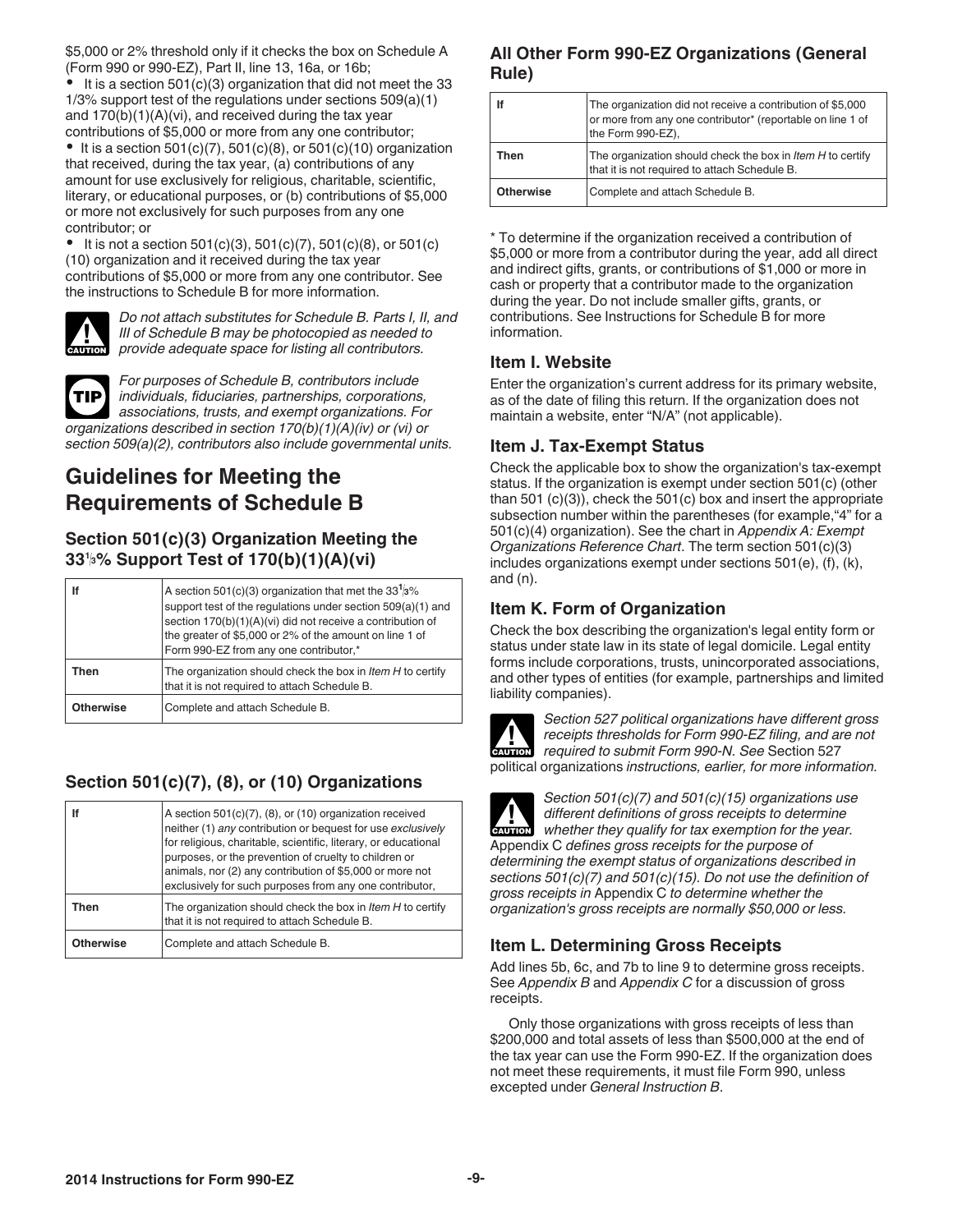$5,000 or 2% threshold only if it checks the box on Schedule A (Form 990 or 990-EZ), Part II, line 13, 16a, or 16b;

- It is a section 501(c)(3) organization that did not meet the 33 1/3% support test of the regulations under sections 509(a)(1) and 170(b)(1)(A)(vi), and received during the tax year contributions of $5,000 or more from any one contributor;
- It is a section 501(c)(7), 501(c)(8), or 501(c)(10) organization that received, during the tax year, (a) contributions of any amount for use exclusively for religious, charitable, scientific, literary, or educational purposes, or (b) contributions of $5,000 or more not exclusively for such purposes from any one contributor; or
- It is not a section 501(c)(3), 501(c)(7), 501(c)(8), or 501(c)(10) organization and it received during the tax year contributions of $5,000 or more from any one contributor. See the instructions to Schedule B for more information.

**CAUTION** *Do not attach substitutes for Schedule B. Parts I, II, and III of Schedule B may be photocopied as needed to provide adequate space for listing all contributors.*

**TIP** *For purposes of Schedule B, contributors include individuals, fiduciaries, partnerships, corporations, associations, trusts, and exempt organizations. For organizations described in section 170(b)(1)(A)(iv) or (vi) or section 509(a)(2), contributors also include governmental units.*

## Guidelines for Meeting the Requirements of Schedule B

### Section 501(c)(3) Organization Meeting the 33⅓% Support Test of 170(b)(1)(A)(vi)

| | |
|---|---|
| **If** | A section 501(c)(3) organization that met the 33⅓% support test of the regulations under section 509(a)(1) and section 170(b)(1)(A)(vi) did not receive a contribution of the greater of $5,000 or 2% of the amount on line 1 of Form 990-EZ from any one contributor,* |
| **Then** | The organization should check the box in *Item H* to certify that it is not required to attach Schedule B. |
| **Otherwise** | Complete and attach Schedule B. |

### Section 501(c)(7), (8), or (10) Organizations

| | |
|---|---|
| **If** | A section 501(c)(7), (8), or (10) organization received neither (1) *any* contribution or bequest for use *exclusively* for religious, charitable, scientific, literary, or educational purposes, or the prevention of cruelty to children or animals, nor (2) any contribution of $5,000 or more not exclusively for such purposes from any one contributor, |
| **Then** | The organization should check the box in *Item H* to certify that it is not required to attach Schedule B. |
| **Otherwise** | Complete and attach Schedule B. |

### All Other Form 990-EZ Organizations (General Rule)

| | |
|---|---|
| **If** | The organization did not receive a contribution of $5,000 or more from any one contributor* (reportable on line 1 of the Form 990-EZ), |
| **Then** | The organization should check the box in *Item H* to certify that it is not required to attach Schedule B. |
| **Otherwise** | Complete and attach Schedule B. |

* To determine if the organization received a contribution of $5,000 or more from a contributor during the year, add all direct and indirect gifts, grants, or contributions of $1,000 or more in cash or property that a contributor made to the organization during the year. Do not include smaller gifts, grants, or contributions. See Instructions for Schedule B for more information.

### Item I. Website

Enter the organization's current address for its primary website, as of the date of filing this return. If the organization does not maintain a website, enter "N/A" (not applicable).

### Item J. Tax-Exempt Status

Check the applicable box to show the organization's tax-exempt status. If the organization is exempt under section 501(c) (other than 501 (c)(3)), check the 501(c) box and insert the appropriate subsection number within the parentheses (for example,"4" for a 501(c)(4) organization). See the chart in *Appendix A: Exempt Organizations Reference Chart*. The term section 501(c)(3) includes organizations exempt under sections 501(e), (f), (k), and (n).

### Item K. Form of Organization

Check the box describing the organization's legal entity form or status under state law in its state of legal domicile. Legal entity forms include corporations, trusts, unincorporated associations, and other types of entities (for example, partnerships and limited liability companies).

**CAUTION** *Section 527 political organizations have different gross receipts thresholds for Form 990-EZ filing, and are not required to submit Form 990-N. See* Section 527 political organizations *instructions, earlier, for more information.*

**CAUTION** *Section 501(c)(7) and 501(c)(15) organizations use different definitions of gross receipts to determine whether they qualify for tax exemption for the year.* Appendix C *defines gross receipts for the purpose of determining the exempt status of organizations described in sections 501(c)(7) and 501(c)(15). Do not use the definition of gross receipts in* Appendix C *to determine whether the organization's gross receipts are normally $50,000 or less.*

### Item L. Determining Gross Receipts

Add lines 5b, 6c, and 7b to line 9 to determine gross receipts. See *Appendix B* and *Appendix C* for a discussion of gross receipts.

Only those organizations with gross receipts of less than $200,000 and total assets of less than $500,000 at the end of the tax year can use the Form 990-EZ. If the organization does not meet these requirements, it must file Form 990, unless excepted under *General Instruction B*.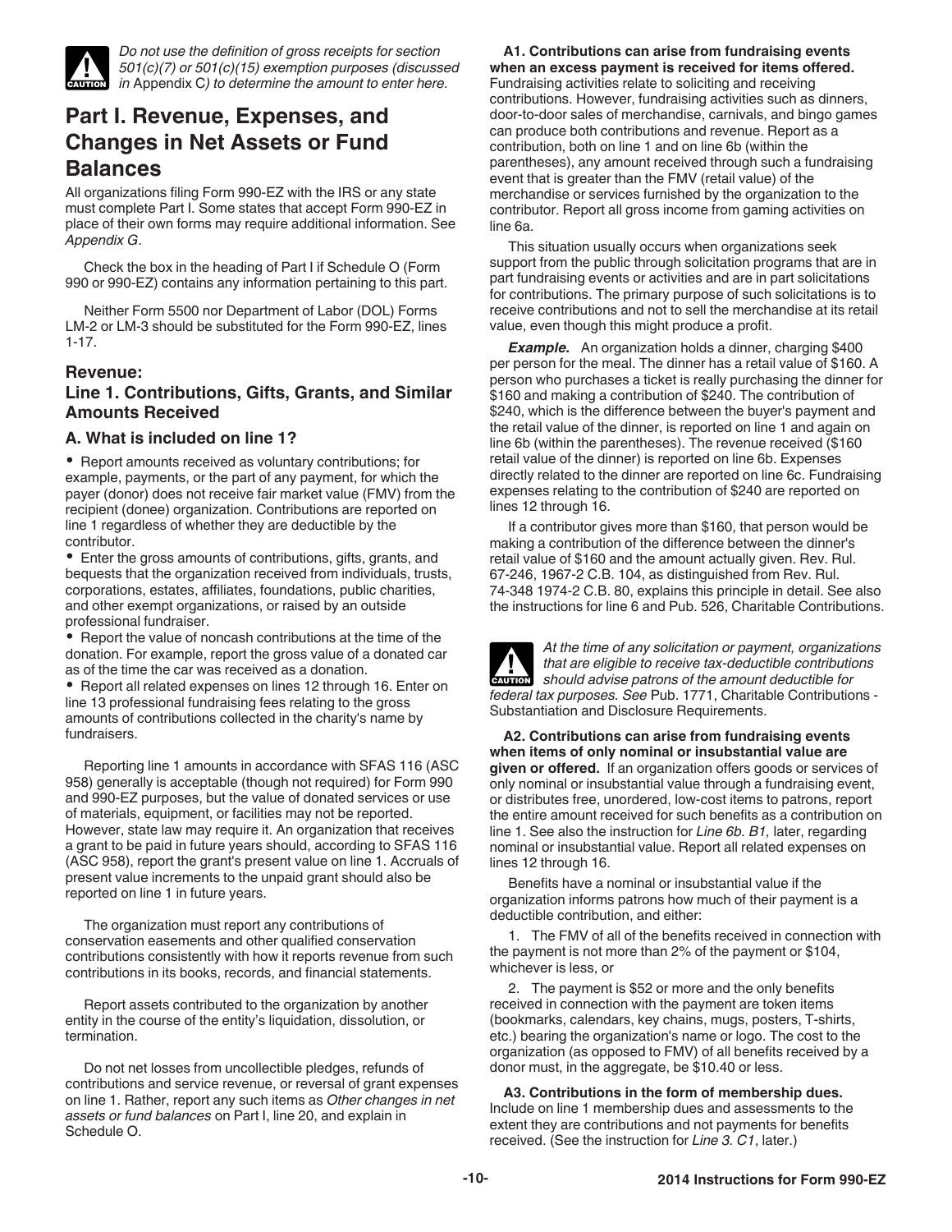**CAUTION**: *Do not use the definition of gross receipts for section 501(c)(7) or 501(c)(15) exemption purposes (discussed in* Appendix C*) to determine the amount to enter here.*

## Part I. Revenue, Expenses, and Changes in Net Assets or Fund Balances

All organizations filing Form 990-EZ with the IRS or any state must complete Part I. Some states that accept Form 990-EZ in place of their own forms may require additional information. See *Appendix G*.

Check the box in the heading of Part I if Schedule O (Form 990 or 990-EZ) contains any information pertaining to this part.

Neither Form 5500 nor Department of Labor (DOL) Forms LM-2 or LM-3 should be substituted for the Form 990-EZ, lines 1-17.

### Revenue:
### Line 1. Contributions, Gifts, Grants, and Similar Amounts Received

#### A. What is included on line 1?

- Report amounts received as voluntary contributions; for example, payments, or the part of any payment, for which the payer (donor) does not receive fair market value (FMV) from the recipient (donee) organization. Contributions are reported on line 1 regardless of whether they are deductible by the contributor.
- Enter the gross amounts of contributions, gifts, grants, and bequests that the organization received from individuals, trusts, corporations, estates, affiliates, foundations, public charities, and other exempt organizations, or raised by an outside professional fundraiser.
- Report the value of noncash contributions at the time of the donation. For example, report the gross value of a donated car as of the time the car was received as a donation.
- Report all related expenses on lines 12 through 16. Enter on line 13 professional fundraising fees relating to the gross amounts of contributions collected in the charity's name by fundraisers.

Reporting line 1 amounts in accordance with SFAS 116 (ASC 958) generally is acceptable (though not required) for Form 990 and 990-EZ purposes, but the value of donated services or use of materials, equipment, or facilities may not be reported. However, state law may require it. An organization that receives a grant to be paid in future years should, according to SFAS 116 (ASC 958), report the grant's present value on line 1. Accruals of present value increments to the unpaid grant should also be reported on line 1 in future years.

The organization must report any contributions of conservation easements and other qualified conservation contributions consistently with how it reports revenue from such contributions in its books, records, and financial statements.

Report assets contributed to the organization by another entity in the course of the entity's liquidation, dissolution, or termination.

Do not net losses from uncollectible pledges, refunds of contributions and service revenue, or reversal of grant expenses on line 1. Rather, report any such items as *Other changes in net assets or fund balances* on Part I, line 20, and explain in Schedule O.

**A1. Contributions can arise from fundraising events when an excess payment is received for items offered.** Fundraising activities relate to soliciting and receiving contributions. However, fundraising activities such as dinners, door-to-door sales of merchandise, carnivals, and bingo games can produce both contributions and revenue. Report as a contribution, both on line 1 and on line 6b (within the parentheses), any amount received through such a fundraising event that is greater than the FMV (retail value) of the merchandise or services furnished by the organization to the contributor. Report all gross income from gaming activities on line 6a.

This situation usually occurs when organizations seek support from the public through solicitation programs that are in part fundraising events or activities and are in part solicitations for contributions. The primary purpose of such solicitations is to receive contributions and not to sell the merchandise at its retail value, even though this might produce a profit.

***Example.*** An organization holds a dinner, charging $400 per person for the meal. The dinner has a retail value of $160. A person who purchases a ticket is really purchasing the dinner for $160 and making a contribution of $240. The contribution of $240, which is the difference between the buyer's payment and the retail value of the dinner, is reported on line 1 and again on line 6b (within the parentheses). The revenue received ($160 retail value of the dinner) is reported on line 6b. Expenses directly related to the dinner are reported on line 6c. Fundraising expenses relating to the contribution of $240 are reported on lines 12 through 16.

If a contributor gives more than $160, that person would be making a contribution of the difference between the dinner's retail value of $160 and the amount actually given. Rev. Rul. 67-246, 1967-2 C.B. 104, as distinguished from Rev. Rul. 74-348 1974-2 C.B. 80, explains this principle in detail. See also the instructions for line 6 and Pub. 526, Charitable Contributions.

**CAUTION**: *At the time of any solicitation or payment, organizations that are eligible to receive tax-deductible contributions should advise patrons of the amount deductible for federal tax purposes. See* Pub. 1771, Charitable Contributions - Substantiation and Disclosure Requirements.

**A2. Contributions can arise from fundraising events when items of only nominal or insubstantial value are given or offered.** If an organization offers goods or services of only nominal or insubstantial value through a fundraising event, or distributes free, unordered, low-cost items to patrons, report the entire amount received for such benefits as a contribution on line 1. See also the instruction for *Line 6b. B1,* later, regarding nominal or insubstantial value. Report all related expenses on lines 12 through 16.

Benefits have a nominal or insubstantial value if the organization informs patrons how much of their payment is a deductible contribution, and either:

1. The FMV of all of the benefits received in connection with the payment is not more than 2% of the payment or $104, whichever is less, or
2. The payment is $52 or more and the only benefits received in connection with the payment are token items (bookmarks, calendars, key chains, mugs, posters, T-shirts, etc.) bearing the organization's name or logo. The cost to the organization (as opposed to FMV) of all benefits received by a donor must, in the aggregate, be $10.40 or less.

**A3. Contributions in the form of membership dues.** Include on line 1 membership dues and assessments to the extent they are contributions and not payments for benefits received. (See the instruction for *Line 3. C1*, later.)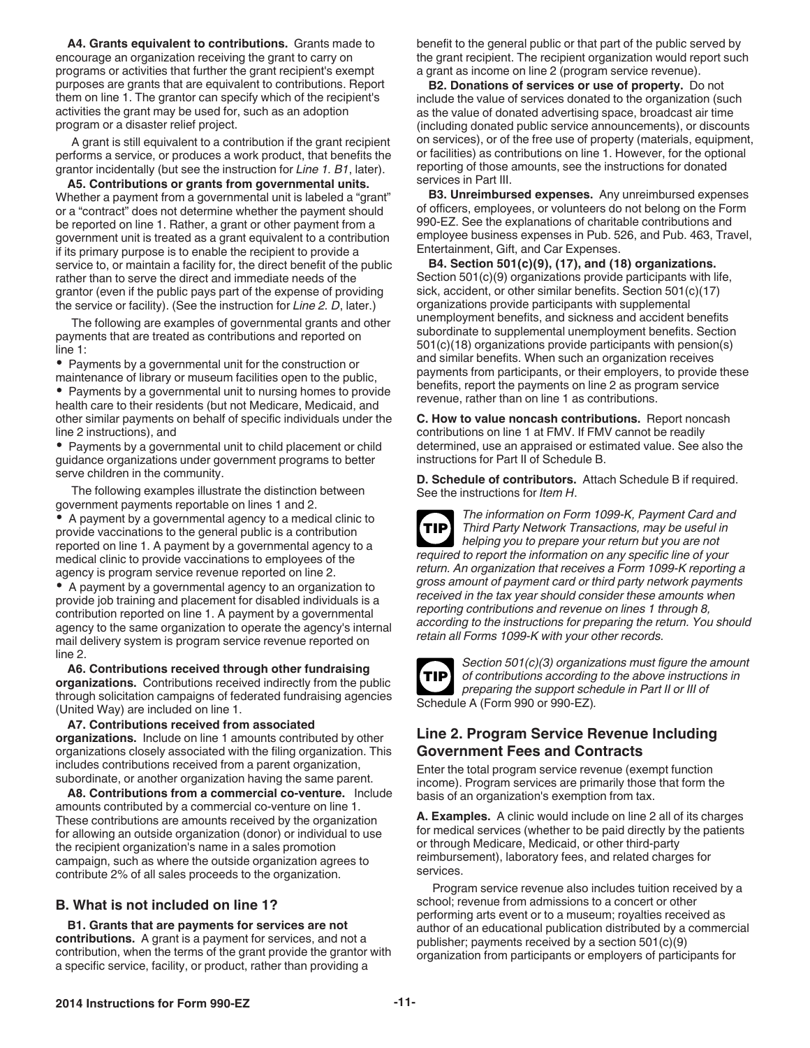**A4. Grants equivalent to contributions.** Grants made to encourage an organization receiving the grant to carry on programs or activities that further the grant recipient's exempt purposes are grants that are equivalent to contributions. Report them on line 1. The grantor can specify which of the recipient's activities the grant may be used for, such as an adoption program or a disaster relief project.

A grant is still equivalent to a contribution if the grant recipient performs a service, or produces a work product, that benefits the grantor incidentally (but see the instruction for *Line 1. B1*, later).

**A5. Contributions or grants from governmental units.** Whether a payment from a governmental unit is labeled a "grant" or a "contract" does not determine whether the payment should be reported on line 1. Rather, a grant or other payment from a government unit is treated as a grant equivalent to a contribution if its primary purpose is to enable the recipient to provide a service to, or maintain a facility for, the direct benefit of the public rather than to serve the direct and immediate needs of the grantor (even if the public pays part of the expense of providing the service or facility). (See the instruction for *Line 2. D*, later.)

The following are examples of governmental grants and other payments that are treated as contributions and reported on line 1:

- Payments by a governmental unit for the construction or maintenance of library or museum facilities open to the public,
- Payments by a governmental unit to nursing homes to provide health care to their residents (but not Medicare, Medicaid, and other similar payments on behalf of specific individuals under the line 2 instructions), and
- Payments by a governmental unit to child placement or child guidance organizations under government programs to better serve children in the community.

The following examples illustrate the distinction between government payments reportable on lines 1 and 2.

- A payment by a governmental agency to a medical clinic to provide vaccinations to the general public is a contribution reported on line 1. A payment by a governmental agency to a medical clinic to provide vaccinations to employees of the agency is program service revenue reported on line 2.
- A payment by a governmental agency to an organization to provide job training and placement for disabled individuals is a contribution reported on line 1. A payment by a governmental agency to the same organization to operate the agency's internal mail delivery system is program service revenue reported on line 2.

**A6. Contributions received through other fundraising organizations.** Contributions received indirectly from the public through solicitation campaigns of federated fundraising agencies (United Way) are included on line 1.

**A7. Contributions received from associated organizations.** Include on line 1 amounts contributed by other organizations closely associated with the filing organization. This includes contributions received from a parent organization, subordinate, or another organization having the same parent.

**A8. Contributions from a commercial co-venture.** Include amounts contributed by a commercial co-venture on line 1. These contributions are amounts received by the organization for allowing an outside organization (donor) or individual to use the recipient organization's name in a sales promotion campaign, such as where the outside organization agrees to contribute 2% of all sales proceeds to the organization.

### B. What is not included on line 1?

**B1. Grants that are payments for services are not contributions.** A grant is a payment for services, and not a contribution, when the terms of the grant provide the grantor with a specific service, facility, or product, rather than providing a benefit to the general public or that part of the public served by the grant recipient. The recipient organization would report such a grant as income on line 2 (program service revenue).

**B2. Donations of services or use of property.** Do not include the value of services donated to the organization (such as the value of donated advertising space, broadcast air time (including donated public service announcements), or discounts on services), or of the free use of property (materials, equipment, or facilities) as contributions on line 1. However, for the optional reporting of those amounts, see the instructions for donated services in Part III.

**B3. Unreimbursed expenses.** Any unreimbursed expenses of officers, employees, or volunteers do not belong on the Form 990-EZ. See the explanations of charitable contributions and employee business expenses in Pub. 526, and Pub. 463, Travel, Entertainment, Gift, and Car Expenses.

**B4. Section 501(c)(9), (17), and (18) organizations.** Section 501(c)(9) organizations provide participants with life, sick, accident, or other similar benefits. Section 501(c)(17) organizations provide participants with supplemental unemployment benefits, and sickness and accident benefits subordinate to supplemental unemployment benefits. Section 501(c)(18) organizations provide participants with pension(s) and similar benefits. When such an organization receives payments from participants, or their employers, to provide these benefits, report the payments on line 2 as program service revenue, rather than on line 1 as contributions.

**C. How to value noncash contributions.** Report noncash contributions on line 1 at FMV. If FMV cannot be readily determined, use an appraised or estimated value. See also the instructions for Part II of Schedule B.

**D. Schedule of contributors.** Attach Schedule B if required. See the instructions for *Item H*.

**TIP** *The information on Form 1099-K, Payment Card and Third Party Network Transactions, may be useful in helping you to prepare your return but you are not required to report the information on any specific line of your return. An organization that receives a Form 1099-K reporting a gross amount of payment card or third party network payments received in the tax year should consider these amounts when reporting contributions and revenue on lines 1 through 8, according to the instructions for preparing the return. You should retain all Forms 1099-K with your other records.*

**TIP** *Section 501(c)(3) organizations must figure the amount of contributions according to the above instructions in preparing the support schedule in Part II or III of Schedule A (Form 990 or 990-EZ).*

## Line 2. Program Service Revenue Including Government Fees and Contracts

Enter the total program service revenue (exempt function income). Program services are primarily those that form the basis of an organization's exemption from tax.

**A. Examples.** A clinic would include on line 2 all of its charges for medical services (whether to be paid directly by the patients or through Medicare, Medicaid, or other third-party reimbursement), laboratory fees, and related charges for services.

Program service revenue also includes tuition received by a school; revenue from admissions to a concert or other performing arts event or to a museum; royalties received as author of an educational publication distributed by a commercial publisher; payments received by a section 501(c)(9) organization from participants or employers of participants for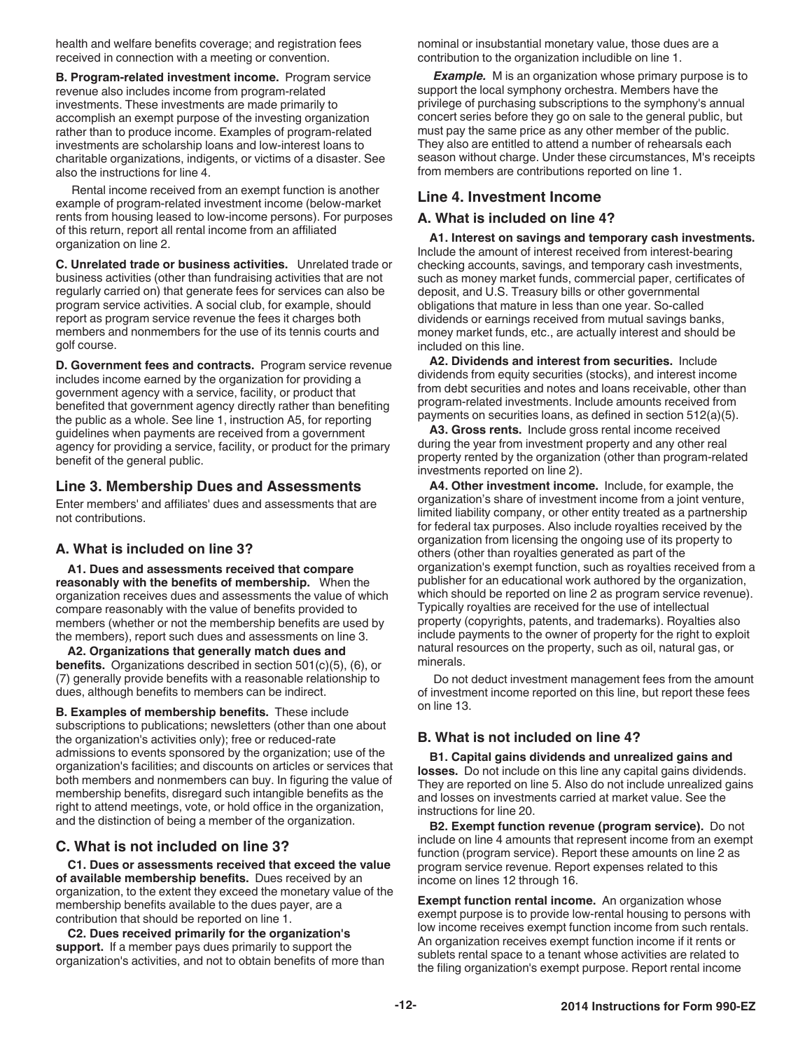health and welfare benefits coverage; and registration fees received in connection with a meeting or convention.

**B. Program-related investment income.** Program service revenue also includes income from program-related investments. These investments are made primarily to accomplish an exempt purpose of the investing organization rather than to produce income. Examples of program-related investments are scholarship loans and low-interest loans to charitable organizations, indigents, or victims of a disaster. See also the instructions for line 4.

Rental income received from an exempt function is another example of program-related investment income (below-market rents from housing leased to low-income persons). For purposes of this return, report all rental income from an affiliated organization on line 2.

**C. Unrelated trade or business activities.** Unrelated trade or business activities (other than fundraising activities that are not regularly carried on) that generate fees for services can also be program service activities. A social club, for example, should report as program service revenue the fees it charges both members and nonmembers for the use of its tennis courts and golf course.

**D. Government fees and contracts.** Program service revenue includes income earned by the organization for providing a government agency with a service, facility, or product that benefited that government agency directly rather than benefiting the public as a whole. See line 1, instruction A5, for reporting guidelines when payments are received from a government agency for providing a service, facility, or product for the primary benefit of the general public.

## Line 3. Membership Dues and Assessments

Enter members' and affiliates' dues and assessments that are not contributions.

### A. What is included on line 3?

**A1. Dues and assessments received that compare reasonably with the benefits of membership.** When the organization receives dues and assessments the value of which compare reasonably with the value of benefits provided to members (whether or not the membership benefits are used by the members), report such dues and assessments on line 3.

**A2. Organizations that generally match dues and benefits.** Organizations described in section 501(c)(5), (6), or (7) generally provide benefits with a reasonable relationship to dues, although benefits to members can be indirect.

**B. Examples of membership benefits.** These include subscriptions to publications; newsletters (other than one about the organization's activities only); free or reduced-rate admissions to events sponsored by the organization; use of the organization's facilities; and discounts on articles or services that both members and nonmembers can buy. In figuring the value of membership benefits, disregard such intangible benefits as the right to attend meetings, vote, or hold office in the organization, and the distinction of being a member of the organization.

### C. What is not included on line 3?

**C1. Dues or assessments received that exceed the value of available membership benefits.** Dues received by an organization, to the extent they exceed the monetary value of the membership benefits available to the dues payer, are a contribution that should be reported on line 1.

**C2. Dues received primarily for the organization's support.** If a member pays dues primarily to support the organization's activities, and not to obtain benefits of more than nominal or insubstantial monetary value, those dues are a contribution to the organization includible on line 1.

***Example.*** M is an organization whose primary purpose is to support the local symphony orchestra. Members have the privilege of purchasing subscriptions to the symphony's annual concert series before they go on sale to the general public, but must pay the same price as any other member of the public. They also are entitled to attend a number of rehearsals each season without charge. Under these circumstances, M's receipts from members are contributions reported on line 1.

## Line 4. Investment Income

### A. What is included on line 4?

**A1. Interest on savings and temporary cash investments.** Include the amount of interest received from interest-bearing checking accounts, savings, and temporary cash investments, such as money market funds, commercial paper, certificates of deposit, and U.S. Treasury bills or other governmental obligations that mature in less than one year. So-called dividends or earnings received from mutual savings banks, money market funds, etc., are actually interest and should be included on this line.

**A2. Dividends and interest from securities.** Include dividends from equity securities (stocks), and interest income from debt securities and notes and loans receivable, other than program-related investments. Include amounts received from payments on securities loans, as defined in section 512(a)(5).

**A3. Gross rents.** Include gross rental income received during the year from investment property and any other real property rented by the organization (other than program-related investments reported on line 2).

**A4. Other investment income.** Include, for example, the organization's share of investment income from a joint venture, limited liability company, or other entity treated as a partnership for federal tax purposes. Also include royalties received by the organization from licensing the ongoing use of its property to others (other than royalties generated as part of the organization's exempt function, such as royalties received from a publisher for an educational work authored by the organization, which should be reported on line 2 as program service revenue). Typically royalties are received for the use of intellectual property (copyrights, patents, and trademarks). Royalties also include payments to the owner of property for the right to exploit natural resources on the property, such as oil, natural gas, or minerals.

Do not deduct investment management fees from the amount of investment income reported on this line, but report these fees on line 13.

### B. What is not included on line 4?

**B1. Capital gains dividends and unrealized gains and losses.** Do not include on this line any capital gains dividends. They are reported on line 5. Also do not include unrealized gains and losses on investments carried at market value. See the instructions for line 20.

**B2. Exempt function revenue (program service).** Do not include on line 4 amounts that represent income from an exempt function (program service). Report these amounts on line 2 as program service revenue. Report expenses related to this income on lines 12 through 16.

**Exempt function rental income.** An organization whose exempt purpose is to provide low-rental housing to persons with low income receives exempt function income from such rentals. An organization receives exempt function income if it rents or sublets rental space to a tenant whose activities are related to the filing organization's exempt purpose. Report rental income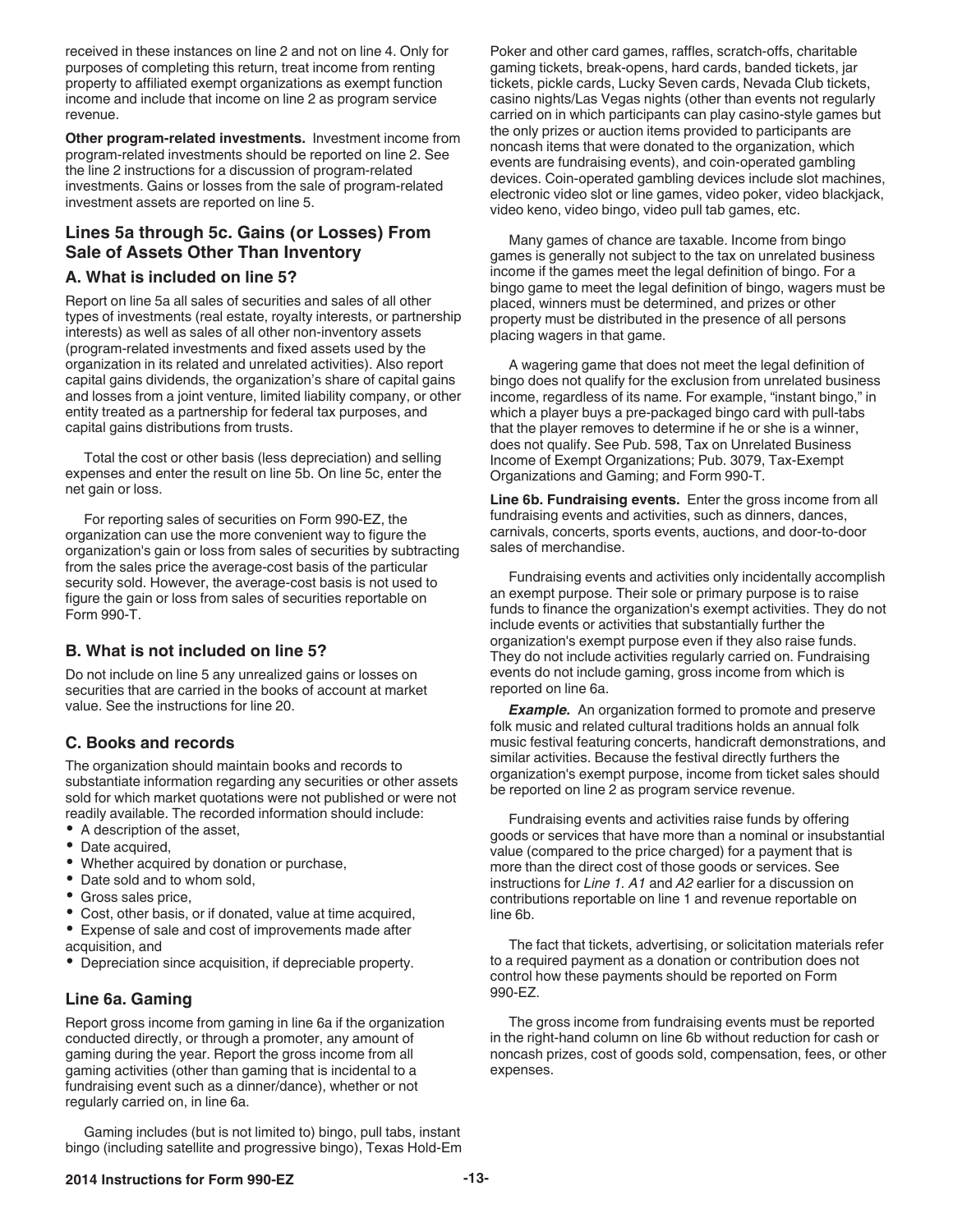received in these instances on line 2 and not on line 4. Only for purposes of completing this return, treat income from renting property to affiliated exempt organizations as exempt function income and include that income on line 2 as program service revenue.

**Other program-related investments.** Investment income from program-related investments should be reported on line 2. See the line 2 instructions for a discussion of program-related investments. Gains or losses from the sale of program-related investment assets are reported on line 5.

## Lines 5a through 5c. Gains (or Losses) From Sale of Assets Other Than Inventory

### A. What is included on line 5?

Report on line 5a all sales of securities and sales of all other types of investments (real estate, royalty interests, or partnership interests) as well as sales of all other non-inventory assets (program-related investments and fixed assets used by the organization in its related and unrelated activities). Also report capital gains dividends, the organization's share of capital gains and losses from a joint venture, limited liability company, or other entity treated as a partnership for federal tax purposes, and capital gains distributions from trusts.

Total the cost or other basis (less depreciation) and selling expenses and enter the result on line 5b. On line 5c, enter the net gain or loss.

For reporting sales of securities on Form 990-EZ, the organization can use the more convenient way to figure the organization's gain or loss from sales of securities by subtracting from the sales price the average-cost basis of the particular security sold. However, the average-cost basis is not used to figure the gain or loss from sales of securities reportable on Form 990-T.

### B. What is not included on line 5?

Do not include on line 5 any unrealized gains or losses on securities that are carried in the books of account at market value. See the instructions for line 20.

### C. Books and records

The organization should maintain books and records to substantiate information regarding any securities or other assets sold for which market quotations were not published or were not readily available. The recorded information should include:

- A description of the asset,
- Date acquired,
- Whether acquired by donation or purchase,
- Date sold and to whom sold,
- Gross sales price,
- Cost, other basis, or if donated, value at time acquired,
- Expense of sale and cost of improvements made after acquisition, and
- Depreciation since acquisition, if depreciable property.

## Line 6a. Gaming

Report gross income from gaming in line 6a if the organization conducted directly, or through a promoter, any amount of gaming during the year. Report the gross income from all gaming activities (other than gaming that is incidental to a fundraising event such as a dinner/dance), whether or not regularly carried on, in line 6a.

Gaming includes (but is not limited to) bingo, pull tabs, instant bingo (including satellite and progressive bingo), Texas Hold-Em Poker and other card games, raffles, scratch-offs, charitable gaming tickets, break-opens, hard cards, banded tickets, jar tickets, pickle cards, Lucky Seven cards, Nevada Club tickets, casino nights/Las Vegas nights (other than events not regularly carried on in which participants can play casino-style games but the only prizes or auction items provided to participants are noncash items that were donated to the organization, which events are fundraising events), and coin-operated gambling devices. Coin-operated gambling devices include slot machines, electronic video slot or line games, video poker, video blackjack, video keno, video bingo, video pull tab games, etc.

Many games of chance are taxable. Income from bingo games is generally not subject to the tax on unrelated business income if the games meet the legal definition of bingo. For a bingo game to meet the legal definition of bingo, wagers must be placed, winners must be determined, and prizes or other property must be distributed in the presence of all persons placing wagers in that game.

A wagering game that does not meet the legal definition of bingo does not qualify for the exclusion from unrelated business income, regardless of its name. For example, "instant bingo," in which a player buys a pre-packaged bingo card with pull-tabs that the player removes to determine if he or she is a winner, does not qualify. See Pub. 598, Tax on Unrelated Business Income of Exempt Organizations; Pub. 3079, Tax-Exempt Organizations and Gaming; and Form 990-T.

**Line 6b. Fundraising events.** Enter the gross income from all fundraising events and activities, such as dinners, dances, carnivals, concerts, sports events, auctions, and door-to-door sales of merchandise.

Fundraising events and activities only incidentally accomplish an exempt purpose. Their sole or primary purpose is to raise funds to finance the organization's exempt activities. They do not include events or activities that substantially further the organization's exempt purpose even if they also raise funds. They do not include activities regularly carried on. Fundraising events do not include gaming, gross income from which is reported on line 6a.

***Example.*** An organization formed to promote and preserve folk music and related cultural traditions holds an annual folk music festival featuring concerts, handicraft demonstrations, and similar activities. Because the festival directly furthers the organization's exempt purpose, income from ticket sales should be reported on line 2 as program service revenue.

Fundraising events and activities raise funds by offering goods or services that have more than a nominal or insubstantial value (compared to the price charged) for a payment that is more than the direct cost of those goods or services. See instructions for *Line 1. A1* and *A2* earlier for a discussion on contributions reportable on line 1 and revenue reportable on line 6b.

The fact that tickets, advertising, or solicitation materials refer to a required payment as a donation or contribution does not control how these payments should be reported on Form 990-EZ.

The gross income from fundraising events must be reported in the right-hand column on line 6b without reduction for cash or noncash prizes, cost of goods sold, compensation, fees, or other expenses.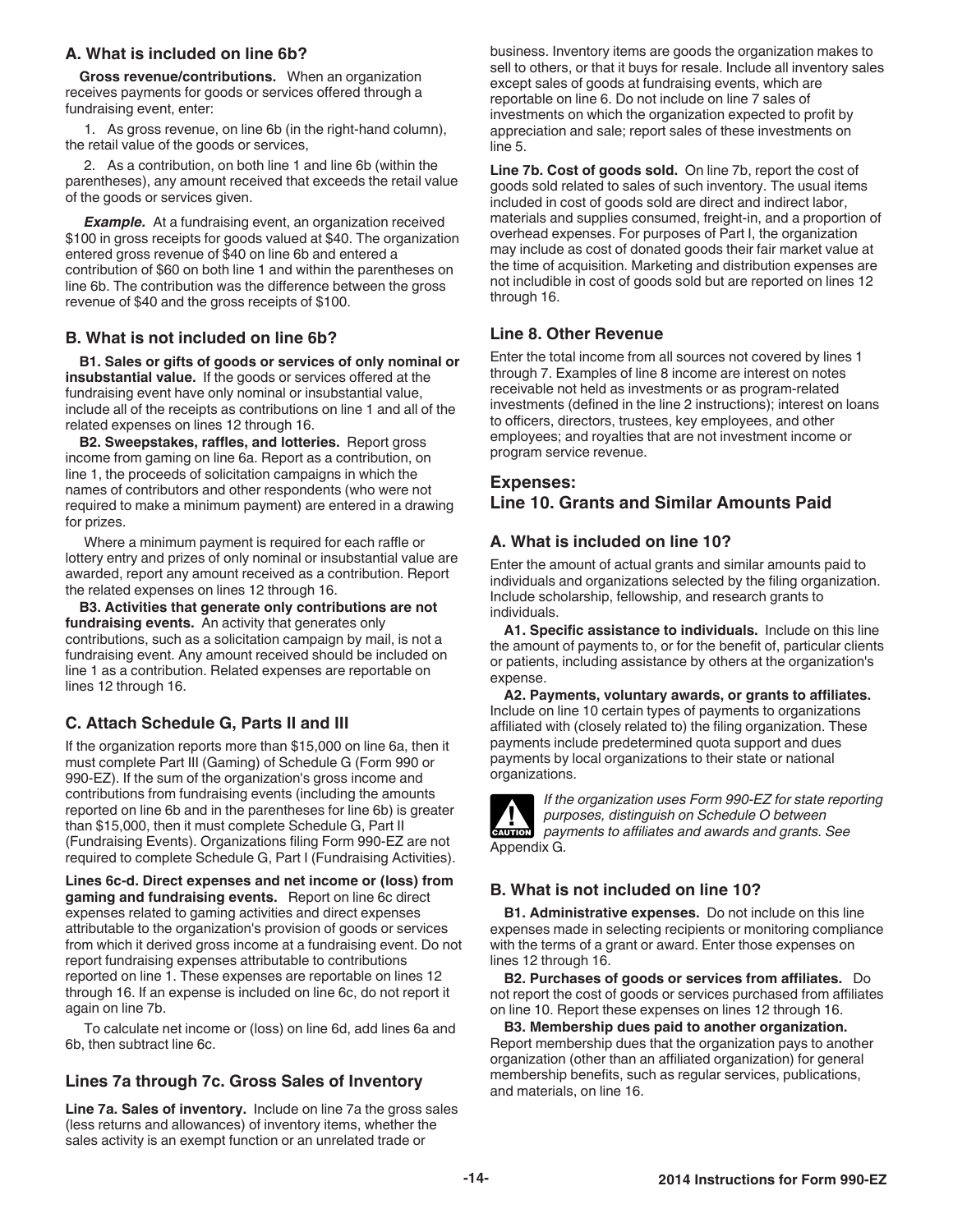### A. What is included on line 6b?

**Gross revenue/contributions.** When an organization receives payments for goods or services offered through a fundraising event, enter:

1. As gross revenue, on line 6b (in the right-hand column), the retail value of the goods or services,

2. As a contribution, on both line 1 and line 6b (within the parentheses), any amount received that exceeds the retail value of the goods or services given.

***Example.*** At a fundraising event, an organization received $100 in gross receipts for goods valued at $40. The organization entered gross revenue of $40 on line 6b and entered a contribution of $60 on both line 1 and within the parentheses on line 6b. The contribution was the difference between the gross revenue of $40 and the gross receipts of $100.

### B. What is not included on line 6b?

**B1. Sales or gifts of goods or services of only nominal or insubstantial value.** If the goods or services offered at the fundraising event have only nominal or insubstantial value, include all of the receipts as contributions on line 1 and all of the related expenses on lines 12 through 16.

**B2. Sweepstakes, raffles, and lotteries.** Report gross income from gaming on line 6a. Report as a contribution, on line 1, the proceeds of solicitation campaigns in which the names of contributors and other respondents (who were not required to make a minimum payment) are entered in a drawing for prizes.

Where a minimum payment is required for each raffle or lottery entry and prizes of only nominal or insubstantial value are awarded, report any amount received as a contribution. Report the related expenses on lines 12 through 16.

**B3. Activities that generate only contributions are not fundraising events.** An activity that generates only contributions, such as a solicitation campaign by mail, is not a fundraising event. Any amount received should be included on line 1 as a contribution. Related expenses are reportable on lines 12 through 16.

### C. Attach Schedule G, Parts II and III

If the organization reports more than $15,000 on line 6a, then it must complete Part III (Gaming) of Schedule G (Form 990 or 990-EZ). If the sum of the organization's gross income and contributions from fundraising events (including the amounts reported on line 6b and in the parentheses for line 6b) is greater than $15,000, then it must complete Schedule G, Part II (Fundraising Events). Organizations filing Form 990-EZ are not required to complete Schedule G, Part I (Fundraising Activities).

**Lines 6c-d. Direct expenses and net income or (loss) from gaming and fundraising events.** Report on line 6c direct expenses related to gaming activities and direct expenses attributable to the organization's provision of goods or services from which it derived gross income at a fundraising event. Do not report fundraising expenses attributable to contributions reported on line 1. These expenses are reportable on lines 12 through 16. If an expense is included on line 6c, do not report it again on line 7b.

To calculate net income or (loss) on line 6d, add lines 6a and 6b, then subtract line 6c.

### Lines 7a through 7c. Gross Sales of Inventory

**Line 7a. Sales of inventory.** Include on line 7a the gross sales (less returns and allowances) of inventory items, whether the sales activity is an exempt function or an unrelated trade or business. Inventory items are goods the organization makes to sell to others, or that it buys for resale. Include all inventory sales except sales of goods at fundraising events, which are reportable on line 6. Do not include on line 7 sales of investments on which the organization expected to profit by appreciation and sale; report sales of these investments on line 5.

**Line 7b. Cost of goods sold.** On line 7b, report the cost of goods sold related to sales of such inventory. The usual items included in cost of goods sold are direct and indirect labor, materials and supplies consumed, freight-in, and a proportion of overhead expenses. For purposes of Part I, the organization may include as cost of donated goods their fair market value at the time of acquisition. Marketing and distribution expenses are not includible in cost of goods sold but are reported on lines 12 through 16.

### Line 8. Other Revenue

Enter the total income from all sources not covered by lines 1 through 7. Examples of line 8 income are interest on notes receivable not held as investments or as program-related investments (defined in the line 2 instructions); interest on loans to officers, directors, trustees, key employees, and other employees; and royalties that are not investment income or program service revenue.

## Expenses: Line 10. Grants and Similar Amounts Paid

### A. What is included on line 10?

Enter the amount of actual grants and similar amounts paid to individuals and organizations selected by the filing organization. Include scholarship, fellowship, and research grants to individuals.

**A1. Specific assistance to individuals.** Include on this line the amount of payments to, or for the benefit of, particular clients or patients, including assistance by others at the organization's expense.

**A2. Payments, voluntary awards, or grants to affiliates.** Include on line 10 certain types of payments to organizations affiliated with (closely related to) the filing organization. These payments include predetermined quota support and dues payments by local organizations to their state or national organizations.

CAUTION: *If the organization uses Form 990-EZ for state reporting purposes, distinguish on Schedule O between payments to affiliates and awards and grants. See* Appendix G.

### B. What is not included on line 10?

**B1. Administrative expenses.** Do not include on this line expenses made in selecting recipients or monitoring compliance with the terms of a grant or award. Enter those expenses on lines 12 through 16.

**B2. Purchases of goods or services from affiliates.** Do not report the cost of goods or services purchased from affiliates on line 10. Report these expenses on lines 12 through 16.

**B3. Membership dues paid to another organization.** Report membership dues that the organization pays to another organization (other than an affiliated organization) for general membership benefits, such as regular services, publications, and materials, on line 16.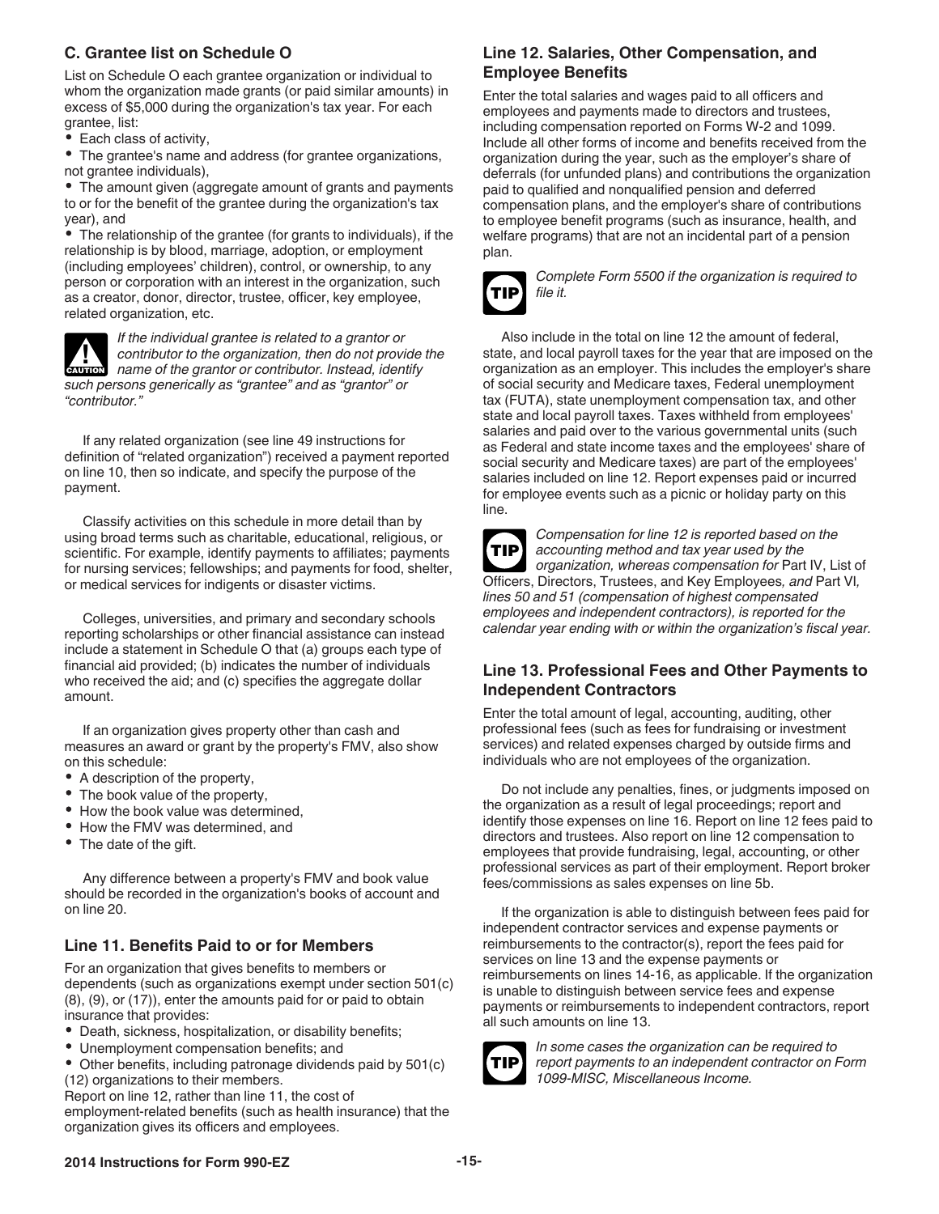### C. Grantee list on Schedule O

List on Schedule O each grantee organization or individual to whom the organization made grants (or paid similar amounts) in excess of $5,000 during the organization's tax year. For each grantee, list:

- Each class of activity,
- The grantee's name and address (for grantee organizations, not grantee individuals),
- The amount given (aggregate amount of grants and payments to or for the benefit of the grantee during the organization's tax year), and
- The relationship of the grantee (for grants to individuals), if the relationship is by blood, marriage, adoption, or employment (including employees' children), control, or ownership, to any person or corporation with an interest in the organization, such as a creator, donor, director, trustee, officer, key employee, related organization, etc.

**CAUTION** *If the individual grantee is related to a grantor or contributor to the organization, then do not provide the name of the grantor or contributor. Instead, identify such persons generically as "grantee" and as "grantor" or "contributor."*

If any related organization (see line 49 instructions for definition of "related organization") received a payment reported on line 10, then so indicate, and specify the purpose of the payment.

Classify activities on this schedule in more detail than by using broad terms such as charitable, educational, religious, or scientific. For example, identify payments to affiliates; payments for nursing services; fellowships; and payments for food, shelter, or medical services for indigents or disaster victims.

Colleges, universities, and primary and secondary schools reporting scholarships or other financial assistance can instead include a statement in Schedule O that (a) groups each type of financial aid provided; (b) indicates the number of individuals who received the aid; and (c) specifies the aggregate dollar amount.

If an organization gives property other than cash and measures an award or grant by the property's FMV, also show on this schedule:

- A description of the property,
- The book value of the property,
- How the book value was determined,
- How the FMV was determined, and
- The date of the gift.

Any difference between a property's FMV and book value should be recorded in the organization's books of account and on line 20.

### Line 11. Benefits Paid to or for Members

For an organization that gives benefits to members or dependents (such as organizations exempt under section 501(c)(8), (9), or (17)), enter the amounts paid for or paid to obtain insurance that provides:

- Death, sickness, hospitalization, or disability benefits;
- Unemployment compensation benefits; and
- Other benefits, including patronage dividends paid by 501(c)(12) organizations to their members.

Report on line 12, rather than line 11, the cost of employment-related benefits (such as health insurance) that the organization gives its officers and employees.

### Line 12. Salaries, Other Compensation, and Employee Benefits

Enter the total salaries and wages paid to all officers and employees and payments made to directors and trustees, including compensation reported on Forms W-2 and 1099. Include all other forms of income and benefits received from the organization during the year, such as the employer's share of deferrals (for unfunded plans) and contributions the organization paid to qualified and nonqualified pension and deferred compensation plans, and the employer's share of contributions to employee benefit programs (such as insurance, health, and welfare programs) that are not an incidental part of a pension plan.

**TIP** *Complete Form 5500 if the organization is required to file it.*

Also include in the total on line 12 the amount of federal, state, and local payroll taxes for the year that are imposed on the organization as an employer. This includes the employer's share of social security and Medicare taxes, Federal unemployment tax (FUTA), state unemployment compensation tax, and other state and local payroll taxes. Taxes withheld from employees' salaries and paid over to the various governmental units (such as Federal and state income taxes and the employees' share of social security and Medicare taxes) are part of the employees' salaries included on line 12. Report expenses paid or incurred for employee events such as a picnic or holiday party on this line.

**TIP** *Compensation for line 12 is reported based on the accounting method and tax year used by the organization, whereas compensation for* Part IV, List of Officers, Directors, Trustees, and Key Employees*, and* Part VI*, lines 50 and 51 (compensation of highest compensated employees and independent contractors), is reported for the calendar year ending with or within the organization's fiscal year.*

### Line 13. Professional Fees and Other Payments to Independent Contractors

Enter the total amount of legal, accounting, auditing, other professional fees (such as fees for fundraising or investment services) and related expenses charged by outside firms and individuals who are not employees of the organization.

Do not include any penalties, fines, or judgments imposed on the organization as a result of legal proceedings; report and identify those expenses on line 16. Report on line 12 fees paid to directors and trustees. Also report on line 12 compensation to employees that provide fundraising, legal, accounting, or other professional services as part of their employment. Report broker fees/commissions as sales expenses on line 5b.

If the organization is able to distinguish between fees paid for independent contractor services and expense payments or reimbursements to the contractor(s), report the fees paid for services on line 13 and the expense payments or reimbursements on lines 14-16, as applicable. If the organization is unable to distinguish between service fees and expense payments or reimbursements to independent contractors, report all such amounts on line 13.

**TIP** *In some cases the organization can be required to report payments to an independent contractor on Form 1099-MISC, Miscellaneous Income.*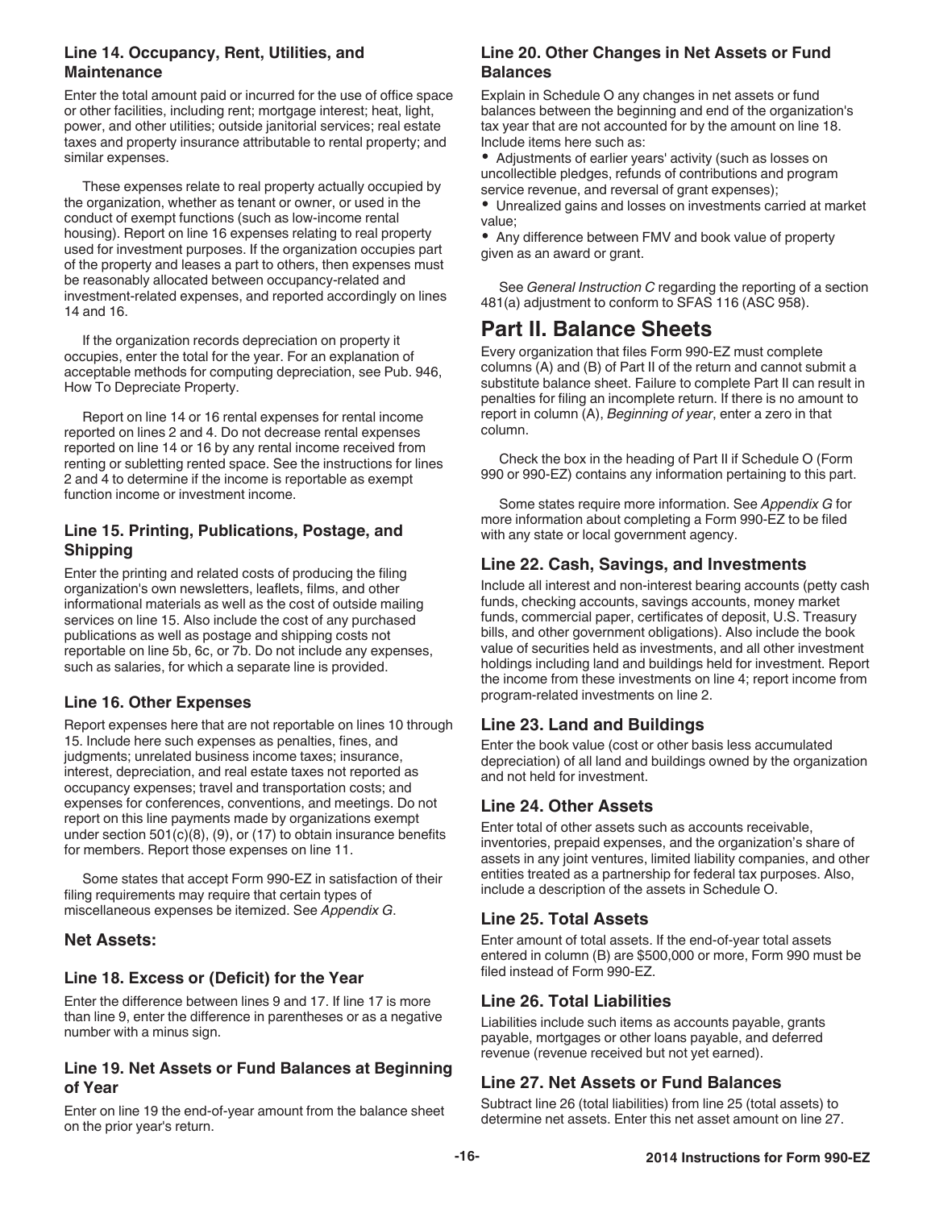### Line 14. Occupancy, Rent, Utilities, and Maintenance

Enter the total amount paid or incurred for the use of office space or other facilities, including rent; mortgage interest; heat, light, power, and other utilities; outside janitorial services; real estate taxes and property insurance attributable to rental property; and similar expenses.

These expenses relate to real property actually occupied by the organization, whether as tenant or owner, or used in the conduct of exempt functions (such as low-income rental housing). Report on line 16 expenses relating to real property used for investment purposes. If the organization occupies part of the property and leases a part to others, then expenses must be reasonably allocated between occupancy-related and investment-related expenses, and reported accordingly on lines 14 and 16.

If the organization records depreciation on property it occupies, enter the total for the year. For an explanation of acceptable methods for computing depreciation, see Pub. 946, How To Depreciate Property.

Report on line 14 or 16 rental expenses for rental income reported on lines 2 and 4. Do not decrease rental expenses reported on line 14 or 16 by any rental income received from renting or subletting rented space. See the instructions for lines 2 and 4 to determine if the income is reportable as exempt function income or investment income.

### Line 15. Printing, Publications, Postage, and Shipping

Enter the printing and related costs of producing the filing organization's own newsletters, leaflets, films, and other informational materials as well as the cost of outside mailing services on line 15. Also include the cost of any purchased publications as well as postage and shipping costs not reportable on line 5b, 6c, or 7b. Do not include any expenses, such as salaries, for which a separate line is provided.

### Line 16. Other Expenses

Report expenses here that are not reportable on lines 10 through 15. Include here such expenses as penalties, fines, and judgments; unrelated business income taxes; insurance, interest, depreciation, and real estate taxes not reported as occupancy expenses; travel and transportation costs; and expenses for conferences, conventions, and meetings. Do not report on this line payments made by organizations exempt under section 501(c)(8), (9), or (17) to obtain insurance benefits for members. Report those expenses on line 11.

Some states that accept Form 990-EZ in satisfaction of their filing requirements may require that certain types of miscellaneous expenses be itemized. See *Appendix G*.

### Net Assets:

### Line 18. Excess or (Deficit) for the Year

Enter the difference between lines 9 and 17. If line 17 is more than line 9, enter the difference in parentheses or as a negative number with a minus sign.

### Line 19. Net Assets or Fund Balances at Beginning of Year

Enter on line 19 the end-of-year amount from the balance sheet on the prior year's return.

### Line 20. Other Changes in Net Assets or Fund Balances

Explain in Schedule O any changes in net assets or fund balances between the beginning and end of the organization's tax year that are not accounted for by the amount on line 18. Include items here such as:

- Adjustments of earlier years' activity (such as losses on uncollectible pledges, refunds of contributions and program service revenue, and reversal of grant expenses);
- Unrealized gains and losses on investments carried at market value;
- Any difference between FMV and book value of property given as an award or grant.

See *General Instruction C* regarding the reporting of a section 481(a) adjustment to conform to SFAS 116 (ASC 958).

## Part II. Balance Sheets

Every organization that files Form 990-EZ must complete columns (A) and (B) of Part II of the return and cannot submit a substitute balance sheet. Failure to complete Part II can result in penalties for filing an incomplete return. If there is no amount to report in column (A), *Beginning of year*, enter a zero in that column.

Check the box in the heading of Part II if Schedule O (Form 990 or 990-EZ) contains any information pertaining to this part.

Some states require more information. See *Appendix G* for more information about completing a Form 990-EZ to be filed with any state or local government agency.

### Line 22. Cash, Savings, and Investments

Include all interest and non-interest bearing accounts (petty cash funds, checking accounts, savings accounts, money market funds, commercial paper, certificates of deposit, U.S. Treasury bills, and other government obligations). Also include the book value of securities held as investments, and all other investment holdings including land and buildings held for investment. Report the income from these investments on line 4; report income from program-related investments on line 2.

### Line 23. Land and Buildings

Enter the book value (cost or other basis less accumulated depreciation) of all land and buildings owned by the organization and not held for investment.

### Line 24. Other Assets

Enter total of other assets such as accounts receivable, inventories, prepaid expenses, and the organization's share of assets in any joint ventures, limited liability companies, and other entities treated as a partnership for federal tax purposes. Also, include a description of the assets in Schedule O.

### Line 25. Total Assets

Enter amount of total assets. If the end-of-year total assets entered in column (B) are $500,000 or more, Form 990 must be filed instead of Form 990-EZ.

### Line 26. Total Liabilities

Liabilities include such items as accounts payable, grants payable, mortgages or other loans payable, and deferred revenue (revenue received but not yet earned).

### Line 27. Net Assets or Fund Balances

Subtract line 26 (total liabilities) from line 25 (total assets) to determine net assets. Enter this net asset amount on line 27.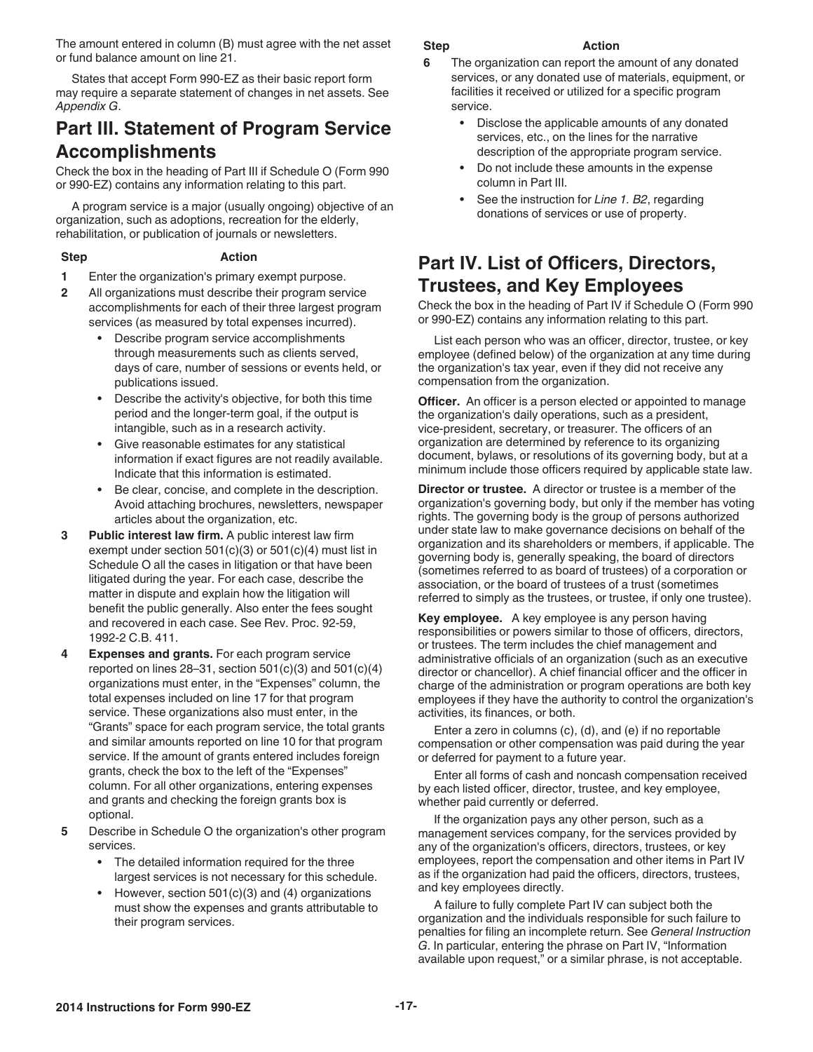The amount entered in column (B) must agree with the net asset or fund balance amount on line 21.

States that accept Form 990-EZ as their basic report form may require a separate statement of changes in net assets. See *Appendix G*.

## Part III. Statement of Program Service Accomplishments

Check the box in the heading of Part III if Schedule O (Form 990 or 990-EZ) contains any information relating to this part.

A program service is a major (usually ongoing) objective of an organization, such as adoptions, recreation for the elderly, rehabilitation, or publication of journals or newsletters.

| Step | Action |
|---|---|
| **1** | Enter the organization's primary exempt purpose. |
| **2** | All organizations must describe their program service accomplishments for each of their three largest program services (as measured by total expenses incurred).<br>• Describe program service accomplishments through measurements such as clients served, days of care, number of sessions or events held, or publications issued.<br>• Describe the activity's objective, for both this time period and the longer-term goal, if the output is intangible, such as in a research activity.<br>• Give reasonable estimates for any statistical information if exact figures are not readily available. Indicate that this information is estimated.<br>• Be clear, concise, and complete in the description. Avoid attaching brochures, newsletters, newspaper articles about the organization, etc. |
| **3** | **Public interest law firm.** A public interest law firm exempt under section 501(c)(3) or 501(c)(4) must list in Schedule O all the cases in litigation or that have been litigated during the year. For each case, describe the matter in dispute and explain how the litigation will benefit the public generally. Also enter the fees sought and recovered in each case. See Rev. Proc. 92-59, 1992-2 C.B. 411. |
| **4** | **Expenses and grants.** For each program service reported on lines 28–31, section 501(c)(3) and 501(c)(4) organizations must enter, in the "Expenses" column, the total expenses included on line 17 for that program service. These organizations also must enter, in the "Grants" space for each program service, the total grants and similar amounts reported on line 10 for that program service. If the amount of grants entered includes foreign grants, check the box to the left of the "Expenses" column. For all other organizations, entering expenses and grants and checking the foreign grants box is optional. |
| **5** | Describe in Schedule O the organization's other program services.<br>• The detailed information required for the three largest services is not necessary for this schedule.<br>• However, section 501(c)(3) and (4) organizations must show the expenses and grants attributable to their program services. |
| **6** | The organization can report the amount of any donated services, or any donated use of materials, equipment, or facilities it received or utilized for a specific program service.<br>• Disclose the applicable amounts of any donated services, etc., on the lines for the narrative description of the appropriate program service.<br>• Do not include these amounts in the expense column in Part III.<br>• See the instruction for *Line 1. B2*, regarding donations of services or use of property. |

## Part IV. List of Officers, Directors, Trustees, and Key Employees

Check the box in the heading of Part IV if Schedule O (Form 990 or 990-EZ) contains any information relating to this part.

List each person who was an officer, director, trustee, or key employee (defined below) of the organization at any time during the organization's tax year, even if they did not receive any compensation from the organization.

**Officer.** An officer is a person elected or appointed to manage the organization's daily operations, such as a president, vice-president, secretary, or treasurer. The officers of an organization are determined by reference to its organizing document, bylaws, or resolutions of its governing body, but at a minimum include those officers required by applicable state law.

**Director or trustee.** A director or trustee is a member of the organization's governing body, but only if the member has voting rights. The governing body is the group of persons authorized under state law to make governance decisions on behalf of the organization and its shareholders or members, if applicable. The governing body is, generally speaking, the board of directors (sometimes referred to as board of trustees) of a corporation or association, or the board of trustees of a trust (sometimes referred to simply as the trustees, or trustee, if only one trustee).

**Key employee.** A key employee is any person having responsibilities or powers similar to those of officers, directors, or trustees. The term includes the chief management and administrative officials of an organization (such as an executive director or chancellor). A chief financial officer and the officer in charge of the administration or program operations are both key employees if they have the authority to control the organization's activities, its finances, or both.

Enter a zero in columns (c), (d), and (e) if no reportable compensation or other compensation was paid during the year or deferred for payment to a future year.

Enter all forms of cash and noncash compensation received by each listed officer, director, trustee, and key employee, whether paid currently or deferred.

If the organization pays any other person, such as a management services company, for the services provided by any of the organization's officers, directors, trustees, or key employees, report the compensation and other items in Part IV as if the organization had paid the officers, directors, trustees, and key employees directly.

A failure to fully complete Part IV can subject both the organization and the individuals responsible for such failure to penalties for filing an incomplete return. See *General Instruction G*. In particular, entering the phrase on Part IV, "Information available upon request," or a similar phrase, is not acceptable.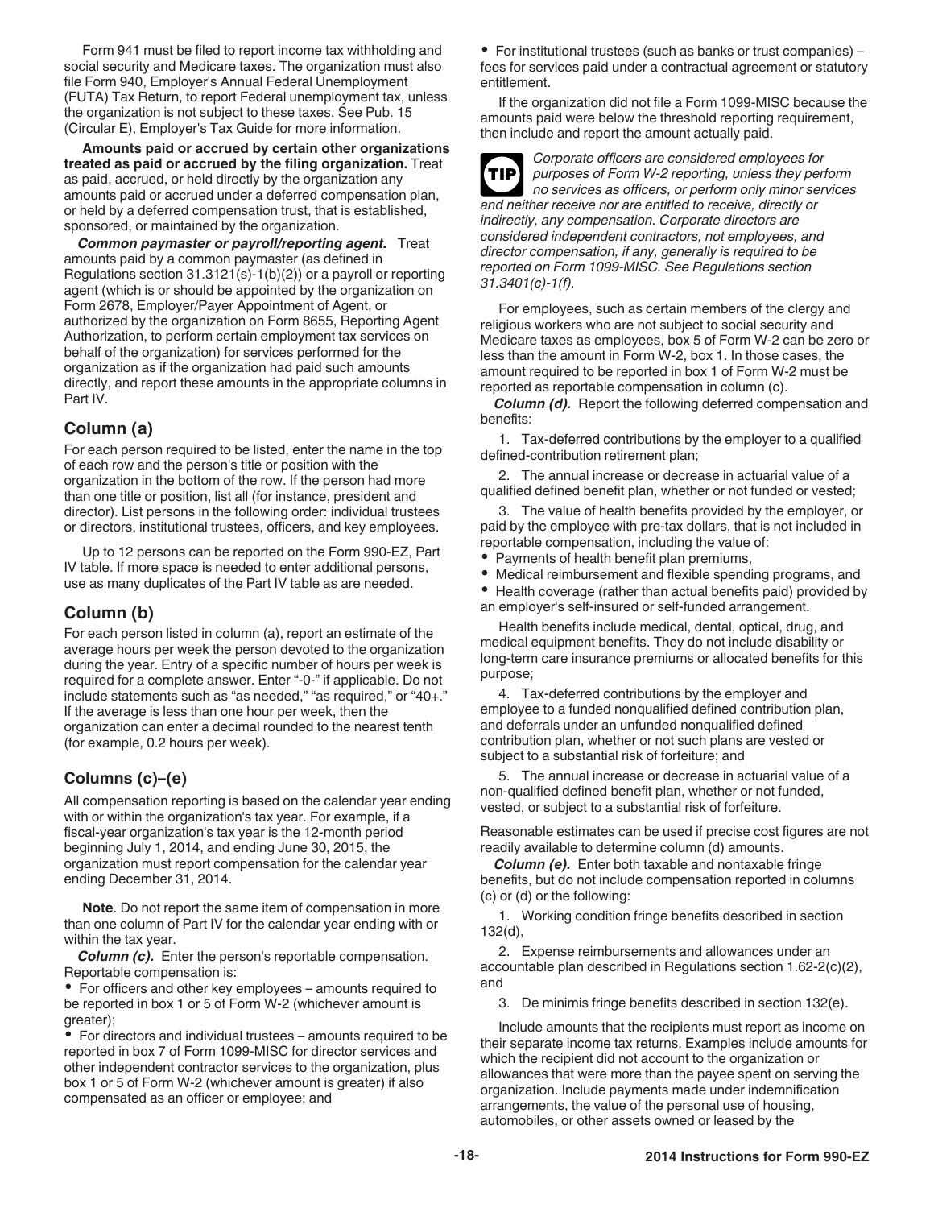Form 941 must be filed to report income tax withholding and social security and Medicare taxes. The organization must also file Form 940, Employer's Annual Federal Unemployment (FUTA) Tax Return, to report Federal unemployment tax, unless the organization is not subject to these taxes. See Pub. 15 (Circular E), Employer's Tax Guide for more information.

**Amounts paid or accrued by certain other organizations treated as paid or accrued by the filing organization.** Treat as paid, accrued, or held directly by the organization any amounts paid or accrued under a deferred compensation plan, or held by a deferred compensation trust, that is established, sponsored, or maintained by the organization.

***Common paymaster or payroll/reporting agent.*** Treat amounts paid by a common paymaster (as defined in Regulations section 31.3121(s)-1(b)(2)) or a payroll or reporting agent (which is or should be appointed by the organization on Form 2678, Employer/Payer Appointment of Agent, or authorized by the organization on Form 8655, Reporting Agent Authorization, to perform certain employment tax services on behalf of the organization) for services performed for the organization as if the organization had paid such amounts directly, and report these amounts in the appropriate columns in Part IV.

## Column (a)

For each person required to be listed, enter the name in the top of each row and the person's title or position with the organization in the bottom of the row. If the person had more than one title or position, list all (for instance, president and director). List persons in the following order: individual trustees or directors, institutional trustees, officers, and key employees.

Up to 12 persons can be reported on the Form 990-EZ, Part IV table. If more space is needed to enter additional persons, use as many duplicates of the Part IV table as are needed.

## Column (b)

For each person listed in column (a), report an estimate of the average hours per week the person devoted to the organization during the year. Entry of a specific number of hours per week is required for a complete answer. Enter "-0-" if applicable. Do not include statements such as "as needed," "as required," or "40+." If the average is less than one hour per week, then the organization can enter a decimal rounded to the nearest tenth (for example, 0.2 hours per week).

## Columns (c)–(e)

All compensation reporting is based on the calendar year ending with or within the organization's tax year. For example, if a fiscal-year organization's tax year is the 12-month period beginning July 1, 2014, and ending June 30, 2015, the organization must report compensation for the calendar year ending December 31, 2014.

**Note**. Do not report the same item of compensation in more than one column of Part IV for the calendar year ending with or within the tax year.

***Column (c).*** Enter the person's reportable compensation. Reportable compensation is:

- For officers and other key employees – amounts required to be reported in box 1 or 5 of Form W-2 (whichever amount is greater);
- For directors and individual trustees – amounts required to be reported in box 7 of Form 1099-MISC for director services and other independent contractor services to the organization, plus box 1 or 5 of Form W-2 (whichever amount is greater) if also compensated as an officer or employee; and
- For institutional trustees (such as banks or trust companies) – fees for services paid under a contractual agreement or statutory entitlement.

If the organization did not file a Form 1099-MISC because the amounts paid were below the threshold reporting requirement, then include and report the amount actually paid.

**TIP** *Corporate officers are considered employees for purposes of Form W-2 reporting, unless they perform no services as officers, or perform only minor services and neither receive nor are entitled to receive, directly or indirectly, any compensation. Corporate directors are considered independent contractors, not employees, and director compensation, if any, generally is required to be reported on Form 1099-MISC. See Regulations section 31.3401(c)-1(f).*

For employees, such as certain members of the clergy and religious workers who are not subject to social security and Medicare taxes as employees, box 5 of Form W-2 can be zero or less than the amount in Form W-2, box 1. In those cases, the amount required to be reported in box 1 of Form W-2 must be reported as reportable compensation in column (c).

***Column (d).*** Report the following deferred compensation and benefits:

1. Tax-deferred contributions by the employer to a qualified defined-contribution retirement plan;
2. The annual increase or decrease in actuarial value of a qualified defined benefit plan, whether or not funded or vested;
3. The value of health benefits provided by the employer, or paid by the employee with pre-tax dollars, that is not included in reportable compensation, including the value of:
   - Payments of health benefit plan premiums,
   - Medical reimbursement and flexible spending programs, and
   - Health coverage (rather than actual benefits paid) provided by an employer's self-insured or self-funded arrangement.

   Health benefits include medical, dental, optical, drug, and medical equipment benefits. They do not include disability or long-term care insurance premiums or allocated benefits for this purpose;
4. Tax-deferred contributions by the employer and employee to a funded nonqualified defined contribution plan, and deferrals under an unfunded nonqualified defined contribution plan, whether or not such plans are vested or subject to a substantial risk of forfeiture; and
5. The annual increase or decrease in actuarial value of a non-qualified defined benefit plan, whether or not funded, vested, or subject to a substantial risk of forfeiture.

Reasonable estimates can be used if precise cost figures are not readily available to determine column (d) amounts.

***Column (e).*** Enter both taxable and nontaxable fringe benefits, but do not include compensation reported in columns (c) or (d) or the following:

1. Working condition fringe benefits described in section 132(d),
2. Expense reimbursements and allowances under an accountable plan described in Regulations section 1.62-2(c)(2), and
3. De minimis fringe benefits described in section 132(e).

Include amounts that the recipients must report as income on their separate income tax returns. Examples include amounts for which the recipient did not account to the organization or allowances that were more than the payee spent on serving the organization. Include payments made under indemnification arrangements, the value of the personal use of housing, automobiles, or other assets owned or leased by the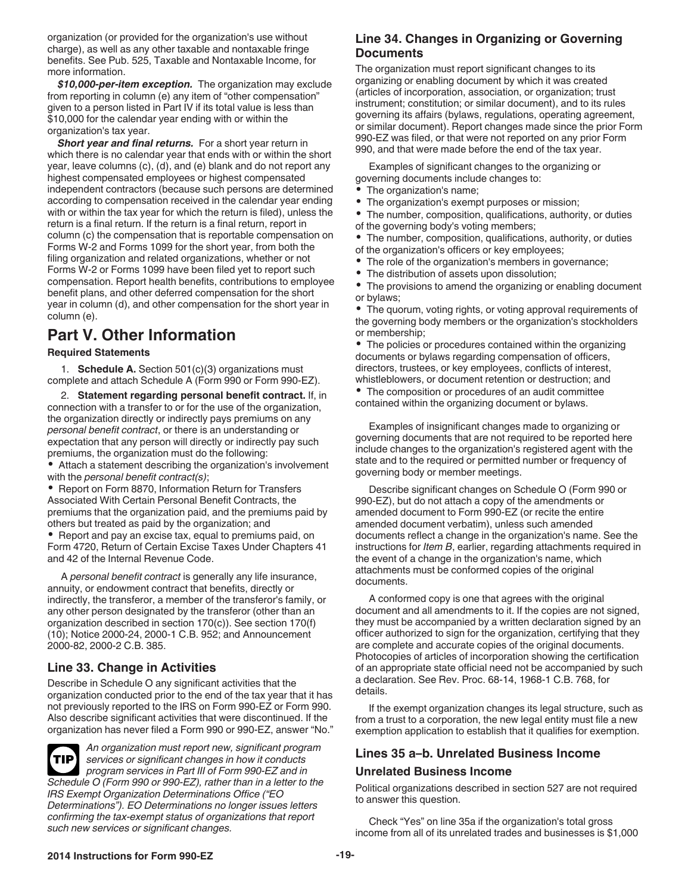organization (or provided for the organization's use without charge), as well as any other taxable and nontaxable fringe benefits. See Pub. 525, Taxable and Nontaxable Income, for more information.

***$10,000-per-item exception.*** The organization may exclude from reporting in column (e) any item of "other compensation" given to a person listed in Part IV if its total value is less than $10,000 for the calendar year ending with or within the organization's tax year.

***Short year and final returns.*** For a short year return in which there is no calendar year that ends with or within the short year, leave columns (c), (d), and (e) blank and do not report any highest compensated employees or highest compensated independent contractors (because such persons are determined according to compensation received in the calendar year ending with or within the tax year for which the return is filed), unless the return is a final return. If the return is a final return, report in column (c) the compensation that is reportable compensation on Forms W-2 and Forms 1099 for the short year, from both the filing organization and related organizations, whether or not Forms W-2 or Forms 1099 have been filed yet to report such compensation. Report health benefits, contributions to employee benefit plans, and other deferred compensation for the short year in column (d), and other compensation for the short year in column (e).

# Part V. Other Information

**Required Statements**

1. **Schedule A.** Section 501(c)(3) organizations must complete and attach Schedule A (Form 990 or Form 990-EZ).

2. **Statement regarding personal benefit contract.** If, in connection with a transfer to or for the use of the organization, the organization directly or indirectly pays premiums on any *personal benefit contract*, or there is an understanding or expectation that any person will directly or indirectly pay such premiums, the organization must do the following:

- Attach a statement describing the organization's involvement with the *personal benefit contract(s)*;
- Report on Form 8870, Information Return for Transfers Associated With Certain Personal Benefit Contracts, the premiums that the organization paid, and the premiums paid by others but treated as paid by the organization; and
- Report and pay an excise tax, equal to premiums paid, on Form 4720, Return of Certain Excise Taxes Under Chapters 41 and 42 of the Internal Revenue Code.

A *personal benefit contract* is generally any life insurance, annuity, or endowment contract that benefits, directly or indirectly, the transferor, a member of the transferor's family, or any other person designated by the transferor (other than an organization described in section 170(c)). See section 170(f)(10); Notice 2000-24, 2000-1 C.B. 952; and Announcement 2000-82, 2000-2 C.B. 385.

## Line 33. Change in Activities

Describe in Schedule O any significant activities that the organization conducted prior to the end of the tax year that it has not previously reported to the IRS on Form 990-EZ or Form 990. Also describe significant activities that were discontinued. If the organization has never filed a Form 990 or 990-EZ, answer "No."

**TIP** *An organization must report new, significant program services or significant changes in how it conducts program services in Part III of Form 990-EZ and in Schedule O (Form 990 or 990-EZ), rather than in a letter to the IRS Exempt Organization Determinations Office ("EO Determinations"). EO Determinations no longer issues letters confirming the tax-exempt status of organizations that report such new services or significant changes.*

## Line 34. Changes in Organizing or Governing Documents

The organization must report significant changes to its organizing or enabling document by which it was created (articles of incorporation, association, or organization; trust instrument; constitution; or similar document), and to its rules governing its affairs (bylaws, regulations, operating agreement, or similar document). Report changes made since the prior Form 990-EZ was filed, or that were not reported on any prior Form 990, and that were made before the end of the tax year.

Examples of significant changes to the organizing or governing documents include changes to:

- The organization's name;
- The organization's exempt purposes or mission;
- The number, composition, qualifications, authority, or duties of the governing body's voting members;
- The number, composition, qualifications, authority, or duties of the organization's officers or key employees;
- The role of the organization's members in governance;
- The distribution of assets upon dissolution;
- The provisions to amend the organizing or enabling document or bylaws;
- The quorum, voting rights, or voting approval requirements of the governing body members or the organization's stockholders or membership;
- The policies or procedures contained within the organizing documents or bylaws regarding compensation of officers, directors, trustees, or key employees, conflicts of interest, whistleblowers, or document retention or destruction; and
- The composition or procedures of an audit committee contained within the organizing document or bylaws.

Examples of insignificant changes made to organizing or governing documents that are not required to be reported here include changes to the organization's registered agent with the state and to the required or permitted number or frequency of governing body or member meetings.

Describe significant changes on Schedule O (Form 990 or 990-EZ), but do not attach a copy of the amendments or amended document to Form 990-EZ (or recite the entire amended document verbatim), unless such amended documents reflect a change in the organization's name. See the instructions for *Item B*, earlier, regarding attachments required in the event of a change in the organization's name, which attachments must be conformed copies of the original documents.

A conformed copy is one that agrees with the original document and all amendments to it. If the copies are not signed, they must be accompanied by a written declaration signed by an officer authorized to sign for the organization, certifying that they are complete and accurate copies of the original documents. Photocopies of articles of incorporation showing the certification of an appropriate state official need not be accompanied by such a declaration. See Rev. Proc. 68-14, 1968-1 C.B. 768, for details.

If the exempt organization changes its legal structure, such as from a trust to a corporation, the new legal entity must file a new exemption application to establish that it qualifies for exemption.

## Lines 35 a–b. Unrelated Business Income

### Unrelated Business Income

Political organizations described in section 527 are not required to answer this question.

Check "Yes" on line 35a if the organization's total gross income from all of its unrelated trades and businesses is $1,000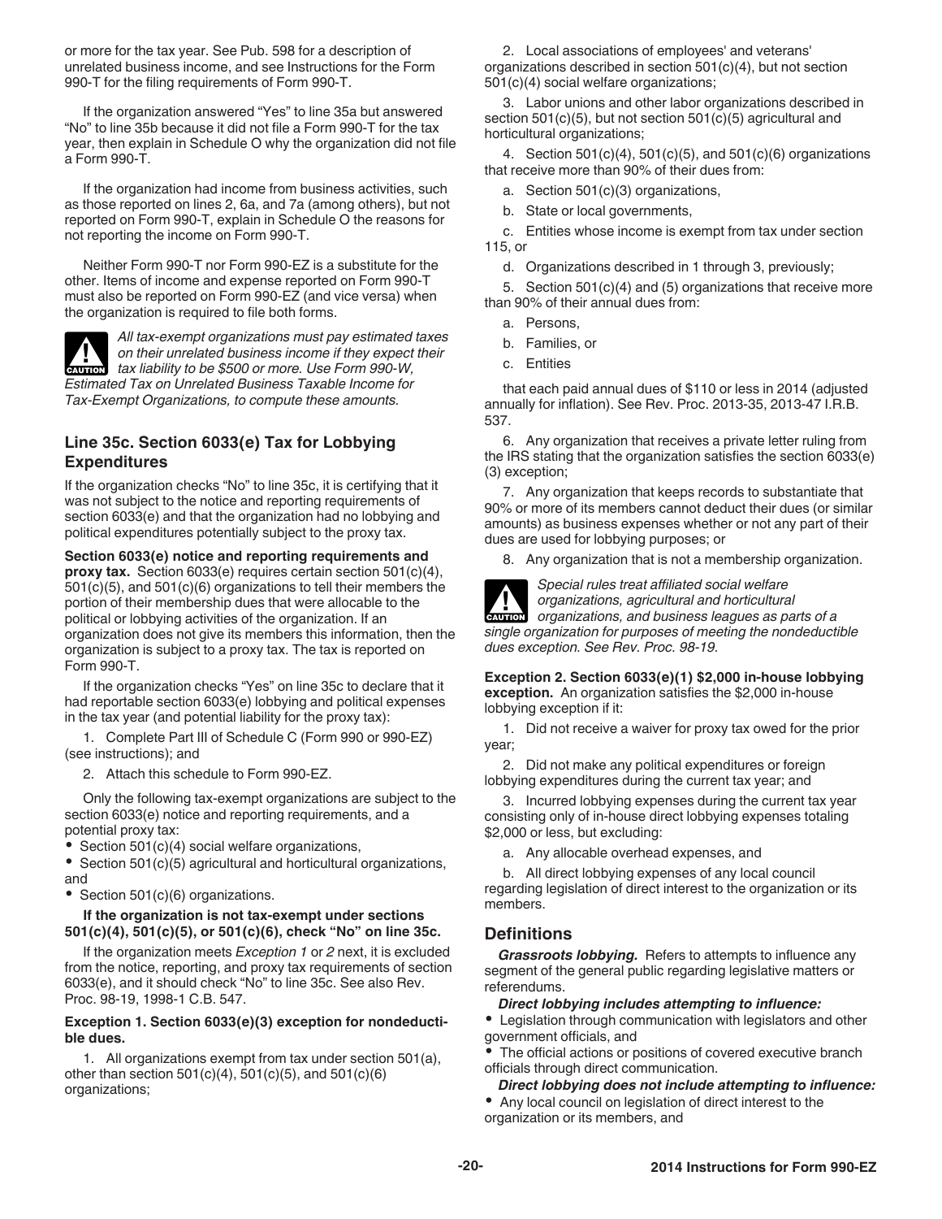or more for the tax year. See Pub. 598 for a description of unrelated business income, and see Instructions for the Form 990-T for the filing requirements of Form 990-T.

If the organization answered "Yes" to line 35a but answered "No" to line 35b because it did not file a Form 990-T for the tax year, then explain in Schedule O why the organization did not file a Form 990-T.

If the organization had income from business activities, such as those reported on lines 2, 6a, and 7a (among others), but not reported on Form 990-T, explain in Schedule O the reasons for not reporting the income on Form 990-T.

Neither Form 990-T nor Form 990-EZ is a substitute for the other. Items of income and expense reported on Form 990-T must also be reported on Form 990-EZ (and vice versa) when the organization is required to file both forms.

CAUTION: *All tax-exempt organizations must pay estimated taxes on their unrelated business income if they expect their tax liability to be $500 or more. Use Form 990-W, Estimated Tax on Unrelated Business Taxable Income for Tax-Exempt Organizations, to compute these amounts.*

### Line 35c. Section 6033(e) Tax for Lobbying Expenditures

If the organization checks "No" to line 35c, it is certifying that it was not subject to the notice and reporting requirements of section 6033(e) and that the organization had no lobbying and political expenditures potentially subject to the proxy tax.

**Section 6033(e) notice and reporting requirements and proxy tax.** Section 6033(e) requires certain section 501(c)(4), 501(c)(5), and 501(c)(6) organizations to tell their members the portion of their membership dues that were allocable to the political or lobbying activities of the organization. If an organization does not give its members this information, then the organization is subject to a proxy tax. The tax is reported on Form 990-T.

If the organization checks "Yes" on line 35c to declare that it had reportable section 6033(e) lobbying and political expenses in the tax year (and potential liability for the proxy tax):

1. Complete Part III of Schedule C (Form 990 or 990-EZ) (see instructions); and
2. Attach this schedule to Form 990-EZ.

Only the following tax-exempt organizations are subject to the section 6033(e) notice and reporting requirements, and a potential proxy tax:

- Section 501(c)(4) social welfare organizations,
- Section 501(c)(5) agricultural and horticultural organizations, and
- Section 501(c)(6) organizations.

**If the organization is not tax-exempt under sections 501(c)(4), 501(c)(5), or 501(c)(6), check "No" on line 35c.**

If the organization meets *Exception 1* or *2* next, it is excluded from the notice, reporting, and proxy tax requirements of section 6033(e), and it should check "No" to line 35c. See also Rev. Proc. 98-19, 1998-1 C.B. 547.

**Exception 1. Section 6033(e)(3) exception for nondeductible dues.**

1. All organizations exempt from tax under section 501(a), other than section 501(c)(4), 501(c)(5), and 501(c)(6) organizations;
2. Local associations of employees' and veterans' organizations described in section 501(c)(4), but not section 501(c)(4) social welfare organizations;
3. Labor unions and other labor organizations described in section 501(c)(5), but not section 501(c)(5) agricultural and horticultural organizations;
4. Section 501(c)(4), 501(c)(5), and 501(c)(6) organizations that receive more than 90% of their dues from:
   a. Section 501(c)(3) organizations,
   b. State or local governments,
   c. Entities whose income is exempt from tax under section 115, or
   d. Organizations described in 1 through 3, previously;
5. Section 501(c)(4) and (5) organizations that receive more than 90% of their annual dues from:
   a. Persons,
   b. Families, or
   c. Entities

   that each paid annual dues of $110 or less in 2014 (adjusted annually for inflation). See Rev. Proc. 2013-35, 2013-47 I.R.B. 537.
6. Any organization that receives a private letter ruling from the IRS stating that the organization satisfies the section 6033(e)(3) exception;
7. Any organization that keeps records to substantiate that 90% or more of its members cannot deduct their dues (or similar amounts) as business expenses whether or not any part of their dues are used for lobbying purposes; or
8. Any organization that is not a membership organization.

CAUTION: *Special rules treat affiliated social welfare organizations, agricultural and horticultural organizations, and business leagues as parts of a single organization for purposes of meeting the nondeductible dues exception. See Rev. Proc. 98-19.*

**Exception 2. Section 6033(e)(1) $2,000 in-house lobbying exception.** An organization satisfies the $2,000 in-house lobbying exception if it:

1. Did not receive a waiver for proxy tax owed for the prior year;
2. Did not make any political expenditures or foreign lobbying expenditures during the current tax year; and
3. Incurred lobbying expenses during the current tax year consisting only of in-house direct lobbying expenses totaling $2,000 or less, but excluding:
   a. Any allocable overhead expenses, and
   b. All direct lobbying expenses of any local council regarding legislation of direct interest to the organization or its members.

### Definitions

***Grassroots lobbying.*** Refers to attempts to influence any segment of the general public regarding legislative matters or referendums.

***Direct lobbying includes attempting to influence:***

- Legislation through communication with legislators and other government officials, and
- The official actions or positions of covered executive branch officials through direct communication.

***Direct lobbying does not include attempting to influence:***

- Any local council on legislation of direct interest to the organization or its members, and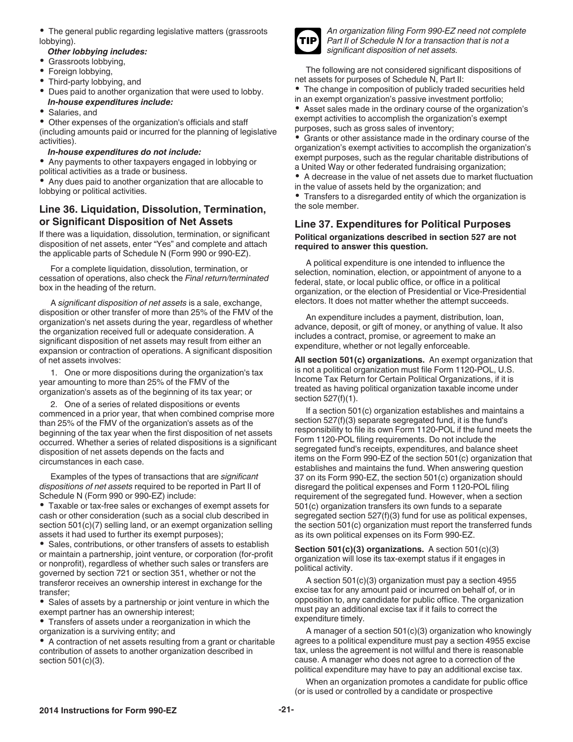- The general public regarding legislative matters (grassroots lobbying).

***Other lobbying includes:***

- Grassroots lobbying,
- Foreign lobbying,
- Third-party lobbying, and
- Dues paid to another organization that were used to lobby.

***In-house expenditures include:***

- Salaries, and
- Other expenses of the organization's officials and staff (including amounts paid or incurred for the planning of legislative activities).

***In-house expenditures do not include:***

- Any payments to other taxpayers engaged in lobbying or political activities as a trade or business.
- Any dues paid to another organization that are allocable to lobbying or political activities.

## Line 36. Liquidation, Dissolution, Termination, or Significant Disposition of Net Assets

If there was a liquidation, dissolution, termination, or significant disposition of net assets, enter "Yes" and complete and attach the applicable parts of Schedule N (Form 990 or 990-EZ).

For a complete liquidation, dissolution, termination, or cessation of operations, also check the *Final return/terminated* box in the heading of the return.

A *significant disposition of net assets* is a sale, exchange, disposition or other transfer of more than 25% of the FMV of the organization's net assets during the year, regardless of whether the organization received full or adequate consideration. A significant disposition of net assets may result from either an expansion or contraction of operations. A significant disposition of net assets involves:

1. One or more dispositions during the organization's tax year amounting to more than 25% of the FMV of the organization's assets as of the beginning of its tax year; or

2. One of a series of related dispositions or events commenced in a prior year, that when combined comprise more than 25% of the FMV of the organization's assets as of the beginning of the tax year when the first disposition of net assets occurred. Whether a series of related dispositions is a significant disposition of net assets depends on the facts and circumstances in each case.

Examples of the types of transactions that are *significant dispositions of net assets* required to be reported in Part II of Schedule N (Form 990 or 990-EZ) include:

- Taxable or tax-free sales or exchanges of exempt assets for cash or other consideration (such as a social club described in section 501(c)(7) selling land, or an exempt organization selling assets it had used to further its exempt purposes);
- Sales, contributions, or other transfers of assets to establish or maintain a partnership, joint venture, or corporation (for-profit or nonprofit), regardless of whether such sales or transfers are governed by section 721 or section 351, whether or not the transferor receives an ownership interest in exchange for the transfer;
- Sales of assets by a partnership or joint venture in which the exempt partner has an ownership interest;
- Transfers of assets under a reorganization in which the organization is a surviving entity; and
- A contraction of net assets resulting from a grant or charitable contribution of assets to another organization described in section 501(c)(3).

**TIP** *An organization filing Form 990-EZ need not complete Part II of Schedule N for a transaction that is not a significant disposition of net assets.*

The following are not considered significant dispositions of net assets for purposes of Schedule N, Part II:

- The change in composition of publicly traded securities held in an exempt organization's passive investment portfolio;
- Asset sales made in the ordinary course of the organization's exempt activities to accomplish the organization's exempt purposes, such as gross sales of inventory;
- Grants or other assistance made in the ordinary course of the organization's exempt activities to accomplish the organization's exempt purposes, such as the regular charitable distributions of a United Way or other federated fundraising organization;
- A decrease in the value of net assets due to market fluctuation in the value of assets held by the organization; and
- Transfers to a disregarded entity of which the organization is the sole member.

## Line 37. Expenditures for Political Purposes

**Political organizations described in section 527 are not required to answer this question.**

A political expenditure is one intended to influence the selection, nomination, election, or appointment of anyone to a federal, state, or local public office, or office in a political organization, or the election of Presidential or Vice-Presidential electors. It does not matter whether the attempt succeeds.

An expenditure includes a payment, distribution, loan, advance, deposit, or gift of money, or anything of value. It also includes a contract, promise, or agreement to make an expenditure, whether or not legally enforceable.

**All section 501(c) organizations.** An exempt organization that is not a political organization must file Form 1120-POL, U.S. Income Tax Return for Certain Political Organizations, if it is treated as having political organization taxable income under section 527(f)(1).

If a section 501(c) organization establishes and maintains a section 527(f)(3) separate segregated fund, it is the fund's responsibility to file its own Form 1120-POL if the fund meets the Form 1120-POL filing requirements. Do not include the segregated fund's receipts, expenditures, and balance sheet items on the Form 990-EZ of the section 501(c) organization that establishes and maintains the fund. When answering question 37 on its Form 990-EZ, the section 501(c) organization should disregard the political expenses and Form 1120-POL filing requirement of the segregated fund. However, when a section 501(c) organization transfers its own funds to a separate segregated section 527(f)(3) fund for use as political expenses, the section 501(c) organization must report the transferred funds as its own political expenses on its Form 990-EZ.

**Section 501(c)(3) organizations.** A section 501(c)(3) organization will lose its tax-exempt status if it engages in political activity.

A section 501(c)(3) organization must pay a section 4955 excise tax for any amount paid or incurred on behalf of, or in opposition to, any candidate for public office. The organization must pay an additional excise tax if it fails to correct the expenditure timely.

A manager of a section 501(c)(3) organization who knowingly agrees to a political expenditure must pay a section 4955 excise tax, unless the agreement is not willful and there is reasonable cause. A manager who does not agree to a correction of the political expenditure may have to pay an additional excise tax.

When an organization promotes a candidate for public office (or is used or controlled by a candidate or prospective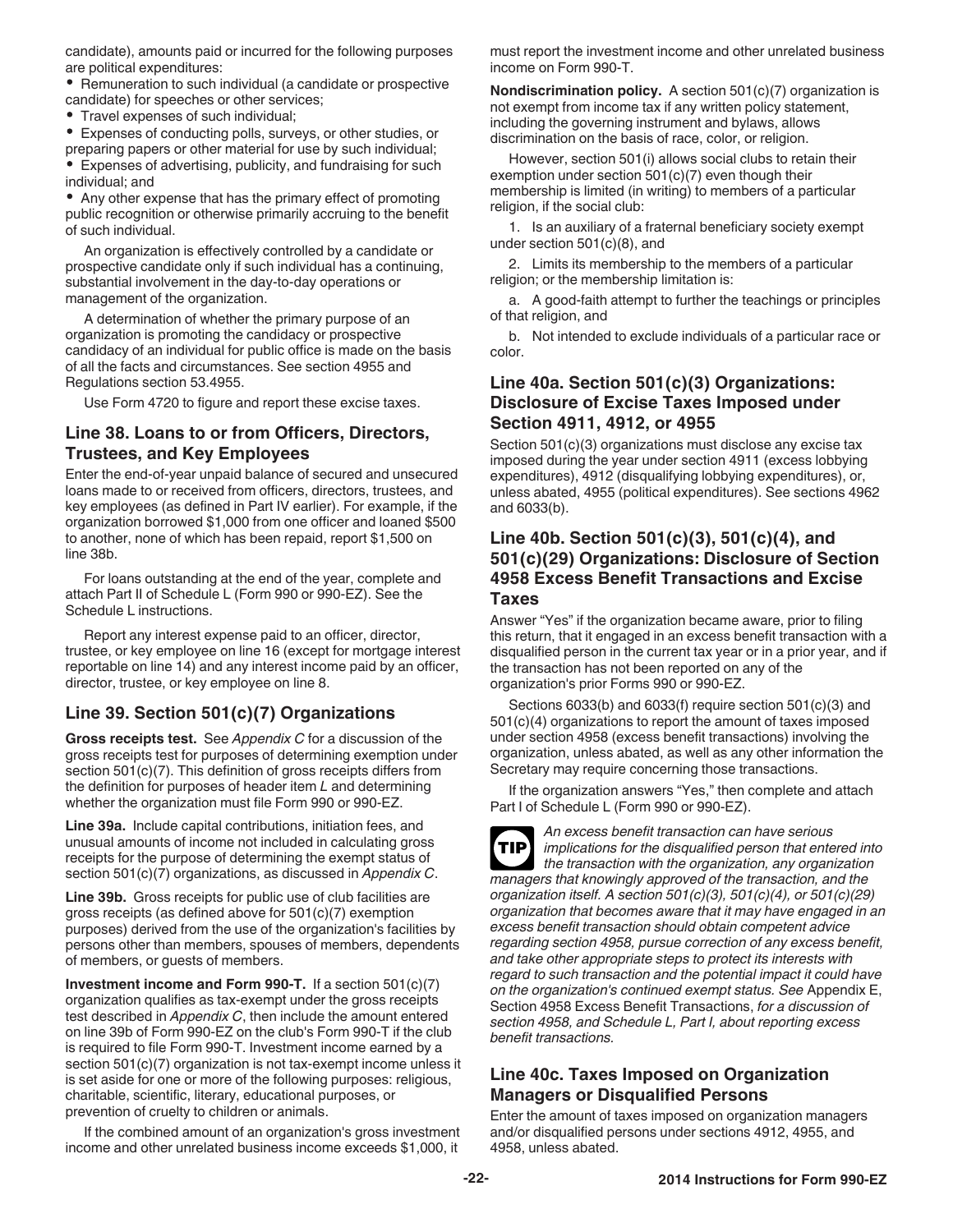candidate), amounts paid or incurred for the following purposes are political expenditures:

- Remuneration to such individual (a candidate or prospective candidate) for speeches or other services;
- Travel expenses of such individual;
- Expenses of conducting polls, surveys, or other studies, or preparing papers or other material for use by such individual;
- Expenses of advertising, publicity, and fundraising for such individual; and
- Any other expense that has the primary effect of promoting public recognition or otherwise primarily accruing to the benefit of such individual.

An organization is effectively controlled by a candidate or prospective candidate only if such individual has a continuing, substantial involvement in the day-to-day operations or management of the organization.

A determination of whether the primary purpose of an organization is promoting the candidacy or prospective candidacy of an individual for public office is made on the basis of all the facts and circumstances. See section 4955 and Regulations section 53.4955.

Use Form 4720 to figure and report these excise taxes.

## Line 38. Loans to or from Officers, Directors, Trustees, and Key Employees

Enter the end-of-year unpaid balance of secured and unsecured loans made to or received from officers, directors, trustees, and key employees (as defined in Part IV earlier). For example, if the organization borrowed $1,000 from one officer and loaned $500 to another, none of which has been repaid, report $1,500 on line 38b.

For loans outstanding at the end of the year, complete and attach Part II of Schedule L (Form 990 or 990-EZ). See the Schedule L instructions.

Report any interest expense paid to an officer, director, trustee, or key employee on line 16 (except for mortgage interest reportable on line 14) and any interest income paid by an officer, director, trustee, or key employee on line 8.

## Line 39. Section 501(c)(7) Organizations

**Gross receipts test.** See *Appendix C* for a discussion of the gross receipts test for purposes of determining exemption under section 501(c)(7). This definition of gross receipts differs from the definition for purposes of header item *L* and determining whether the organization must file Form 990 or 990-EZ.

**Line 39a.** Include capital contributions, initiation fees, and unusual amounts of income not included in calculating gross receipts for the purpose of determining the exempt status of section 501(c)(7) organizations, as discussed in *Appendix C*.

**Line 39b.** Gross receipts for public use of club facilities are gross receipts (as defined above for 501(c)(7) exemption purposes) derived from the use of the organization's facilities by persons other than members, spouses of members, dependents of members, or guests of members.

**Investment income and Form 990-T.** If a section 501(c)(7) organization qualifies as tax-exempt under the gross receipts test described in *Appendix C*, then include the amount entered on line 39b of Form 990-EZ on the club's Form 990-T if the club is required to file Form 990-T. Investment income earned by a section 501(c)(7) organization is not tax-exempt income unless it is set aside for one or more of the following purposes: religious, charitable, scientific, literary, educational purposes, or prevention of cruelty to children or animals.

If the combined amount of an organization's gross investment income and other unrelated business income exceeds $1,000, it must report the investment income and other unrelated business income on Form 990-T.

**Nondiscrimination policy.** A section 501(c)(7) organization is not exempt from income tax if any written policy statement, including the governing instrument and bylaws, allows discrimination on the basis of race, color, or religion.

However, section 501(i) allows social clubs to retain their exemption under section 501(c)(7) even though their membership is limited (in writing) to members of a particular religion, if the social club:

1. Is an auxiliary of a fraternal beneficiary society exempt under section 501(c)(8), and

2. Limits its membership to the members of a particular religion; or the membership limitation is:

   a. A good-faith attempt to further the teachings or principles of that religion, and

   b. Not intended to exclude individuals of a particular race or color.

## Line 40a. Section 501(c)(3) Organizations: Disclosure of Excise Taxes Imposed under Section 4911, 4912, or 4955

Section 501(c)(3) organizations must disclose any excise tax imposed during the year under section 4911 (excess lobbying expenditures), 4912 (disqualifying lobbying expenditures), or, unless abated, 4955 (political expenditures). See sections 4962 and 6033(b).

## Line 40b. Section 501(c)(3), 501(c)(4), and 501(c)(29) Organizations: Disclosure of Section 4958 Excess Benefit Transactions and Excise Taxes

Answer "Yes" if the organization became aware, prior to filing this return, that it engaged in an excess benefit transaction with a disqualified person in the current tax year or in a prior year, and if the transaction has not been reported on any of the organization's prior Forms 990 or 990-EZ.

Sections 6033(b) and 6033(f) require section 501(c)(3) and 501(c)(4) organizations to report the amount of taxes imposed under section 4958 (excess benefit transactions) involving the organization, unless abated, as well as any other information the Secretary may require concerning those transactions.

If the organization answers "Yes," then complete and attach Part I of Schedule L (Form 990 or 990-EZ).

**TIP** *An excess benefit transaction can have serious implications for the disqualified person that entered into the transaction with the organization, any organization managers that knowingly approved of the transaction, and the organization itself. A section 501(c)(3), 501(c)(4), or 501(c)(29) organization that becomes aware that it may have engaged in an excess benefit transaction should obtain competent advice regarding section 4958, pursue correction of any excess benefit, and take other appropriate steps to protect its interests with regard to such transaction and the potential impact it could have on the organization's continued exempt status. See* Appendix E, Section 4958 Excess Benefit Transactions, *for a discussion of section 4958, and Schedule L, Part I, about reporting excess benefit transactions.*

## Line 40c. Taxes Imposed on Organization Managers or Disqualified Persons

Enter the amount of taxes imposed on organization managers and/or disqualified persons under sections 4912, 4955, and 4958, unless abated.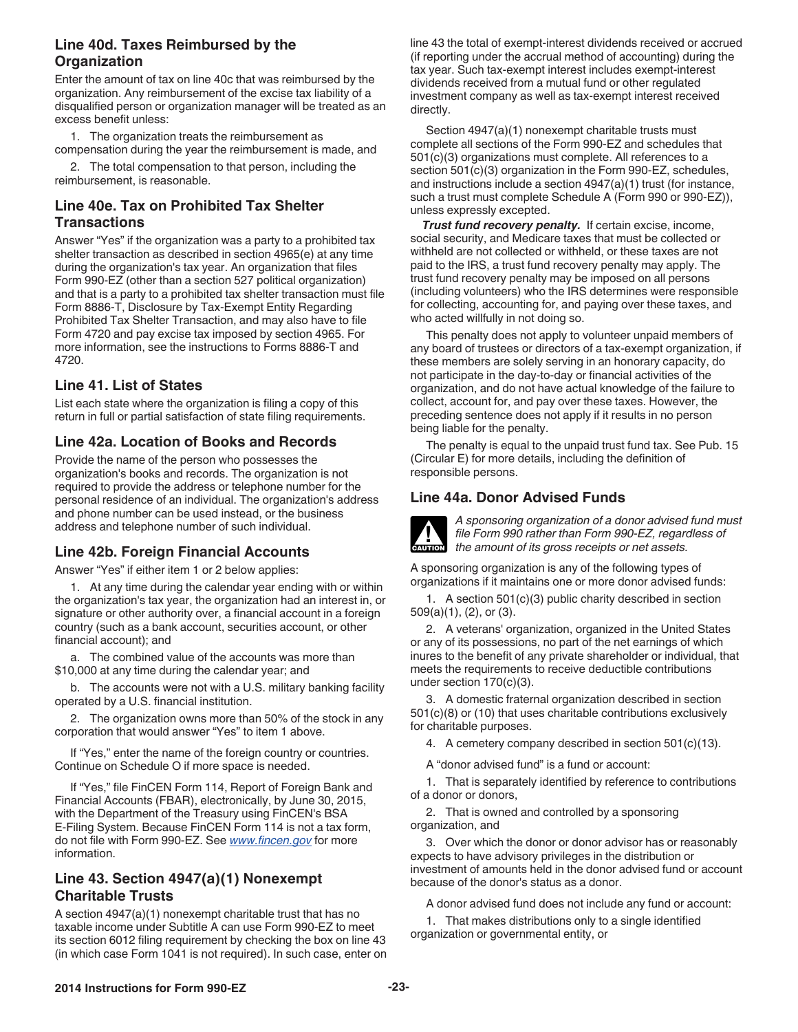## Line 40d. Taxes Reimbursed by the Organization

Enter the amount of tax on line 40c that was reimbursed by the organization. Any reimbursement of the excise tax liability of a disqualified person or organization manager will be treated as an excess benefit unless:

1. The organization treats the reimbursement as compensation during the year the reimbursement is made, and
2. The total compensation to that person, including the reimbursement, is reasonable.

## Line 40e. Tax on Prohibited Tax Shelter Transactions

Answer "Yes" if the organization was a party to a prohibited tax shelter transaction as described in section 4965(e) at any time during the organization's tax year. An organization that files Form 990-EZ (other than a section 527 political organization) and that is a party to a prohibited tax shelter transaction must file Form 8886-T, Disclosure by Tax-Exempt Entity Regarding Prohibited Tax Shelter Transaction, and may also have to file Form 4720 and pay excise tax imposed by section 4965. For more information, see the instructions to Forms 8886-T and 4720.

## Line 41. List of States

List each state where the organization is filing a copy of this return in full or partial satisfaction of state filing requirements.

## Line 42a. Location of Books and Records

Provide the name of the person who possesses the organization's books and records. The organization is not required to provide the address or telephone number for the personal residence of an individual. The organization's address and phone number can be used instead, or the business address and telephone number of such individual.

## Line 42b. Foreign Financial Accounts

Answer "Yes" if either item 1 or 2 below applies:

1. At any time during the calendar year ending with or within the organization's tax year, the organization had an interest in, or signature or other authority over, a financial account in a foreign country (such as a bank account, securities account, or other financial account); and

   a. The combined value of the accounts was more than $10,000 at any time during the calendar year; and

   b. The accounts were not with a U.S. military banking facility operated by a U.S. financial institution.

2. The organization owns more than 50% of the stock in any corporation that would answer "Yes" to item 1 above.

If "Yes," enter the name of the foreign country or countries. Continue on Schedule O if more space is needed.

If "Yes," file FinCEN Form 114, Report of Foreign Bank and Financial Accounts (FBAR), electronically, by June 30, 2015, with the Department of the Treasury using FinCEN's BSA E-Filing System. Because FinCEN Form 114 is not a tax form, do not file with Form 990-EZ. See *www.fincen.gov* for more information.

## Line 43. Section 4947(a)(1) Nonexempt Charitable Trusts

A section 4947(a)(1) nonexempt charitable trust that has no taxable income under Subtitle A can use Form 990-EZ to meet its section 6012 filing requirement by checking the box on line 43 (in which case Form 1041 is not required). In such case, enter on line 43 the total of exempt-interest dividends received or accrued (if reporting under the accrual method of accounting) during the tax year. Such tax-exempt interest includes exempt-interest dividends received from a mutual fund or other regulated investment company as well as tax-exempt interest received directly.

Section 4947(a)(1) nonexempt charitable trusts must complete all sections of the Form 990-EZ and schedules that 501(c)(3) organizations must complete. All references to a section 501(c)(3) organization in the Form 990-EZ, schedules, and instructions include a section 4947(a)(1) trust (for instance, such a trust must complete Schedule A (Form 990 or 990-EZ)), unless expressly excepted.

***Trust fund recovery penalty.*** If certain excise, income, social security, and Medicare taxes that must be collected or withheld are not collected or withheld, or these taxes are not paid to the IRS, a trust fund recovery penalty may apply. The trust fund recovery penalty may be imposed on all persons (including volunteers) who the IRS determines were responsible for collecting, accounting for, and paying over these taxes, and who acted willfully in not doing so.

This penalty does not apply to volunteer unpaid members of any board of trustees or directors of a tax-exempt organization, if these members are solely serving in an honorary capacity, do not participate in the day-to-day or financial activities of the organization, and do not have actual knowledge of the failure to collect, account for, and pay over these taxes. However, the preceding sentence does not apply if it results in no person being liable for the penalty.

The penalty is equal to the unpaid trust fund tax. See Pub. 15 (Circular E) for more details, including the definition of responsible persons.

## Line 44a. Donor Advised Funds

**CAUTION**: *A sponsoring organization of a donor advised fund must file Form 990 rather than Form 990-EZ, regardless of the amount of its gross receipts or net assets.*

A sponsoring organization is any of the following types of organizations if it maintains one or more donor advised funds:

1. A section 501(c)(3) public charity described in section 509(a)(1), (2), or (3).
2. A veterans' organization, organized in the United States or any of its possessions, no part of the net earnings of which inures to the benefit of any private shareholder or individual, that meets the requirements to receive deductible contributions under section 170(c)(3).
3. A domestic fraternal organization described in section 501(c)(8) or (10) that uses charitable contributions exclusively for charitable purposes.
4. A cemetery company described in section 501(c)(13).

A "donor advised fund" is a fund or account:

1. That is separately identified by reference to contributions of a donor or donors,
2. That is owned and controlled by a sponsoring organization, and
3. Over which the donor or donor advisor has or reasonably expects to have advisory privileges in the distribution or investment of amounts held in the donor advised fund or account because of the donor's status as a donor.

A donor advised fund does not include any fund or account:

1. That makes distributions only to a single identified organization or governmental entity, or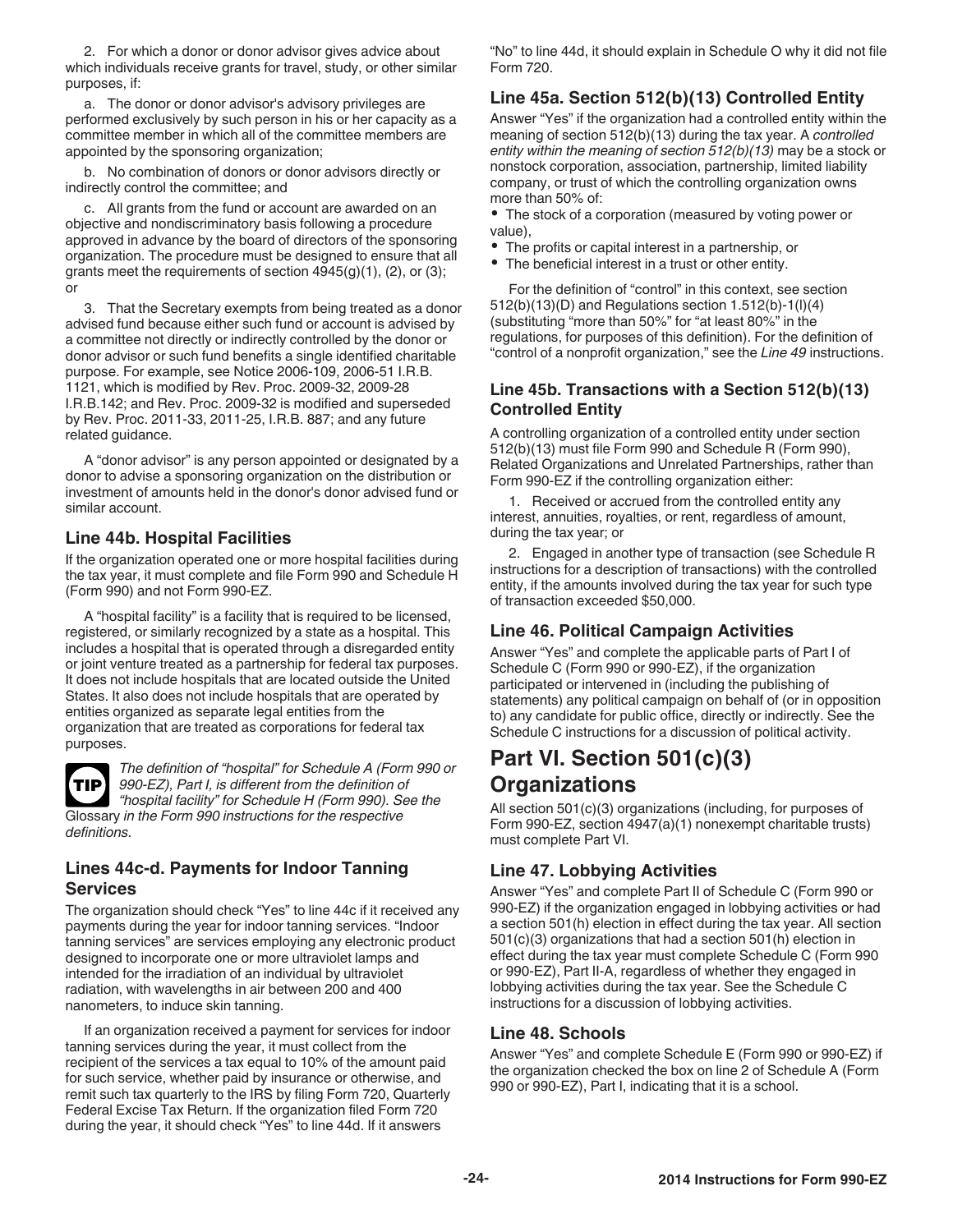2. For which a donor or donor advisor gives advice about which individuals receive grants for travel, study, or other similar purposes, if:

a. The donor or donor advisor's advisory privileges are performed exclusively by such person in his or her capacity as a committee member in which all of the committee members are appointed by the sponsoring organization;

b. No combination of donors or donor advisors directly or indirectly control the committee; and

c. All grants from the fund or account are awarded on an objective and nondiscriminatory basis following a procedure approved in advance by the board of directors of the sponsoring organization. The procedure must be designed to ensure that all grants meet the requirements of section 4945(g)(1), (2), or (3); or

3. That the Secretary exempts from being treated as a donor advised fund because either such fund or account is advised by a committee not directly or indirectly controlled by the donor or donor advisor or such fund benefits a single identified charitable purpose. For example, see Notice 2006-109, 2006-51 I.R.B. 1121, which is modified by Rev. Proc. 2009-32, 2009-28 I.R.B.142; and Rev. Proc. 2009-32 is modified and superseded by Rev. Proc. 2011-33, 2011-25, I.R.B. 887; and any future related guidance.

A "donor advisor" is any person appointed or designated by a donor to advise a sponsoring organization on the distribution or investment of amounts held in the donor's donor advised fund or similar account.

### Line 44b. Hospital Facilities

If the organization operated one or more hospital facilities during the tax year, it must complete and file Form 990 and Schedule H (Form 990) and not Form 990-EZ.

A "hospital facility" is a facility that is required to be licensed, registered, or similarly recognized by a state as a hospital. This includes a hospital that is operated through a disregarded entity or joint venture treated as a partnership for federal tax purposes. It does not include hospitals that are located outside the United States. It also does not include hospitals that are operated by entities organized as separate legal entities from the organization that are treated as corporations for federal tax purposes.

**TIP** *The definition of "hospital" for Schedule A (Form 990 or 990-EZ), Part I, is different from the definition of "hospital facility" for Schedule H (Form 990). See the Glossary in the Form 990 instructions for the respective definitions.*

### Lines 44c-d. Payments for Indoor Tanning Services

The organization should check "Yes" to line 44c if it received any payments during the year for indoor tanning services. "Indoor tanning services" are services employing any electronic product designed to incorporate one or more ultraviolet lamps and intended for the irradiation of an individual by ultraviolet radiation, with wavelengths in air between 200 and 400 nanometers, to induce skin tanning.

If an organization received a payment for services for indoor tanning services during the year, it must collect from the recipient of the services a tax equal to 10% of the amount paid for such service, whether paid by insurance or otherwise, and remit such tax quarterly to the IRS by filing Form 720, Quarterly Federal Excise Tax Return. If the organization filed Form 720 during the year, it should check "Yes" to line 44d. If it answers "No" to line 44d, it should explain in Schedule O why it did not file Form 720.

### Line 45a. Section 512(b)(13) Controlled Entity

Answer "Yes" if the organization had a controlled entity within the meaning of section 512(b)(13) during the tax year. A *controlled entity within the meaning of section 512(b)(13)* may be a stock or nonstock corporation, association, partnership, limited liability company, or trust of which the controlling organization owns more than 50% of:

- The stock of a corporation (measured by voting power or value),
- The profits or capital interest in a partnership, or
- The beneficial interest in a trust or other entity.

For the definition of "control" in this context, see section 512(b)(13)(D) and Regulations section 1.512(b)-1(l)(4) (substituting "more than 50%" for "at least 80%" in the regulations, for purposes of this definition). For the definition of "control of a nonprofit organization," see the *Line 49* instructions.

### Line 45b. Transactions with a Section 512(b)(13) Controlled Entity

A controlling organization of a controlled entity under section 512(b)(13) must file Form 990 and Schedule R (Form 990), Related Organizations and Unrelated Partnerships, rather than Form 990-EZ if the controlling organization either:

1. Received or accrued from the controlled entity any interest, annuities, royalties, or rent, regardless of amount, during the tax year; or

2. Engaged in another type of transaction (see Schedule R instructions for a description of transactions) with the controlled entity, if the amounts involved during the tax year for such type of transaction exceeded $50,000.

### Line 46. Political Campaign Activities

Answer "Yes" and complete the applicable parts of Part I of Schedule C (Form 990 or 990-EZ), if the organization participated or intervened in (including the publishing of statements) any political campaign on behalf of (or in opposition to) any candidate for public office, directly or indirectly. See the Schedule C instructions for a discussion of political activity.

## Part VI. Section 501(c)(3) Organizations

All section 501(c)(3) organizations (including, for purposes of Form 990-EZ, section 4947(a)(1) nonexempt charitable trusts) must complete Part VI.

### Line 47. Lobbying Activities

Answer "Yes" and complete Part II of Schedule C (Form 990 or 990-EZ) if the organization engaged in lobbying activities or had a section 501(h) election in effect during the tax year. All section 501(c)(3) organizations that had a section 501(h) election in effect during the tax year must complete Schedule C (Form 990 or 990-EZ), Part II-A, regardless of whether they engaged in lobbying activities during the tax year. See the Schedule C instructions for a discussion of lobbying activities.

### Line 48. Schools

Answer "Yes" and complete Schedule E (Form 990 or 990-EZ) if the organization checked the box on line 2 of Schedule A (Form 990 or 990-EZ), Part I, indicating that it is a school.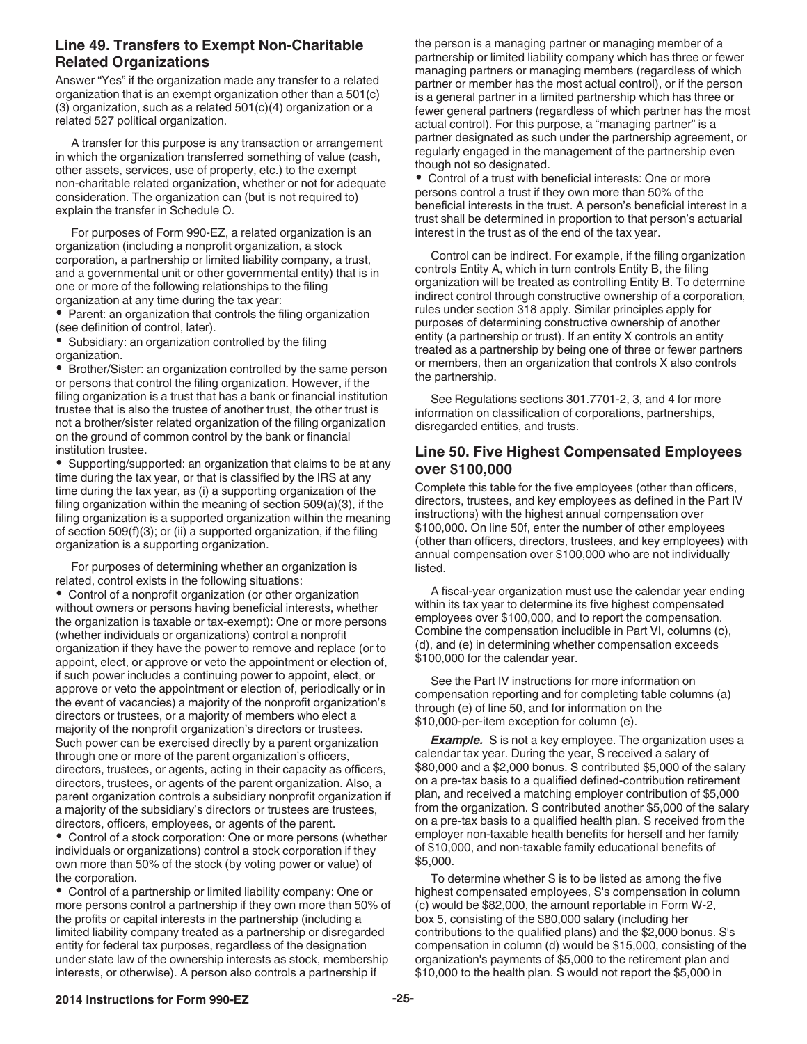### Line 49. Transfers to Exempt Non-Charitable Related Organizations

Answer "Yes" if the organization made any transfer to a related organization that is an exempt organization other than a 501(c)(3) organization, such as a related 501(c)(4) organization or a related 527 political organization.

A transfer for this purpose is any transaction or arrangement in which the organization transferred something of value (cash, other assets, services, use of property, etc.) to the exempt non-charitable related organization, whether or not for adequate consideration. The organization can (but is not required to) explain the transfer in Schedule O.

For purposes of Form 990-EZ, a related organization is an organization (including a nonprofit organization, a stock corporation, a partnership or limited liability company, a trust, and a governmental unit or other governmental entity) that is in one or more of the following relationships to the filing organization at any time during the tax year:

- Parent: an organization that controls the filing organization (see definition of control, later).
- Subsidiary: an organization controlled by the filing organization.
- Brother/Sister: an organization controlled by the same person or persons that control the filing organization. However, if the filing organization is a trust that has a bank or financial institution trustee that is also the trustee of another trust, the other trust is not a brother/sister related organization of the filing organization on the ground of common control by the bank or financial institution trustee.
- Supporting/supported: an organization that claims to be at any time during the tax year, or that is classified by the IRS at any time during the tax year, as (i) a supporting organization of the filing organization within the meaning of section 509(a)(3), if the filing organization is a supported organization within the meaning of section 509(f)(3); or (ii) a supported organization, if the filing organization is a supporting organization.

For purposes of determining whether an organization is related, control exists in the following situations:

- Control of a nonprofit organization (or other organization without owners or persons having beneficial interests, whether the organization is taxable or tax-exempt): One or more persons (whether individuals or organizations) control a nonprofit organization if they have the power to remove and replace (or to appoint, elect, or approve or veto the appointment or election of, if such power includes a continuing power to appoint, elect, or approve or veto the appointment or election of, periodically or in the event of vacancies) a majority of the nonprofit organization's directors or trustees, or a majority of members who elect a majority of the nonprofit organization's directors or trustees. Such power can be exercised directly by a parent organization through one or more of the parent organization's officers, directors, trustees, or agents, acting in their capacity as officers, directors, trustees, or agents of the parent organization. Also, a parent organization controls a subsidiary nonprofit organization if a majority of the subsidiary's directors or trustees are trustees, directors, officers, employees, or agents of the parent.
- Control of a stock corporation: One or more persons (whether individuals or organizations) control a stock corporation if they own more than 50% of the stock (by voting power or value) of the corporation.
- Control of a partnership or limited liability company: One or more persons control a partnership if they own more than 50% of the profits or capital interests in the partnership (including a limited liability company treated as a partnership or disregarded entity for federal tax purposes, regardless of the designation under state law of the ownership interests as stock, membership interests, or otherwise). A person also controls a partnership if the person is a managing partner or managing member of a partnership or limited liability company which has three or fewer managing partners or managing members (regardless of which partner or member has the most actual control), or if the person is a general partner in a limited partnership which has three or fewer general partners (regardless of which partner has the most actual control). For this purpose, a "managing partner" is a partner designated as such under the partnership agreement, or regularly engaged in the management of the partnership even though not so designated.
- Control of a trust with beneficial interests: One or more persons control a trust if they own more than 50% of the beneficial interests in the trust. A person's beneficial interest in a trust shall be determined in proportion to that person's actuarial interest in the trust as of the end of the tax year.

Control can be indirect. For example, if the filing organization controls Entity A, which in turn controls Entity B, the filing organization will be treated as controlling Entity B. To determine indirect control through constructive ownership of a corporation, rules under section 318 apply. Similar principles apply for purposes of determining constructive ownership of another entity (a partnership or trust). If an entity X controls an entity treated as a partnership by being one of three or fewer partners or members, then an organization that controls X also controls the partnership.

See Regulations sections 301.7701-2, 3, and 4 for more information on classification of corporations, partnerships, disregarded entities, and trusts.

### Line 50. Five Highest Compensated Employees over $100,000

Complete this table for the five employees (other than officers, directors, trustees, and key employees as defined in the Part IV instructions) with the highest annual compensation over $100,000. On line 50f, enter the number of other employees (other than officers, directors, trustees, and key employees) with annual compensation over $100,000 who are not individually listed.

A fiscal-year organization must use the calendar year ending within its tax year to determine its five highest compensated employees over $100,000, and to report the compensation. Combine the compensation includible in Part VI, columns (c), (d), and (e) in determining whether compensation exceeds $100,000 for the calendar year.

See the Part IV instructions for more information on compensation reporting and for completing table columns (a) through (e) of line 50, and for information on the $10,000-per-item exception for column (e).

***Example.*** S is not a key employee. The organization uses a calendar tax year. During the year, S received a salary of $80,000 and a $2,000 bonus. S contributed $5,000 of the salary on a pre-tax basis to a qualified defined-contribution retirement plan, and received a matching employer contribution of $5,000 from the organization. S contributed another $5,000 of the salary on a pre-tax basis to a qualified health plan. S received from the employer non-taxable health benefits for herself and her family of $10,000, and non-taxable family educational benefits of $5,000.

To determine whether S is to be listed as among the five highest compensated employees, S's compensation in column (c) would be $82,000, the amount reportable in Form W-2, box 5, consisting of the $80,000 salary (including her contributions to the qualified plans) and the $2,000 bonus. S's compensation in column (d) would be $15,000, consisting of the organization's payments of $5,000 to the retirement plan and $10,000 to the health plan. S would not report the $5,000 in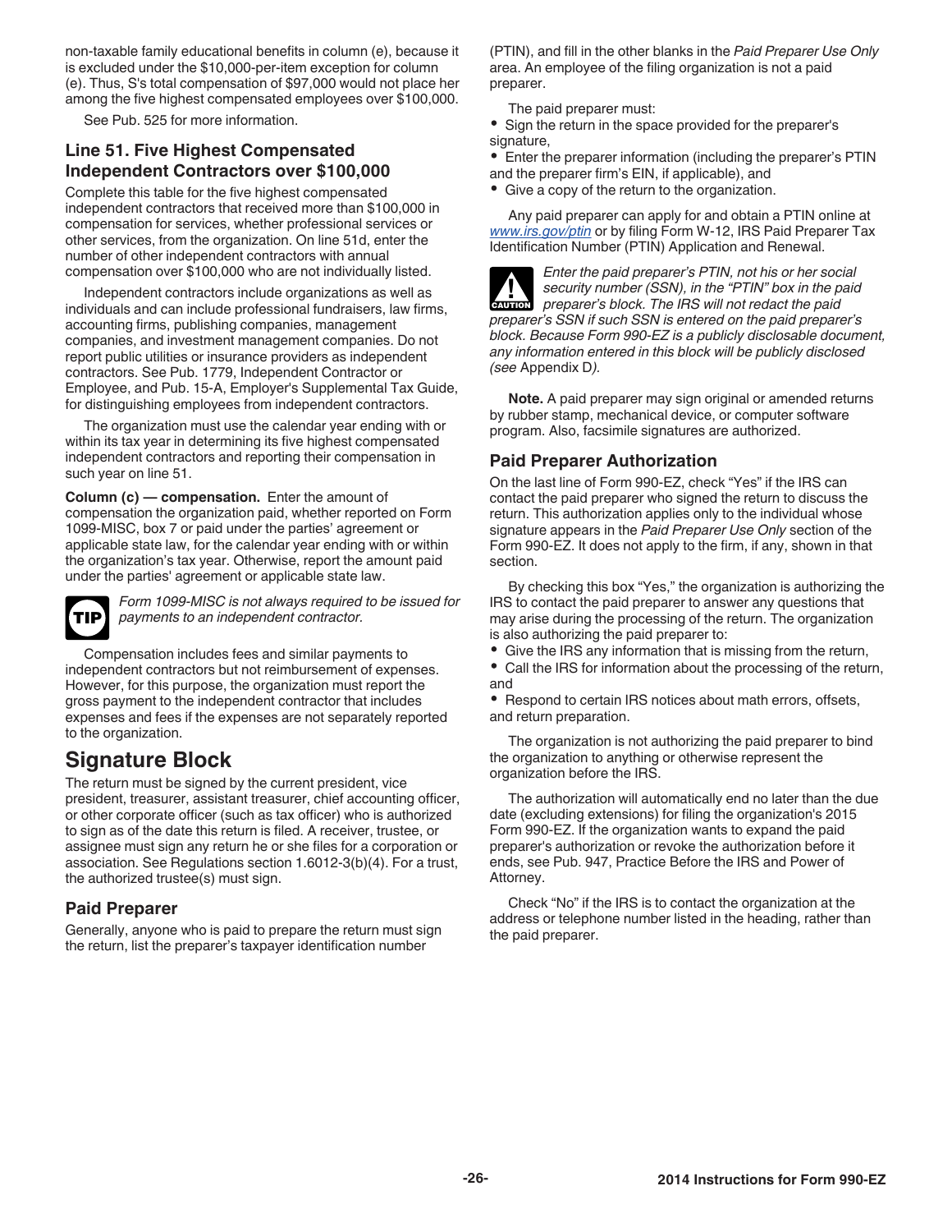non-taxable family educational benefits in column (e), because it is excluded under the $10,000-per-item exception for column (e). Thus, S's total compensation of $97,000 would not place her among the five highest compensated employees over $100,000.

See Pub. 525 for more information.

### Line 51. Five Highest Compensated Independent Contractors over $100,000

Complete this table for the five highest compensated independent contractors that received more than $100,000 in compensation for services, whether professional services or other services, from the organization. On line 51d, enter the number of other independent contractors with annual compensation over $100,000 who are not individually listed.

Independent contractors include organizations as well as individuals and can include professional fundraisers, law firms, accounting firms, publishing companies, management companies, and investment management companies. Do not report public utilities or insurance providers as independent contractors. See Pub. 1779, Independent Contractor or Employee, and Pub. 15-A, Employer's Supplemental Tax Guide, for distinguishing employees from independent contractors.

The organization must use the calendar year ending with or within its tax year in determining its five highest compensated independent contractors and reporting their compensation in such year on line 51.

**Column (c) — compensation.** Enter the amount of compensation the organization paid, whether reported on Form 1099-MISC, box 7 or paid under the parties' agreement or applicable state law, for the calendar year ending with or within the organization's tax year. Otherwise, report the amount paid under the parties' agreement or applicable state law.

TIP *Form 1099-MISC is not always required to be issued for payments to an independent contractor.*

Compensation includes fees and similar payments to independent contractors but not reimbursement of expenses. However, for this purpose, the organization must report the gross payment to the independent contractor that includes expenses and fees if the expenses are not separately reported to the organization.

## Signature Block

The return must be signed by the current president, vice president, treasurer, assistant treasurer, chief accounting officer, or other corporate officer (such as tax officer) who is authorized to sign as of the date this return is filed. A receiver, trustee, or assignee must sign any return he or she files for a corporation or association. See Regulations section 1.6012-3(b)(4). For a trust, the authorized trustee(s) must sign.

### Paid Preparer

Generally, anyone who is paid to prepare the return must sign the return, list the preparer's taxpayer identification number (PTIN), and fill in the other blanks in the *Paid Preparer Use Only* area. An employee of the filing organization is not a paid preparer.

The paid preparer must:

- Sign the return in the space provided for the preparer's signature,
- Enter the preparer information (including the preparer's PTIN and the preparer firm's EIN, if applicable), and
- Give a copy of the return to the organization.

Any paid preparer can apply for and obtain a PTIN online at [www.irs.gov/ptin](www.irs.gov/ptin) or by filing Form W-12, IRS Paid Preparer Tax Identification Number (PTIN) Application and Renewal.

CAUTION *Enter the paid preparer's PTIN, not his or her social security number (SSN), in the "PTIN" box in the paid preparer's block. The IRS will not redact the paid preparer's SSN if such SSN is entered on the paid preparer's block. Because Form 990-EZ is a publicly disclosable document, any information entered in this block will be publicly disclosed (see* Appendix D*).*

**Note.** A paid preparer may sign original or amended returns by rubber stamp, mechanical device, or computer software program. Also, facsimile signatures are authorized.

### Paid Preparer Authorization

On the last line of Form 990-EZ, check "Yes" if the IRS can contact the paid preparer who signed the return to discuss the return. This authorization applies only to the individual whose signature appears in the *Paid Preparer Use Only* section of the Form 990-EZ. It does not apply to the firm, if any, shown in that section.

By checking this box "Yes," the organization is authorizing the IRS to contact the paid preparer to answer any questions that may arise during the processing of the return. The organization is also authorizing the paid preparer to:

- Give the IRS any information that is missing from the return,
- Call the IRS for information about the processing of the return, and
- Respond to certain IRS notices about math errors, offsets, and return preparation.

The organization is not authorizing the paid preparer to bind the organization to anything or otherwise represent the organization before the IRS.

The authorization will automatically end no later than the due date (excluding extensions) for filing the organization's 2015 Form 990-EZ. If the organization wants to expand the paid preparer's authorization or revoke the authorization before it ends, see Pub. 947, Practice Before the IRS and Power of Attorney.

Check "No" if the IRS is to contact the organization at the address or telephone number listed in the heading, rather than the paid preparer.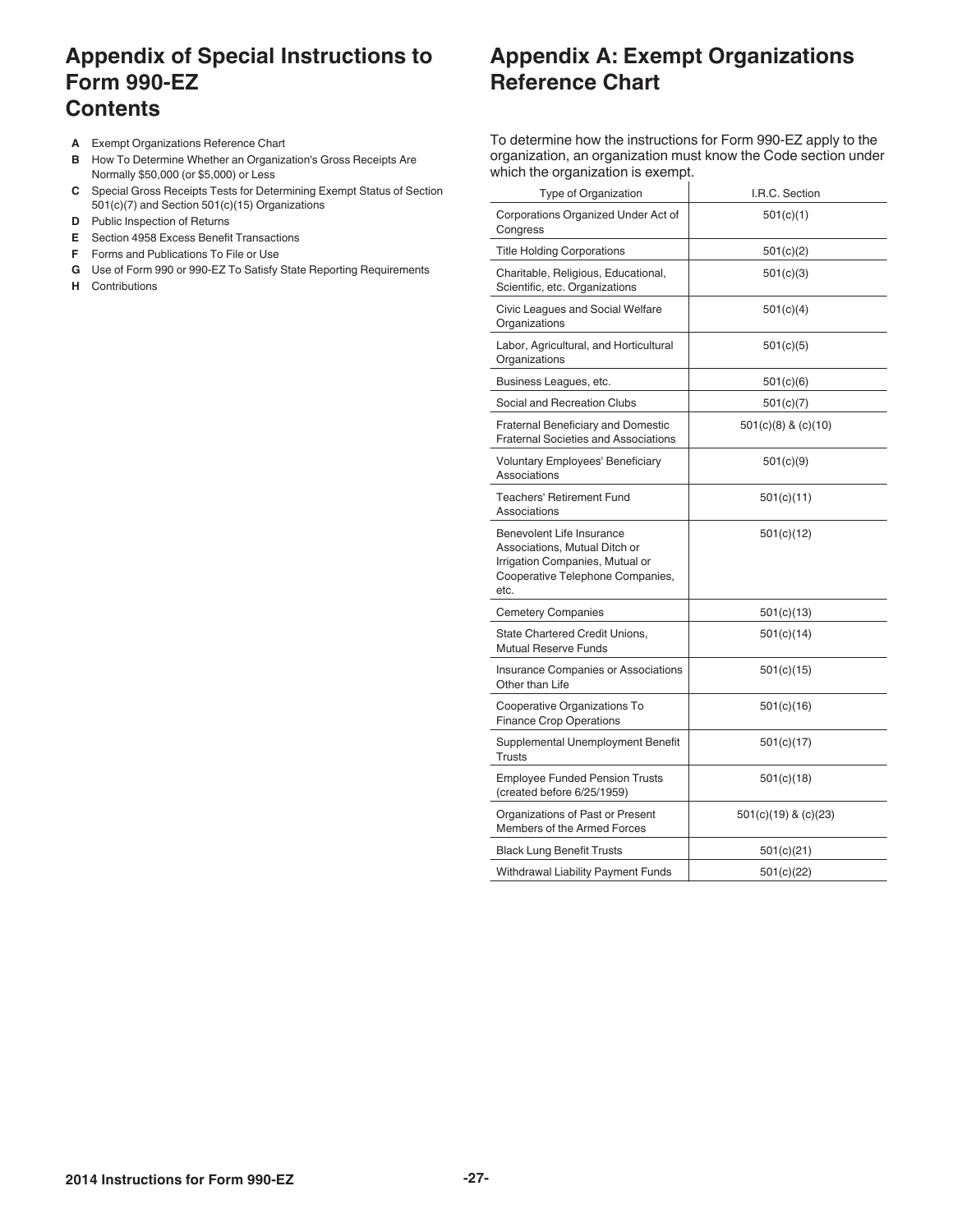# Appendix of Special Instructions to Form 990-EZ Contents

- **A** Exempt Organizations Reference Chart
- **B** How To Determine Whether an Organization's Gross Receipts Are Normally $50,000 (or $5,000) or Less
- **C** Special Gross Receipts Tests for Determining Exempt Status of Section 501(c)(7) and Section 501(c)(15) Organizations
- **D** Public Inspection of Returns
- **E** Section 4958 Excess Benefit Transactions
- **F** Forms and Publications To File or Use
- **G** Use of Form 990 or 990-EZ To Satisfy State Reporting Requirements
- **H** Contributions

# Appendix A: Exempt Organizations Reference Chart

To determine how the instructions for Form 990-EZ apply to the organization, an organization must know the Code section under which the organization is exempt.

| Type of Organization | I.R.C. Section |
| --- | --- |
| Corporations Organized Under Act of Congress | 501(c)(1) |
| Title Holding Corporations | 501(c)(2) |
| Charitable, Religious, Educational, Scientific, etc. Organizations | 501(c)(3) |
| Civic Leagues and Social Welfare Organizations | 501(c)(4) |
| Labor, Agricultural, and Horticultural Organizations | 501(c)(5) |
| Business Leagues, etc. | 501(c)(6) |
| Social and Recreation Clubs | 501(c)(7) |
| Fraternal Beneficiary and Domestic Fraternal Societies and Associations | 501(c)(8) & (c)(10) |
| Voluntary Employees' Beneficiary Associations | 501(c)(9) |
| Teachers' Retirement Fund Associations | 501(c)(11) |
| Benevolent Life Insurance Associations, Mutual Ditch or Irrigation Companies, Mutual or Cooperative Telephone Companies, etc. | 501(c)(12) |
| Cemetery Companies | 501(c)(13) |
| State Chartered Credit Unions, Mutual Reserve Funds | 501(c)(14) |
| Insurance Companies or Associations Other than Life | 501(c)(15) |
| Cooperative Organizations To Finance Crop Operations | 501(c)(16) |
| Supplemental Unemployment Benefit Trusts | 501(c)(17) |
| Employee Funded Pension Trusts (created before 6/25/1959) | 501(c)(18) |
| Organizations of Past or Present Members of the Armed Forces | 501(c)(19) & (c)(23) |
| Black Lung Benefit Trusts | 501(c)(21) |
| Withdrawal Liability Payment Funds | 501(c)(22) |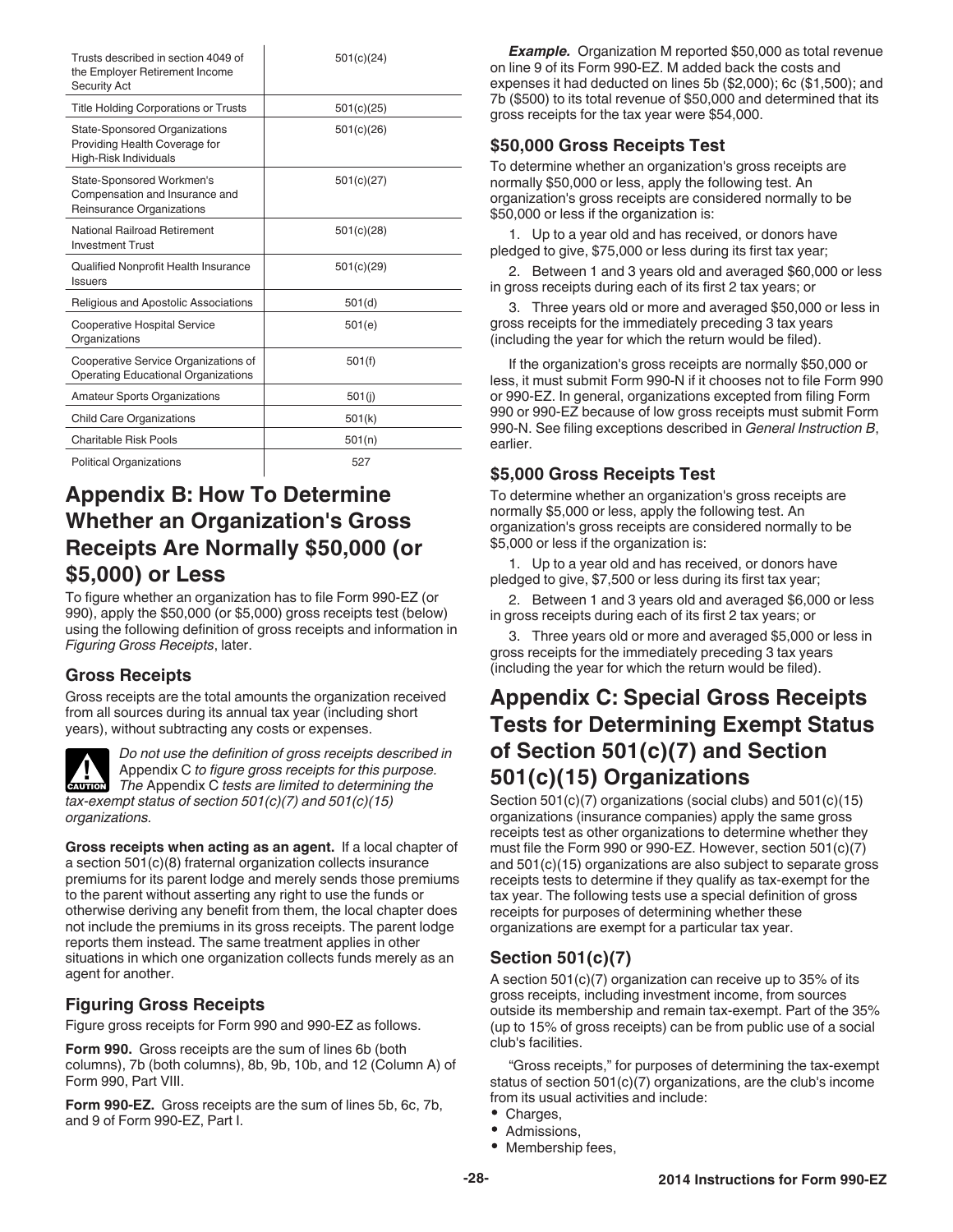| | |
|---|---|
| Trusts described in section 4049 of the Employer Retirement Income Security Act | 501(c)(24) |
| Title Holding Corporations or Trusts | 501(c)(25) |
| State-Sponsored Organizations Providing Health Coverage for High-Risk Individuals | 501(c)(26) |
| State-Sponsored Workmen's Compensation and Insurance and Reinsurance Organizations | 501(c)(27) |
| National Railroad Retirement Investment Trust | 501(c)(28) |
| Qualified Nonprofit Health Insurance Issuers | 501(c)(29) |
| Religious and Apostolic Associations | 501(d) |
| Cooperative Hospital Service Organizations | 501(e) |
| Cooperative Service Organizations of Operating Educational Organizations | 501(f) |
| Amateur Sports Organizations | 501(j) |
| Child Care Organizations | 501(k) |
| Charitable Risk Pools | 501(n) |
| Political Organizations | 527 |

# Appendix B: How To Determine Whether an Organization's Gross Receipts Are Normally $50,000 (or $5,000) or Less

To figure whether an organization has to file Form 990-EZ (or 990), apply the $50,000 (or $5,000) gross receipts test (below) using the following definition of gross receipts and information in *Figuring Gross Receipts*, later.

## Gross Receipts

Gross receipts are the total amounts the organization received from all sources during its annual tax year (including short years), without subtracting any costs or expenses.

**CAUTION** *Do not use the definition of gross receipts described in* Appendix C *to figure gross receipts for this purpose. The* Appendix C *tests are limited to determining the tax-exempt status of section 501(c)(7) and 501(c)(15) organizations.*

**Gross receipts when acting as an agent.** If a local chapter of a section 501(c)(8) fraternal organization collects insurance premiums for its parent lodge and merely sends those premiums to the parent without asserting any right to use the funds or otherwise deriving any benefit from them, the local chapter does not include the premiums in its gross receipts. The parent lodge reports them instead. The same treatment applies in other situations in which one organization collects funds merely as an agent for another.

## Figuring Gross Receipts

Figure gross receipts for Form 990 and 990-EZ as follows.

**Form 990.** Gross receipts are the sum of lines 6b (both columns), 7b (both columns), 8b, 9b, 10b, and 12 (Column A) of Form 990, Part VIII.

**Form 990-EZ.** Gross receipts are the sum of lines 5b, 6c, 7b, and 9 of Form 990-EZ, Part I.

***Example.*** Organization M reported $50,000 as total revenue on line 9 of its Form 990-EZ. M added back the costs and expenses it had deducted on lines 5b ($2,000); 6c ($1,500); and 7b ($500) to its total revenue of $50,000 and determined that its gross receipts for the tax year were $54,000.

## $50,000 Gross Receipts Test

To determine whether an organization's gross receipts are normally $50,000 or less, apply the following test. An organization's gross receipts are considered normally to be $50,000 or less if the organization is:

1. Up to a year old and has received, or donors have pledged to give, $75,000 or less during its first tax year;
2. Between 1 and 3 years old and averaged $60,000 or less in gross receipts during each of its first 2 tax years; or
3. Three years old or more and averaged $50,000 or less in gross receipts for the immediately preceding 3 tax years (including the year for which the return would be filed).

If the organization's gross receipts are normally $50,000 or less, it must submit Form 990-N if it chooses not to file Form 990 or 990-EZ. In general, organizations excepted from filing Form 990 or 990-EZ because of low gross receipts must submit Form 990-N. See filing exceptions described in *General Instruction B*, earlier.

## $5,000 Gross Receipts Test

To determine whether an organization's gross receipts are normally $5,000 or less, apply the following test. An organization's gross receipts are considered normally to be $5,000 or less if the organization is:

1. Up to a year old and has received, or donors have pledged to give, $7,500 or less during its first tax year;
2. Between 1 and 3 years old and averaged $6,000 or less in gross receipts during each of its first 2 tax years; or
3. Three years old or more and averaged $5,000 or less in gross receipts for the immediately preceding 3 tax years (including the year for which the return would be filed).

# Appendix C: Special Gross Receipts Tests for Determining Exempt Status of Section 501(c)(7) and Section 501(c)(15) Organizations

Section 501(c)(7) organizations (social clubs) and 501(c)(15) organizations (insurance companies) apply the same gross receipts test as other organizations to determine whether they must file the Form 990 or 990-EZ. However, section 501(c)(7) and 501(c)(15) organizations are also subject to separate gross receipts tests to determine if they qualify as tax-exempt for the tax year. The following tests use a special definition of gross receipts for purposes of determining whether these organizations are exempt for a particular tax year.

## Section 501(c)(7)

A section 501(c)(7) organization can receive up to 35% of its gross receipts, including investment income, from sources outside its membership and remain tax-exempt. Part of the 35% (up to 15% of gross receipts) can be from public use of a social club's facilities.

"Gross receipts," for purposes of determining the tax-exempt status of section 501(c)(7) organizations, are the club's income from its usual activities and include:

- Charges,
- Admissions,
- Membership fees,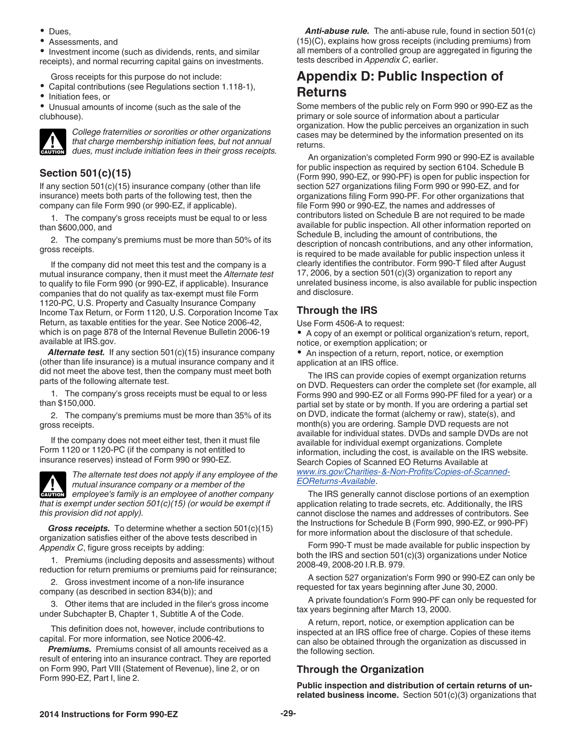- Dues,
- Assessments, and
- Investment income (such as dividends, rents, and similar receipts), and normal recurring capital gains on investments.

Gross receipts for this purpose do not include:

- Capital contributions (see Regulations section 1.118-1),
- Initiation fees, or
- Unusual amounts of income (such as the sale of the clubhouse).

**CAUTION** *College fraternities or sororities or other organizations that charge membership initiation fees, but not annual dues, must include initiation fees in their gross receipts.*

### Section 501(c)(15)

If any section 501(c)(15) insurance company (other than life insurance) meets both parts of the following test, then the company can file Form 990 (or 990-EZ, if applicable).

1. The company's gross receipts must be equal to or less than $600,000, and

2. The company's premiums must be more than 50% of its gross receipts.

If the company did not meet this test and the company is a mutual insurance company, then it must meet the *Alternate test* to qualify to file Form 990 (or 990-EZ, if applicable). Insurance companies that do not qualify as tax-exempt must file Form 1120-PC, U.S. Property and Casualty Insurance Company Income Tax Return, or Form 1120, U.S. Corporation Income Tax Return, as taxable entities for the year. See Notice 2006-42, which is on page 878 of the Internal Revenue Bulletin 2006-19 available at IRS.gov.

***Alternate test.*** If any section 501(c)(15) insurance company (other than life insurance) is a mutual insurance company and it did not meet the above test, then the company must meet both parts of the following alternate test.

1. The company's gross receipts must be equal to or less than $150,000.

2. The company's premiums must be more than 35% of its gross receipts.

If the company does not meet either test, then it must file Form 1120 or 1120-PC (if the company is not entitled to insurance reserves) instead of Form 990 or 990-EZ.

**CAUTION** *The alternate test does not apply if any employee of the mutual insurance company or a member of the employee's family is an employee of another company that is exempt under section 501(c)(15) (or would be exempt if this provision did not apply).*

***Gross receipts.*** To determine whether a section 501(c)(15) organization satisfies either of the above tests described in *Appendix C*, figure gross receipts by adding:

1. Premiums (including deposits and assessments) without reduction for return premiums or premiums paid for reinsurance;

2. Gross investment income of a non-life insurance company (as described in section 834(b)); and

3. Other items that are included in the filer's gross income under Subchapter B, Chapter 1, Subtitle A of the Code.

This definition does not, however, include contributions to capital. For more information, see Notice 2006-42.

***Premiums.*** Premiums consist of all amounts received as a result of entering into an insurance contract. They are reported on Form 990, Part VIII (Statement of Revenue), line 2, or on Form 990-EZ, Part I, line 2.

***Anti-abuse rule.*** The anti-abuse rule, found in section 501(c)(15)(C), explains how gross receipts (including premiums) from all members of a controlled group are aggregated in figuring the tests described in *Appendix C*, earlier.

## Appendix D: Public Inspection of Returns

Some members of the public rely on Form 990 or 990-EZ as the primary or sole source of information about a particular organization. How the public perceives an organization in such cases may be determined by the information presented on its returns.

An organization's completed Form 990 or 990-EZ is available for public inspection as required by section 6104. Schedule B (Form 990, 990-EZ, or 990-PF) is open for public inspection for section 527 organizations filing Form 990 or 990-EZ, and for organizations filing Form 990-PF. For other organizations that file Form 990 or 990-EZ, the names and addresses of contributors listed on Schedule B are not required to be made available for public inspection. All other information reported on Schedule B, including the amount of contributions, the description of noncash contributions, and any other information, is required to be made available for public inspection unless it clearly identifies the contributor. Form 990-T filed after August 17, 2006, by a section 501(c)(3) organization to report any unrelated business income, is also available for public inspection and disclosure.

### Through the IRS

Use Form 4506-A to request:

- A copy of an exempt or political organization's return, report, notice, or exemption application; or
- An inspection of a return, report, notice, or exemption application at an IRS office.

The IRS can provide copies of exempt organization returns on DVD. Requesters can order the complete set (for example, all Forms 990 and 990-EZ or all Forms 990-PF filed for a year) or a partial set by state or by month. If you are ordering a partial set on DVD, indicate the format (alchemy or raw), state(s), and month(s) you are ordering. Sample DVD requests are not available for individual states. DVDs and sample DVDs are not available for individual exempt organizations. Complete information, including the cost, is available on the IRS website. Search Copies of Scanned EO Returns Available at *www.irs.gov/Charities-&-Non-Profits/Copies-of-Scanned-EOReturns-Available*.

The IRS generally cannot disclose portions of an exemption application relating to trade secrets, etc. Additionally, the IRS cannot disclose the names and addresses of contributors. See the Instructions for Schedule B (Form 990, 990-EZ, or 990-PF) for more information about the disclosure of that schedule.

Form 990-T must be made available for public inspection by both the IRS and section 501(c)(3) organizations under Notice 2008-49, 2008-20 I.R.B. 979.

A section 527 organization's Form 990 or 990-EZ can only be requested for tax years beginning after June 30, 2000.

A private foundation's Form 990-PF can only be requested for tax years beginning after March 13, 2000.

A return, report, notice, or exemption application can be inspected at an IRS office free of charge. Copies of these items can also be obtained through the organization as discussed in the following section.

### Through the Organization

**Public inspection and distribution of certain returns of unrelated business income.** Section 501(c)(3) organizations that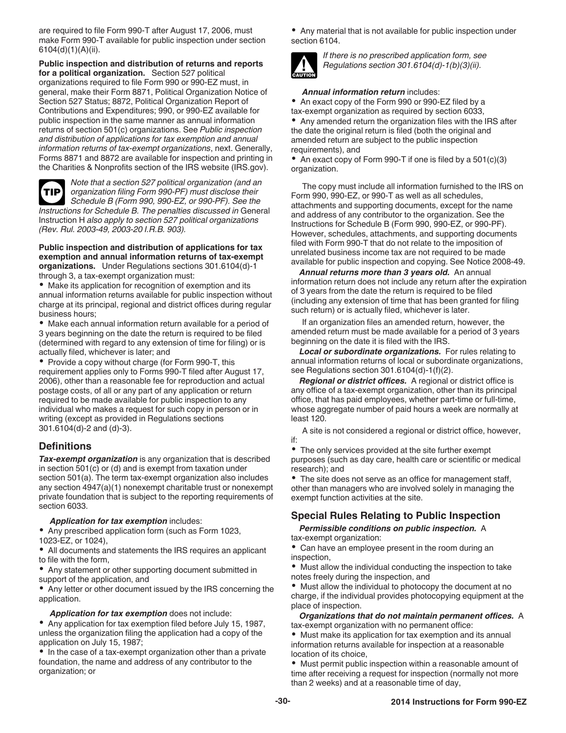are required to file Form 990-T after August 17, 2006, must make Form 990-T available for public inspection under section 6104(d)(1)(A)(ii).

**Public inspection and distribution of returns and reports for a political organization.** Section 527 political organizations required to file Form 990 or 990-EZ must, in general, make their Form 8871, Political Organization Notice of Section 527 Status; 8872, Political Organization Report of Contributions and Expenditures; 990, or 990-EZ available for public inspection in the same manner as annual information returns of section 501(c) organizations. See *Public inspection and distribution of applications for tax exemption and annual information returns of tax-exempt organizations*, next. Generally, Forms 8871 and 8872 are available for inspection and printing in the Charities & Nonprofits section of the IRS website (IRS.gov).

*TIP: Note that a section 527 political organization (and an organization filing Form 990-PF) must disclose their Schedule B (Form 990, 990-EZ, or 990-PF). See the Instructions for Schedule B. The penalties discussed in* General Instruction H *also apply to section 527 political organizations (Rev. Rul. 2003-49, 2003-20 I.R.B. 903).*

**Public inspection and distribution of applications for tax exemption and annual information returns of tax-exempt organizations.** Under Regulations sections 301.6104(d)-1 through 3, a tax-exempt organization must:

- Make its application for recognition of exemption and its annual information returns available for public inspection without charge at its principal, regional and district offices during regular business hours;
- Make each annual information return available for a period of 3 years beginning on the date the return is required to be filed (determined with regard to any extension of time for filing) or is actually filed, whichever is later; and
- Provide a copy without charge (for Form 990-T, this requirement applies only to Forms 990-T filed after August 17, 2006), other than a reasonable fee for reproduction and actual postage costs, of all or any part of any application or return required to be made available for public inspection to any individual who makes a request for such copy in person or in writing (except as provided in Regulations sections 301.6104(d)-2 and (d)-3).

## Definitions

***Tax-exempt organization*** is any organization that is described in section 501(c) or (d) and is exempt from taxation under section 501(a). The term tax-exempt organization also includes any section 4947(a)(1) nonexempt charitable trust or nonexempt private foundation that is subject to the reporting requirements of section 6033.

***Application for tax exemption*** includes:

- Any prescribed application form (such as Form 1023, 1023-EZ, or 1024),
- All documents and statements the IRS requires an applicant to file with the form,
- Any statement or other supporting document submitted in support of the application, and
- Any letter or other document issued by the IRS concerning the application.

***Application for tax exemption*** does not include:

- Any application for tax exemption filed before July 15, 1987, unless the organization filing the application had a copy of the application on July 15, 1987;
- In the case of a tax-exempt organization other than a private foundation, the name and address of any contributor to the organization; or
- Any material that is not available for public inspection under section 6104.

*CAUTION: If there is no prescribed application form, see Regulations section 301.6104(d)-1(b)(3)(ii).*

***Annual information return*** includes:

- An exact copy of the Form 990 or 990-EZ filed by a tax-exempt organization as required by section 6033,
- Any amended return the organization files with the IRS after the date the original return is filed (both the original and amended return are subject to the public inspection requirements), and
- An exact copy of Form 990-T if one is filed by a 501(c)(3) organization.

The copy must include all information furnished to the IRS on Form 990, 990-EZ, or 990-T as well as all schedules, attachments and supporting documents, except for the name and address of any contributor to the organization. See the Instructions for Schedule B (Form 990, 990-EZ, or 990-PF). However, schedules, attachments, and supporting documents filed with Form 990-T that do not relate to the imposition of unrelated business income tax are not required to be made available for public inspection and copying. See Notice 2008-49.

***Annual returns more than 3 years old.*** An annual information return does not include any return after the expiration of 3 years from the date the return is required to be filed (including any extension of time that has been granted for filing such return) or is actually filed, whichever is later.

If an organization files an amended return, however, the amended return must be made available for a period of 3 years beginning on the date it is filed with the IRS.

***Local or subordinate organizations.*** For rules relating to annual information returns of local or subordinate organizations, see Regulations section 301.6104(d)-1(f)(2).

***Regional or district offices.*** A regional or district office is any office of a tax-exempt organization, other than its principal office, that has paid employees, whether part-time or full-time, whose aggregate number of paid hours a week are normally at least 120.

A site is not considered a regional or district office, however, if:

- The only services provided at the site further exempt purposes (such as day care, health care or scientific or medical research); and
- The site does not serve as an office for management staff, other than managers who are involved solely in managing the exempt function activities at the site.

## Special Rules Relating to Public Inspection

***Permissible conditions on public inspection.*** A tax-exempt organization:

- Can have an employee present in the room during an inspection,
- Must allow the individual conducting the inspection to take notes freely during the inspection, and
- Must allow the individual to photocopy the document at no charge, if the individual provides photocopying equipment at the place of inspection.

***Organizations that do not maintain permanent offices.*** A tax-exempt organization with no permanent office:

- Must make its application for tax exemption and its annual information returns available for inspection at a reasonable location of its choice,
- Must permit public inspection within a reasonable amount of time after receiving a request for inspection (normally not more than 2 weeks) and at a reasonable time of day,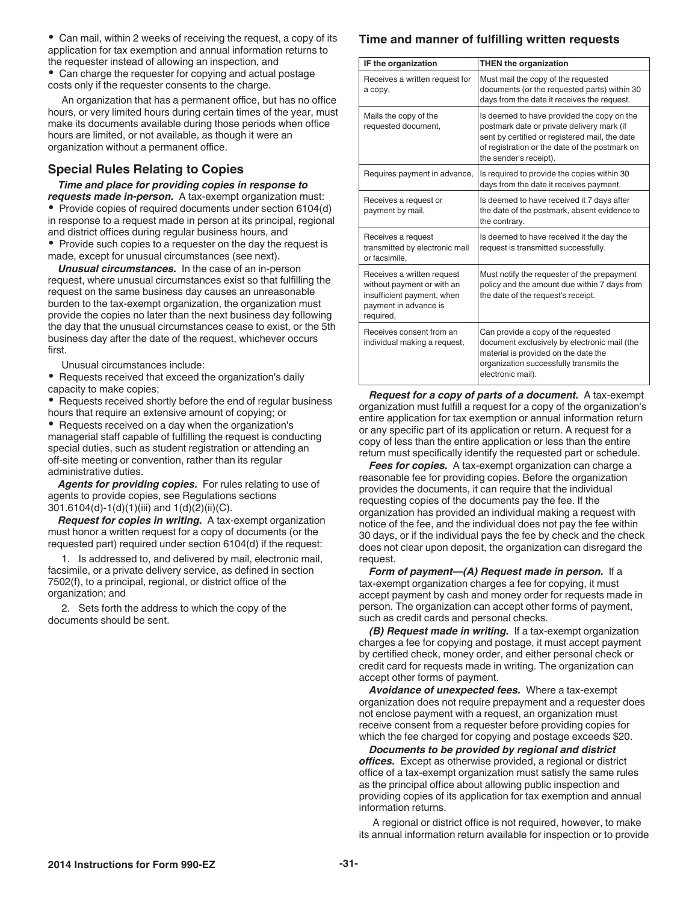- Can mail, within 2 weeks of receiving the request, a copy of its application for tax exemption and annual information returns to the requester instead of allowing an inspection, and
- Can charge the requester for copying and actual postage costs only if the requester consents to the charge.

An organization that has a permanent office, but has no office hours, or very limited hours during certain times of the year, must make its documents available during those periods when office hours are limited, or not available, as though it were an organization without a permanent office.

## Special Rules Relating to Copies

***Time and place for providing copies in response to requests made in-person.*** A tax-exempt organization must:

- Provide copies of required documents under section 6104(d) in response to a request made in person at its principal, regional and district offices during regular business hours, and
- Provide such copies to a requester on the day the request is made, except for unusual circumstances (see next).

***Unusual circumstances.*** In the case of an in-person request, where unusual circumstances exist so that fulfilling the request on the same business day causes an unreasonable burden to the tax-exempt organization, the organization must provide the copies no later than the next business day following the day that the unusual circumstances cease to exist, or the 5th business day after the date of the request, whichever occurs first.

Unusual circumstances include:

- Requests received that exceed the organization's daily capacity to make copies;
- Requests received shortly before the end of regular business hours that require an extensive amount of copying; or
- Requests received on a day when the organization's managerial staff capable of fulfilling the request is conducting special duties, such as student registration or attending an off-site meeting or convention, rather than its regular administrative duties.

***Agents for providing copies.*** For rules relating to use of agents to provide copies, see Regulations sections 301.6104(d)-1(d)(1)(iii) and 1(d)(2)(ii)(C).

***Request for copies in writing.*** A tax-exempt organization must honor a written request for a copy of documents (or the requested part) required under section 6104(d) if the request:

1. Is addressed to, and delivered by mail, electronic mail, facsimile, or a private delivery service, as defined in section 7502(f), to a principal, regional, or district office of the organization; and

2. Sets forth the address to which the copy of the documents should be sent.

### Time and manner of fulfilling written requests

| IF the organization | THEN the organization |
|---|---|
| Receives a written request for a copy, | Must mail the copy of the requested documents (or the requested parts) within 30 days from the date it receives the request. |
| Mails the copy of the requested document, | Is deemed to have provided the copy on the postmark date or private delivery mark (if sent by certified or registered mail, the date of registration or the date of the postmark on the sender's receipt). |
| Requires payment in advance, | Is required to provide the copies within 30 days from the date it receives payment. |
| Receives a request or payment by mail, | Is deemed to have received it 7 days after the date of the postmark, absent evidence to the contrary. |
| Receives a request transmitted by electronic mail or facsimile, | Is deemed to have received it the day the request is transmitted successfully. |
| Receives a written request without payment or with an insufficient payment, when payment in advance is required, | Must notify the requester of the prepayment policy and the amount due within 7 days from the date of the request's receipt. |
| Receives consent from an individual making a request, | Can provide a copy of the requested document exclusively by electronic mail (the material is provided on the date the organization successfully transmits the electronic mail). |

***Request for a copy of parts of a document.*** A tax-exempt organization must fulfill a request for a copy of the organization's entire application for tax exemption or annual information return or any specific part of its application or return. A request for a copy of less than the entire application or less than the entire return must specifically identify the requested part or schedule.

***Fees for copies.*** A tax-exempt organization can charge a reasonable fee for providing copies. Before the organization provides the documents, it can require that the individual requesting copies of the documents pay the fee. If the organization has provided an individual making a request with notice of the fee, and the individual does not pay the fee within 30 days, or if the individual pays the fee by check and the check does not clear upon deposit, the organization can disregard the request.

***Form of payment—(A) Request made in person.*** If a tax-exempt organization charges a fee for copying, it must accept payment by cash and money order for requests made in person. The organization can accept other forms of payment, such as credit cards and personal checks.

***(B) Request made in writing.*** If a tax-exempt organization charges a fee for copying and postage, it must accept payment by certified check, money order, and either personal check or credit card for requests made in writing. The organization can accept other forms of payment.

***Avoidance of unexpected fees.*** Where a tax-exempt organization does not require prepayment and a requester does not enclose payment with a request, an organization must receive consent from a requester before providing copies for which the fee charged for copying and postage exceeds $20.

***Documents to be provided by regional and district offices.*** Except as otherwise provided, a regional or district office of a tax-exempt organization must satisfy the same rules as the principal office about allowing public inspection and providing copies of its application for tax exemption and annual information returns.

A regional or district office is not required, however, to make its annual information return available for inspection or to provide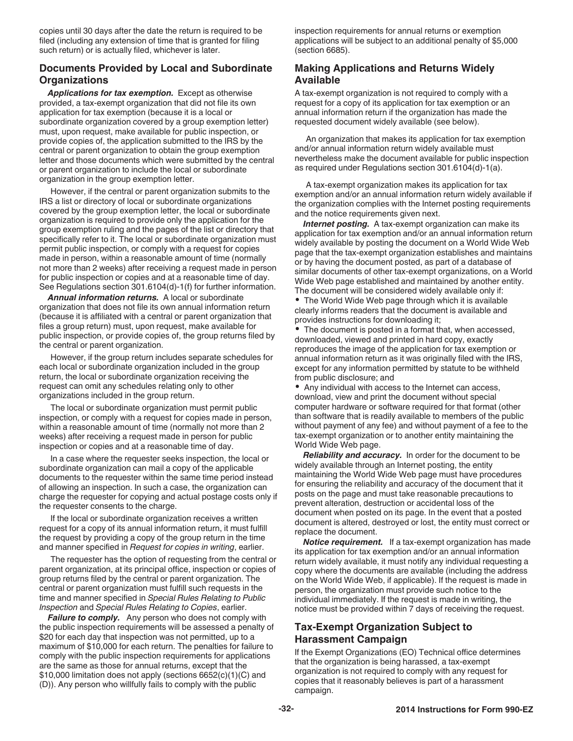copies until 30 days after the date the return is required to be filed (including any extension of time that is granted for filing such return) or is actually filed, whichever is later.

## Documents Provided by Local and Subordinate Organizations

***Applications for tax exemption.*** Except as otherwise provided, a tax-exempt organization that did not file its own application for tax exemption (because it is a local or subordinate organization covered by a group exemption letter) must, upon request, make available for public inspection, or provide copies of, the application submitted to the IRS by the central or parent organization to obtain the group exemption letter and those documents which were submitted by the central or parent organization to include the local or subordinate organization in the group exemption letter.

However, if the central or parent organization submits to the IRS a list or directory of local or subordinate organizations covered by the group exemption letter, the local or subordinate organization is required to provide only the application for the group exemption ruling and the pages of the list or directory that specifically refer to it. The local or subordinate organization must permit public inspection, or comply with a request for copies made in person, within a reasonable amount of time (normally not more than 2 weeks) after receiving a request made in person for public inspection or copies and at a reasonable time of day. See Regulations section 301.6104(d)-1(f) for further information.

***Annual information returns.*** A local or subordinate organization that does not file its own annual information return (because it is affiliated with a central or parent organization that files a group return) must, upon request, make available for public inspection, or provide copies of, the group returns filed by the central or parent organization.

However, if the group return includes separate schedules for each local or subordinate organization included in the group return, the local or subordinate organization receiving the request can omit any schedules relating only to other organizations included in the group return.

The local or subordinate organization must permit public inspection, or comply with a request for copies made in person, within a reasonable amount of time (normally not more than 2 weeks) after receiving a request made in person for public inspection or copies and at a reasonable time of day.

In a case where the requester seeks inspection, the local or subordinate organization can mail a copy of the applicable documents to the requester within the same time period instead of allowing an inspection. In such a case, the organization can charge the requester for copying and actual postage costs only if the requester consents to the charge.

If the local or subordinate organization receives a written request for a copy of its annual information return, it must fulfill the request by providing a copy of the group return in the time and manner specified in *Request for copies in writing*, earlier.

The requester has the option of requesting from the central or parent organization, at its principal office, inspection or copies of group returns filed by the central or parent organization. The central or parent organization must fulfill such requests in the time and manner specified in *Special Rules Relating to Public Inspection* and *Special Rules Relating to Copies*, earlier.

***Failure to comply.*** Any person who does not comply with the public inspection requirements will be assessed a penalty of $20 for each day that inspection was not permitted, up to a maximum of $10,000 for each return. The penalties for failure to comply with the public inspection requirements for applications are the same as those for annual returns, except that the $10,000 limitation does not apply (sections 6652(c)(1)(C) and (D)). Any person who willfully fails to comply with the public inspection requirements for annual returns or exemption applications will be subject to an additional penalty of $5,000 (section 6685).

## Making Applications and Returns Widely Available

A tax-exempt organization is not required to comply with a request for a copy of its application for tax exemption or an annual information return if the organization has made the requested document widely available (see below).

An organization that makes its application for tax exemption and/or annual information return widely available must nevertheless make the document available for public inspection as required under Regulations section 301.6104(d)-1(a).

A tax-exempt organization makes its application for tax exemption and/or an annual information return widely available if the organization complies with the Internet posting requirements and the notice requirements given next.

***Internet posting.*** A tax-exempt organization can make its application for tax exemption and/or an annual information return widely available by posting the document on a World Wide Web page that the tax-exempt organization establishes and maintains or by having the document posted, as part of a database of similar documents of other tax-exempt organizations, on a World Wide Web page established and maintained by another entity. The document will be considered widely available only if:

- The World Wide Web page through which it is available clearly informs readers that the document is available and provides instructions for downloading it;
- The document is posted in a format that, when accessed, downloaded, viewed and printed in hard copy, exactly reproduces the image of the application for tax exemption or annual information return as it was originally filed with the IRS, except for any information permitted by statute to be withheld from public disclosure; and
- Any individual with access to the Internet can access, download, view and print the document without special computer hardware or software required for that format (other than software that is readily available to members of the public without payment of any fee) and without payment of a fee to the tax-exempt organization or to another entity maintaining the World Wide Web page.

***Reliability and accuracy.*** In order for the document to be widely available through an Internet posting, the entity maintaining the World Wide Web page must have procedures for ensuring the reliability and accuracy of the document that it posts on the page and must take reasonable precautions to prevent alteration, destruction or accidental loss of the document when posted on its page. In the event that a posted document is altered, destroyed or lost, the entity must correct or replace the document.

***Notice requirement.*** If a tax-exempt organization has made its application for tax exemption and/or an annual information return widely available, it must notify any individual requesting a copy where the documents are available (including the address on the World Wide Web, if applicable). If the request is made in person, the organization must provide such notice to the individual immediately. If the request is made in writing, the notice must be provided within 7 days of receiving the request.

## Tax-Exempt Organization Subject to Harassment Campaign

If the Exempt Organizations (EO) Technical office determines that the organization is being harassed, a tax-exempt organization is not required to comply with any request for copies that it reasonably believes is part of a harassment campaign.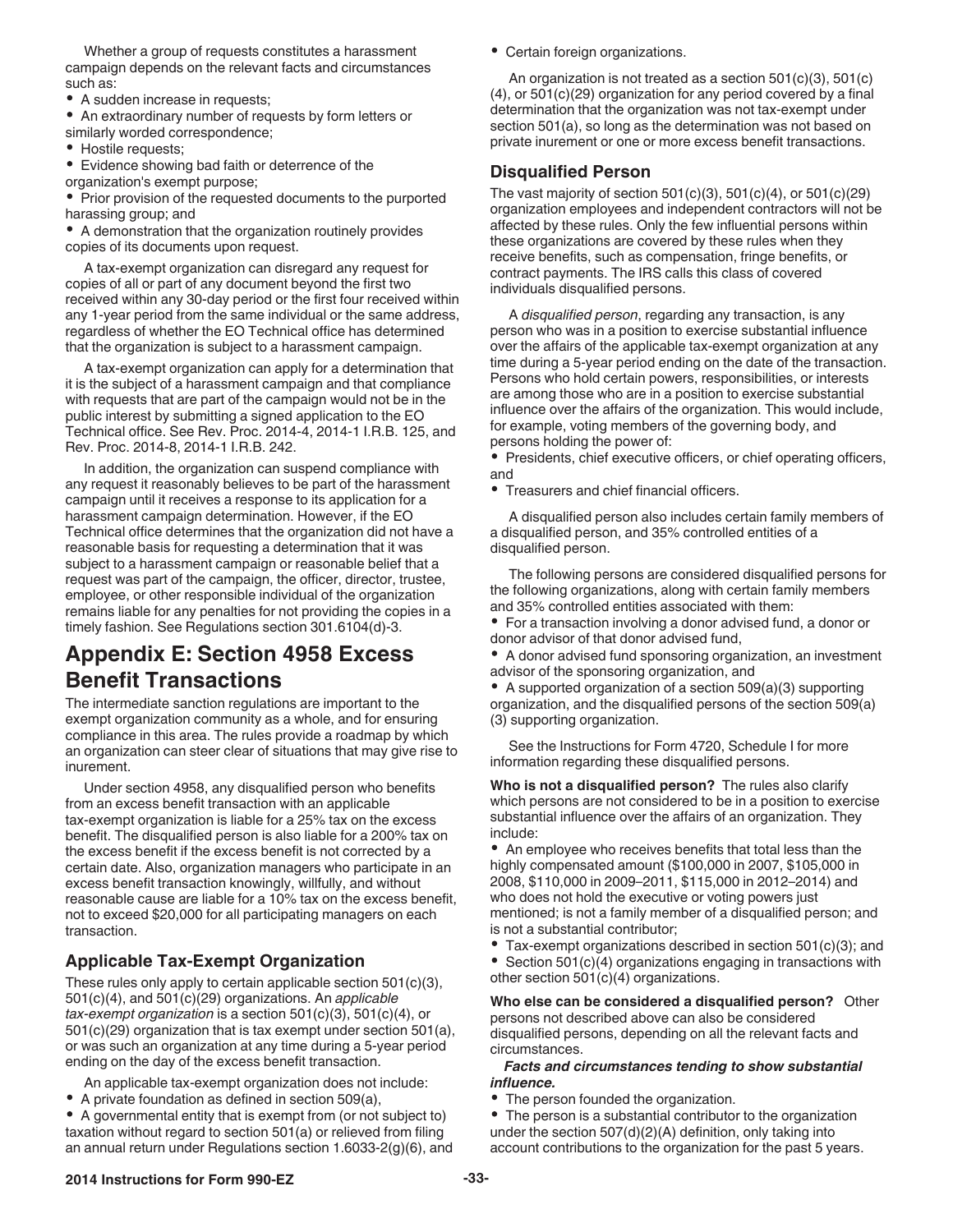Whether a group of requests constitutes a harassment campaign depends on the relevant facts and circumstances such as:

- A sudden increase in requests;
- An extraordinary number of requests by form letters or similarly worded correspondence;
- Hostile requests;
- Evidence showing bad faith or deterrence of the organization's exempt purpose;
- Prior provision of the requested documents to the purported harassing group; and
- A demonstration that the organization routinely provides copies of its documents upon request.

A tax-exempt organization can disregard any request for copies of all or part of any document beyond the first two received within any 30-day period or the first four received within any 1-year period from the same individual or the same address, regardless of whether the EO Technical office has determined that the organization is subject to a harassment campaign.

A tax-exempt organization can apply for a determination that it is the subject of a harassment campaign and that compliance with requests that are part of the campaign would not be in the public interest by submitting a signed application to the EO Technical office. See Rev. Proc. 2014-4, 2014-1 I.R.B. 125, and Rev. Proc. 2014-8, 2014-1 I.R.B. 242.

In addition, the organization can suspend compliance with any request it reasonably believes to be part of the harassment campaign until it receives a response to its application for a harassment campaign determination. However, if the EO Technical office determines that the organization did not have a reasonable basis for requesting a determination that it was subject to a harassment campaign or reasonable belief that a request was part of the campaign, the officer, director, trustee, employee, or other responsible individual of the organization remains liable for any penalties for not providing the copies in a timely fashion. See Regulations section 301.6104(d)-3.

# Appendix E: Section 4958 Excess Benefit Transactions

The intermediate sanction regulations are important to the exempt organization community as a whole, and for ensuring compliance in this area. The rules provide a roadmap by which an organization can steer clear of situations that may give rise to inurement.

Under section 4958, any disqualified person who benefits from an excess benefit transaction with an applicable tax-exempt organization is liable for a 25% tax on the excess benefit. The disqualified person is also liable for a 200% tax on the excess benefit if the excess benefit is not corrected by a certain date. Also, organization managers who participate in an excess benefit transaction knowingly, willfully, and without reasonable cause are liable for a 10% tax on the excess benefit, not to exceed $20,000 for all participating managers on each transaction.

## Applicable Tax-Exempt Organization

These rules only apply to certain applicable section 501(c)(3), 501(c)(4), and 501(c)(29) organizations. An *applicable tax-exempt organization* is a section 501(c)(3), 501(c)(4), or 501(c)(29) organization that is tax exempt under section 501(a), or was such an organization at any time during a 5-year period ending on the day of the excess benefit transaction.

An applicable tax-exempt organization does not include:

- A private foundation as defined in section 509(a),
- A governmental entity that is exempt from (or not subject to) taxation without regard to section 501(a) or relieved from filing an annual return under Regulations section 1.6033-2(g)(6), and
- Certain foreign organizations.

An organization is not treated as a section 501(c)(3), 501(c)(4), or 501(c)(29) organization for any period covered by a final determination that the organization was not tax-exempt under section 501(a), so long as the determination was not based on private inurement or one or more excess benefit transactions.

## Disqualified Person

The vast majority of section 501(c)(3), 501(c)(4), or 501(c)(29) organization employees and independent contractors will not be affected by these rules. Only the few influential persons within these organizations are covered by these rules when they receive benefits, such as compensation, fringe benefits, or contract payments. The IRS calls this class of covered individuals disqualified persons.

A *disqualified person*, regarding any transaction, is any person who was in a position to exercise substantial influence over the affairs of the applicable tax-exempt organization at any time during a 5-year period ending on the date of the transaction. Persons who hold certain powers, responsibilities, or interests are among those who are in a position to exercise substantial influence over the affairs of the organization. This would include, for example, voting members of the governing body, and persons holding the power of:

- Presidents, chief executive officers, or chief operating officers, and
- Treasurers and chief financial officers.

A disqualified person also includes certain family members of a disqualified person, and 35% controlled entities of a disqualified person.

The following persons are considered disqualified persons for the following organizations, along with certain family members and 35% controlled entities associated with them:

- For a transaction involving a donor advised fund, a donor or donor advisor of that donor advised fund,
- A donor advised fund sponsoring organization, an investment advisor of the sponsoring organization, and
- A supported organization of a section 509(a)(3) supporting organization, and the disqualified persons of the section 509(a)(3) supporting organization.

See the Instructions for Form 4720, Schedule I for more information regarding these disqualified persons.

**Who is not a disqualified person?** The rules also clarify which persons are not considered to be in a position to exercise substantial influence over the affairs of an organization. They include:

- An employee who receives benefits that total less than the highly compensated amount ($100,000 in 2007, $105,000 in 2008, $110,000 in 2009–2011, $115,000 in 2012–2014) and who does not hold the executive or voting powers just mentioned; is not a family member of a disqualified person; and is not a substantial contributor;
- Tax-exempt organizations described in section 501(c)(3); and
- Section 501(c)(4) organizations engaging in transactions with other section 501(c)(4) organizations.

**Who else can be considered a disqualified person?** Other persons not described above can also be considered disqualified persons, depending on all the relevant facts and circumstances.

***Facts and circumstances tending to show substantial influence.***

- The person founded the organization.
- The person is a substantial contributor to the organization under the section 507(d)(2)(A) definition, only taking into account contributions to the organization for the past 5 years.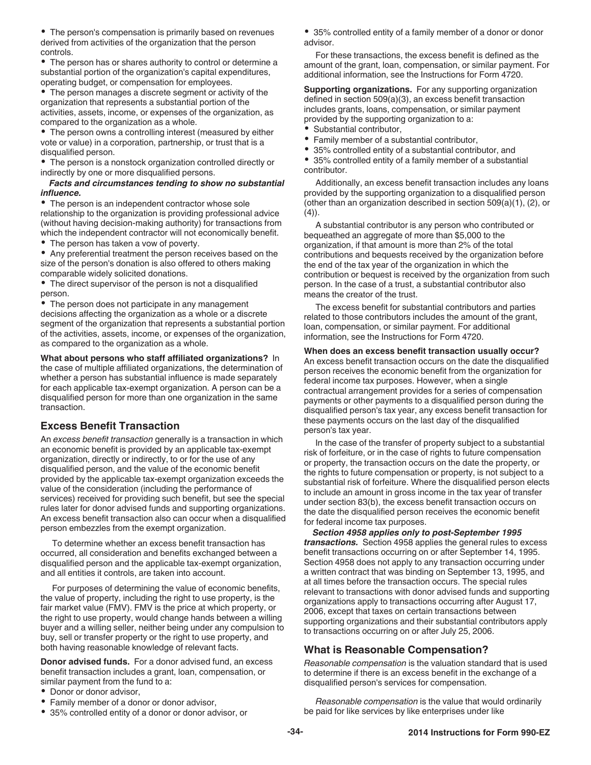- The person's compensation is primarily based on revenues derived from activities of the organization that the person controls.
- The person has or shares authority to control or determine a substantial portion of the organization's capital expenditures, operating budget, or compensation for employees.
- The person manages a discrete segment or activity of the organization that represents a substantial portion of the activities, assets, income, or expenses of the organization, as compared to the organization as a whole.
- The person owns a controlling interest (measured by either vote or value) in a corporation, partnership, or trust that is a disqualified person.
- The person is a nonstock organization controlled directly or indirectly by one or more disqualified persons.

***Facts and circumstances tending to show no substantial influence.***

- The person is an independent contractor whose sole relationship to the organization is providing professional advice (without having decision-making authority) for transactions from which the independent contractor will not economically benefit.
- The person has taken a vow of poverty.
- Any preferential treatment the person receives based on the size of the person's donation is also offered to others making comparable widely solicited donations.
- The direct supervisor of the person is not a disqualified person.
- The person does not participate in any management decisions affecting the organization as a whole or a discrete segment of the organization that represents a substantial portion of the activities, assets, income, or expenses of the organization, as compared to the organization as a whole.

**What about persons who staff affiliated organizations?** In the case of multiple affiliated organizations, the determination of whether a person has substantial influence is made separately for each applicable tax-exempt organization. A person can be a disqualified person for more than one organization in the same transaction.

## Excess Benefit Transaction

An *excess benefit transaction* generally is a transaction in which an economic benefit is provided by an applicable tax-exempt organization, directly or indirectly, to or for the use of any disqualified person, and the value of the economic benefit provided by the applicable tax-exempt organization exceeds the value of the consideration (including the performance of services) received for providing such benefit, but see the special rules later for donor advised funds and supporting organizations. An excess benefit transaction also can occur when a disqualified person embezzles from the exempt organization.

To determine whether an excess benefit transaction has occurred, all consideration and benefits exchanged between a disqualified person and the applicable tax-exempt organization, and all entities it controls, are taken into account.

For purposes of determining the value of economic benefits, the value of property, including the right to use property, is the fair market value (FMV). FMV is the price at which property, or the right to use property, would change hands between a willing buyer and a willing seller, neither being under any compulsion to buy, sell or transfer property or the right to use property, and both having reasonable knowledge of relevant facts.

**Donor advised funds.** For a donor advised fund, an excess benefit transaction includes a grant, loan, compensation, or similar payment from the fund to a:

- Donor or donor advisor,
- Family member of a donor or donor advisor,
- 35% controlled entity of a donor or donor advisor, or
- 35% controlled entity of a family member of a donor or donor advisor.

For these transactions, the excess benefit is defined as the amount of the grant, loan, compensation, or similar payment. For additional information, see the Instructions for Form 4720.

**Supporting organizations.** For any supporting organization defined in section 509(a)(3), an excess benefit transaction includes grants, loans, compensation, or similar payment provided by the supporting organization to a:

- Substantial contributor,
- Family member of a substantial contributor,
- 35% controlled entity of a substantial contributor, and
- 35% controlled entity of a family member of a substantial contributor.

Additionally, an excess benefit transaction includes any loans provided by the supporting organization to a disqualified person (other than an organization described in section 509(a)(1), (2), or (4)).

A substantial contributor is any person who contributed or bequeathed an aggregate of more than $5,000 to the organization, if that amount is more than 2% of the total contributions and bequests received by the organization before the end of the tax year of the organization in which the contribution or bequest is received by the organization from such person. In the case of a trust, a substantial contributor also means the creator of the trust.

The excess benefit for substantial contributors and parties related to those contributors includes the amount of the grant, loan, compensation, or similar payment. For additional information, see the Instructions for Form 4720.

**When does an excess benefit transaction usually occur?** An excess benefit transaction occurs on the date the disqualified person receives the economic benefit from the organization for federal income tax purposes. However, when a single contractual arrangement provides for a series of compensation payments or other payments to a disqualified person during the disqualified person's tax year, any excess benefit transaction for these payments occurs on the last day of the disqualified person's tax year.

In the case of the transfer of property subject to a substantial risk of forfeiture, or in the case of rights to future compensation or property, the transaction occurs on the date the property, or the rights to future compensation or property, is not subject to a substantial risk of forfeiture. Where the disqualified person elects to include an amount in gross income in the tax year of transfer under section 83(b), the excess benefit transaction occurs on the date the disqualified person receives the economic benefit for federal income tax purposes.

***Section 4958 applies only to post-September 1995 transactions.*** Section 4958 applies the general rules to excess benefit transactions occurring on or after September 14, 1995. Section 4958 does not apply to any transaction occurring under a written contract that was binding on September 13, 1995, and at all times before the transaction occurs. The special rules relevant to transactions with donor advised funds and supporting organizations apply to transactions occurring after August 17, 2006, except that taxes on certain transactions between supporting organizations and their substantial contributors apply to transactions occurring on or after July 25, 2006.

## What is Reasonable Compensation?

*Reasonable compensation* is the valuation standard that is used to determine if there is an excess benefit in the exchange of a disqualified person's services for compensation.

*Reasonable compensation* is the value that would ordinarily be paid for like services by like enterprises under like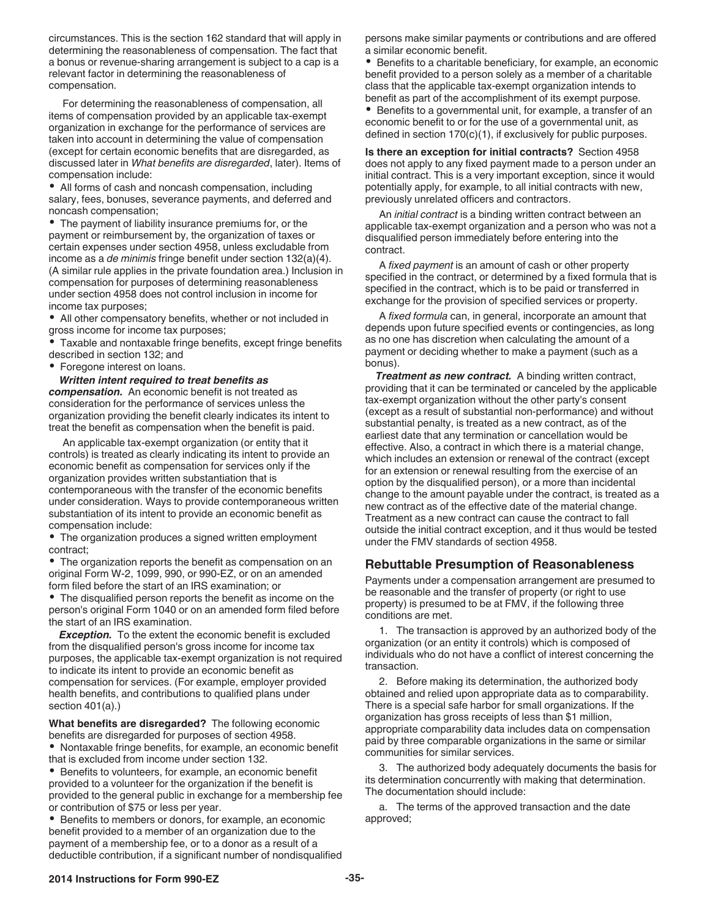circumstances. This is the section 162 standard that will apply in determining the reasonableness of compensation. The fact that a bonus or revenue-sharing arrangement is subject to a cap is a relevant factor in determining the reasonableness of compensation.

For determining the reasonableness of compensation, all items of compensation provided by an applicable tax-exempt organization in exchange for the performance of services are taken into account in determining the value of compensation (except for certain economic benefits that are disregarded, as discussed later in *What benefits are disregarded*, later). Items of compensation include:

- All forms of cash and noncash compensation, including salary, fees, bonuses, severance payments, and deferred and noncash compensation;
- The payment of liability insurance premiums for, or the payment or reimbursement by, the organization of taxes or certain expenses under section 4958, unless excludable from income as a *de minimis* fringe benefit under section 132(a)(4). (A similar rule applies in the private foundation area.) Inclusion in compensation for purposes of determining reasonableness under section 4958 does not control inclusion in income for income tax purposes;
- All other compensatory benefits, whether or not included in gross income for income tax purposes;
- Taxable and nontaxable fringe benefits, except fringe benefits described in section 132; and
- Foregone interest on loans.

***Written intent required to treat benefits as compensation.*** An economic benefit is not treated as consideration for the performance of services unless the organization providing the benefit clearly indicates its intent to treat the benefit as compensation when the benefit is paid.

An applicable tax-exempt organization (or entity that it controls) is treated as clearly indicating its intent to provide an economic benefit as compensation for services only if the organization provides written substantiation that is contemporaneous with the transfer of the economic benefits under consideration. Ways to provide contemporaneous written substantiation of its intent to provide an economic benefit as compensation include:

- The organization produces a signed written employment contract;
- The organization reports the benefit as compensation on an original Form W-2, 1099, 990, or 990-EZ, or on an amended form filed before the start of an IRS examination; or
- The disqualified person reports the benefit as income on the person's original Form 1040 or on an amended form filed before the start of an IRS examination.

***Exception.*** To the extent the economic benefit is excluded from the disqualified person's gross income for income tax purposes, the applicable tax-exempt organization is not required to indicate its intent to provide an economic benefit as compensation for services. (For example, employer provided health benefits, and contributions to qualified plans under section 401(a).)

**What benefits are disregarded?** The following economic benefits are disregarded for purposes of section 4958.

- Nontaxable fringe benefits, for example, an economic benefit that is excluded from income under section 132.
- Benefits to volunteers, for example, an economic benefit provided to a volunteer for the organization if the benefit is provided to the general public in exchange for a membership fee or contribution of $75 or less per year.
- Benefits to members or donors, for example, an economic benefit provided to a member of an organization due to the payment of a membership fee, or to a donor as a result of a deductible contribution, if a significant number of nondisqualified persons make similar payments or contributions and are offered a similar economic benefit.
- Benefits to a charitable beneficiary, for example, an economic benefit provided to a person solely as a member of a charitable class that the applicable tax-exempt organization intends to benefit as part of the accomplishment of its exempt purpose.
- Benefits to a governmental unit, for example, a transfer of an economic benefit to or for the use of a governmental unit, as defined in section 170(c)(1), if exclusively for public purposes.

**Is there an exception for initial contracts?** Section 4958 does not apply to any fixed payment made to a person under an initial contract. This is a very important exception, since it would potentially apply, for example, to all initial contracts with new, previously unrelated officers and contractors.

An *initial contract* is a binding written contract between an applicable tax-exempt organization and a person who was not a disqualified person immediately before entering into the contract.

A *fixed payment* is an amount of cash or other property specified in the contract, or determined by a fixed formula that is specified in the contract, which is to be paid or transferred in exchange for the provision of specified services or property.

A *fixed formula* can, in general, incorporate an amount that depends upon future specified events or contingencies, as long as no one has discretion when calculating the amount of a payment or deciding whether to make a payment (such as a bonus).

***Treatment as new contract.*** A binding written contract, providing that it can be terminated or canceled by the applicable tax-exempt organization without the other party's consent (except as a result of substantial non-performance) and without substantial penalty, is treated as a new contract, as of the earliest date that any termination or cancellation would be effective. Also, a contract in which there is a material change, which includes an extension or renewal of the contract (except for an extension or renewal resulting from the exercise of an option by the disqualified person), or a more than incidental change to the amount payable under the contract, is treated as a new contract as of the effective date of the material change. Treatment as a new contract can cause the contract to fall outside the initial contract exception, and it thus would be tested under the FMV standards of section 4958.

## Rebuttable Presumption of Reasonableness

Payments under a compensation arrangement are presumed to be reasonable and the transfer of property (or right to use property) is presumed to be at FMV, if the following three conditions are met.

1. The transaction is approved by an authorized body of the organization (or an entity it controls) which is composed of individuals who do not have a conflict of interest concerning the transaction.

2. Before making its determination, the authorized body obtained and relied upon appropriate data as to comparability. There is a special safe harbor for small organizations. If the organization has gross receipts of less than $1 million, appropriate comparability data includes data on compensation paid by three comparable organizations in the same or similar communities for similar services.

3. The authorized body adequately documents the basis for its determination concurrently with making that determination. The documentation should include:

a. The terms of the approved transaction and the date approved;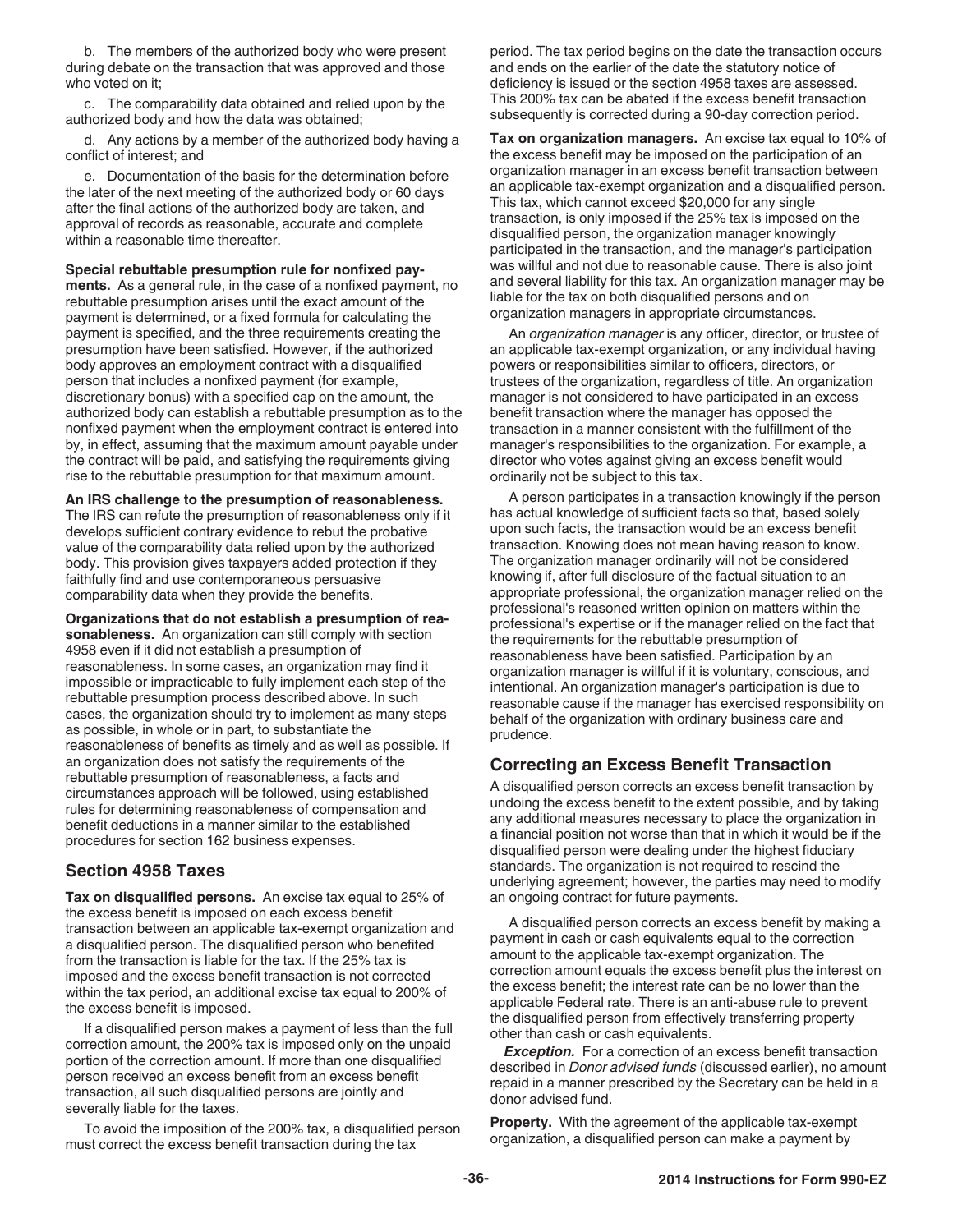b. The members of the authorized body who were present during debate on the transaction that was approved and those who voted on it;

c. The comparability data obtained and relied upon by the authorized body and how the data was obtained;

d. Any actions by a member of the authorized body having a conflict of interest; and

e. Documentation of the basis for the determination before the later of the next meeting of the authorized body or 60 days after the final actions of the authorized body are taken, and approval of records as reasonable, accurate and complete within a reasonable time thereafter.

**Special rebuttable presumption rule for nonfixed payments.** As a general rule, in the case of a nonfixed payment, no rebuttable presumption arises until the exact amount of the payment is determined, or a fixed formula for calculating the payment is specified, and the three requirements creating the presumption have been satisfied. However, if the authorized body approves an employment contract with a disqualified person that includes a nonfixed payment (for example, discretionary bonus) with a specified cap on the amount, the authorized body can establish a rebuttable presumption as to the nonfixed payment when the employment contract is entered into by, in effect, assuming that the maximum amount payable under the contract will be paid, and satisfying the requirements giving rise to the rebuttable presumption for that maximum amount.

**An IRS challenge to the presumption of reasonableness.** The IRS can refute the presumption of reasonableness only if it develops sufficient contrary evidence to rebut the probative value of the comparability data relied upon by the authorized body. This provision gives taxpayers added protection if they faithfully find and use contemporaneous persuasive comparability data when they provide the benefits.

**Organizations that do not establish a presumption of reasonableness.** An organization can still comply with section 4958 even if it did not establish a presumption of reasonableness. In some cases, an organization may find it impossible or impracticable to fully implement each step of the rebuttable presumption process described above. In such cases, the organization should try to implement as many steps as possible, in whole or in part, to substantiate the reasonableness of benefits as timely and as well as possible. If an organization does not satisfy the requirements of the rebuttable presumption of reasonableness, a facts and circumstances approach will be followed, using established rules for determining reasonableness of compensation and benefit deductions in a manner similar to the established procedures for section 162 business expenses.

## Section 4958 Taxes

**Tax on disqualified persons.** An excise tax equal to 25% of the excess benefit is imposed on each excess benefit transaction between an applicable tax-exempt organization and a disqualified person. The disqualified person who benefited from the transaction is liable for the tax. If the 25% tax is imposed and the excess benefit transaction is not corrected within the tax period, an additional excise tax equal to 200% of the excess benefit is imposed.

If a disqualified person makes a payment of less than the full correction amount, the 200% tax is imposed only on the unpaid portion of the correction amount. If more than one disqualified person received an excess benefit from an excess benefit transaction, all such disqualified persons are jointly and severally liable for the taxes.

To avoid the imposition of the 200% tax, a disqualified person must correct the excess benefit transaction during the tax period. The tax period begins on the date the transaction occurs and ends on the earlier of the date the statutory notice of deficiency is issued or the section 4958 taxes are assessed. This 200% tax can be abated if the excess benefit transaction subsequently is corrected during a 90-day correction period.

**Tax on organization managers.** An excise tax equal to 10% of the excess benefit may be imposed on the participation of an organization manager in an excess benefit transaction between an applicable tax-exempt organization and a disqualified person. This tax, which cannot exceed $20,000 for any single transaction, is only imposed if the 25% tax is imposed on the disqualified person, the organization manager knowingly participated in the transaction, and the manager's participation was willful and not due to reasonable cause. There is also joint and several liability for this tax. An organization manager may be liable for the tax on both disqualified persons and on organization managers in appropriate circumstances.

An *organization manager* is any officer, director, or trustee of an applicable tax-exempt organization, or any individual having powers or responsibilities similar to officers, directors, or trustees of the organization, regardless of title. An organization manager is not considered to have participated in an excess benefit transaction where the manager has opposed the transaction in a manner consistent with the fulfillment of the manager's responsibilities to the organization. For example, a director who votes against giving an excess benefit would ordinarily not be subject to this tax.

A person participates in a transaction knowingly if the person has actual knowledge of sufficient facts so that, based solely upon such facts, the transaction would be an excess benefit transaction. Knowing does not mean having reason to know. The organization manager ordinarily will not be considered knowing if, after full disclosure of the factual situation to an appropriate professional, the organization manager relied on the professional's reasoned written opinion on matters within the professional's expertise or if the manager relied on the fact that the requirements for the rebuttable presumption of reasonableness have been satisfied. Participation by an organization manager is willful if it is voluntary, conscious, and intentional. An organization manager's participation is due to reasonable cause if the manager has exercised responsibility on behalf of the organization with ordinary business care and prudence.

## Correcting an Excess Benefit Transaction

A disqualified person corrects an excess benefit transaction by undoing the excess benefit to the extent possible, and by taking any additional measures necessary to place the organization in a financial position not worse than that in which it would be if the disqualified person were dealing under the highest fiduciary standards. The organization is not required to rescind the underlying agreement; however, the parties may need to modify an ongoing contract for future payments.

A disqualified person corrects an excess benefit by making a payment in cash or cash equivalents equal to the correction amount to the applicable tax-exempt organization. The correction amount equals the excess benefit plus the interest on the excess benefit; the interest rate can be no lower than the applicable Federal rate. There is an anti-abuse rule to prevent the disqualified person from effectively transferring property other than cash or cash equivalents.

***Exception.*** For a correction of an excess benefit transaction described in *Donor advised funds* (discussed earlier), no amount repaid in a manner prescribed by the Secretary can be held in a donor advised fund.

**Property.** With the agreement of the applicable tax-exempt organization, a disqualified person can make a payment by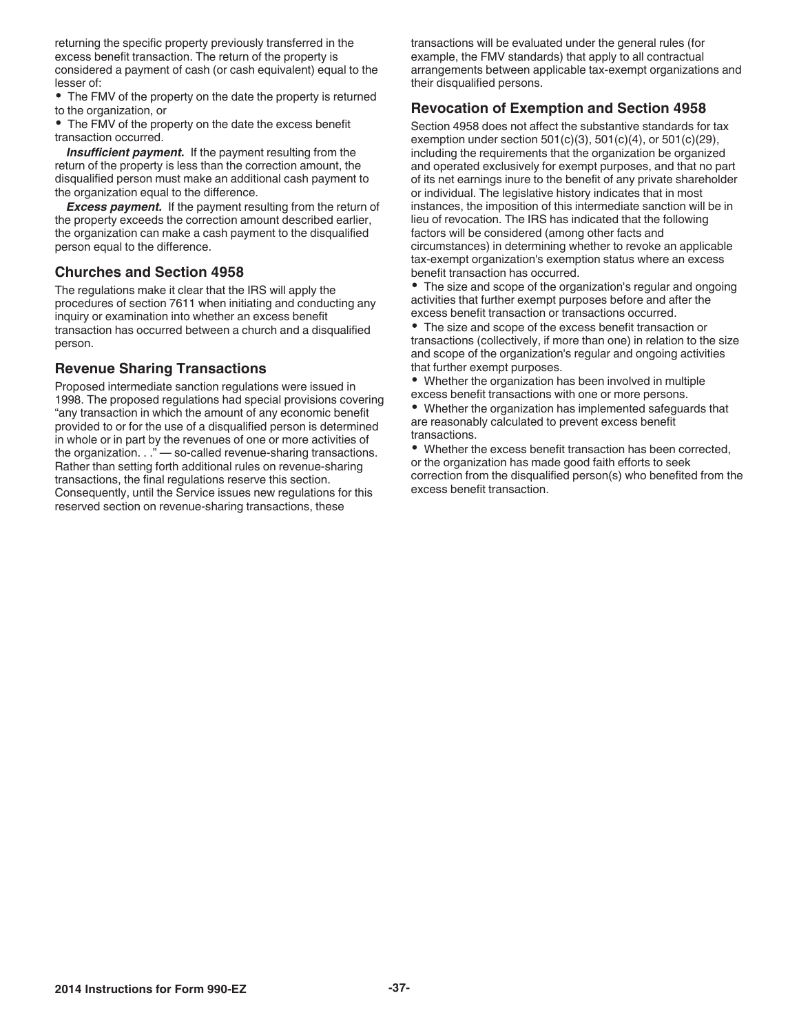returning the specific property previously transferred in the excess benefit transaction. The return of the property is considered a payment of cash (or cash equivalent) equal to the lesser of:

- The FMV of the property on the date the property is returned to the organization, or
- The FMV of the property on the date the excess benefit transaction occurred.

***Insufficient payment.*** If the payment resulting from the return of the property is less than the correction amount, the disqualified person must make an additional cash payment to the organization equal to the difference.

***Excess payment.*** If the payment resulting from the return of the property exceeds the correction amount described earlier, the organization can make a cash payment to the disqualified person equal to the difference.

## Churches and Section 4958

The regulations make it clear that the IRS will apply the procedures of section 7611 when initiating and conducting any inquiry or examination into whether an excess benefit transaction has occurred between a church and a disqualified person.

## Revenue Sharing Transactions

Proposed intermediate sanction regulations were issued in 1998. The proposed regulations had special provisions covering "any transaction in which the amount of any economic benefit provided to or for the use of a disqualified person is determined in whole or in part by the revenues of one or more activities of the organization. . ." — so-called revenue-sharing transactions. Rather than setting forth additional rules on revenue-sharing transactions, the final regulations reserve this section. Consequently, until the Service issues new regulations for this reserved section on revenue-sharing transactions, these transactions will be evaluated under the general rules (for example, the FMV standards) that apply to all contractual arrangements between applicable tax-exempt organizations and their disqualified persons.

## Revocation of Exemption and Section 4958

Section 4958 does not affect the substantive standards for tax exemption under section 501(c)(3), 501(c)(4), or 501(c)(29), including the requirements that the organization be organized and operated exclusively for exempt purposes, and that no part of its net earnings inure to the benefit of any private shareholder or individual. The legislative history indicates that in most instances, the imposition of this intermediate sanction will be in lieu of revocation. The IRS has indicated that the following factors will be considered (among other facts and circumstances) in determining whether to revoke an applicable tax-exempt organization's exemption status where an excess benefit transaction has occurred.

- The size and scope of the organization's regular and ongoing activities that further exempt purposes before and after the excess benefit transaction or transactions occurred.
- The size and scope of the excess benefit transaction or transactions (collectively, if more than one) in relation to the size and scope of the organization's regular and ongoing activities that further exempt purposes.
- Whether the organization has been involved in multiple excess benefit transactions with one or more persons.
- Whether the organization has implemented safeguards that are reasonably calculated to prevent excess benefit transactions.
- Whether the excess benefit transaction has been corrected, or the organization has made good faith efforts to seek correction from the disqualified person(s) who benefited from the excess benefit transaction.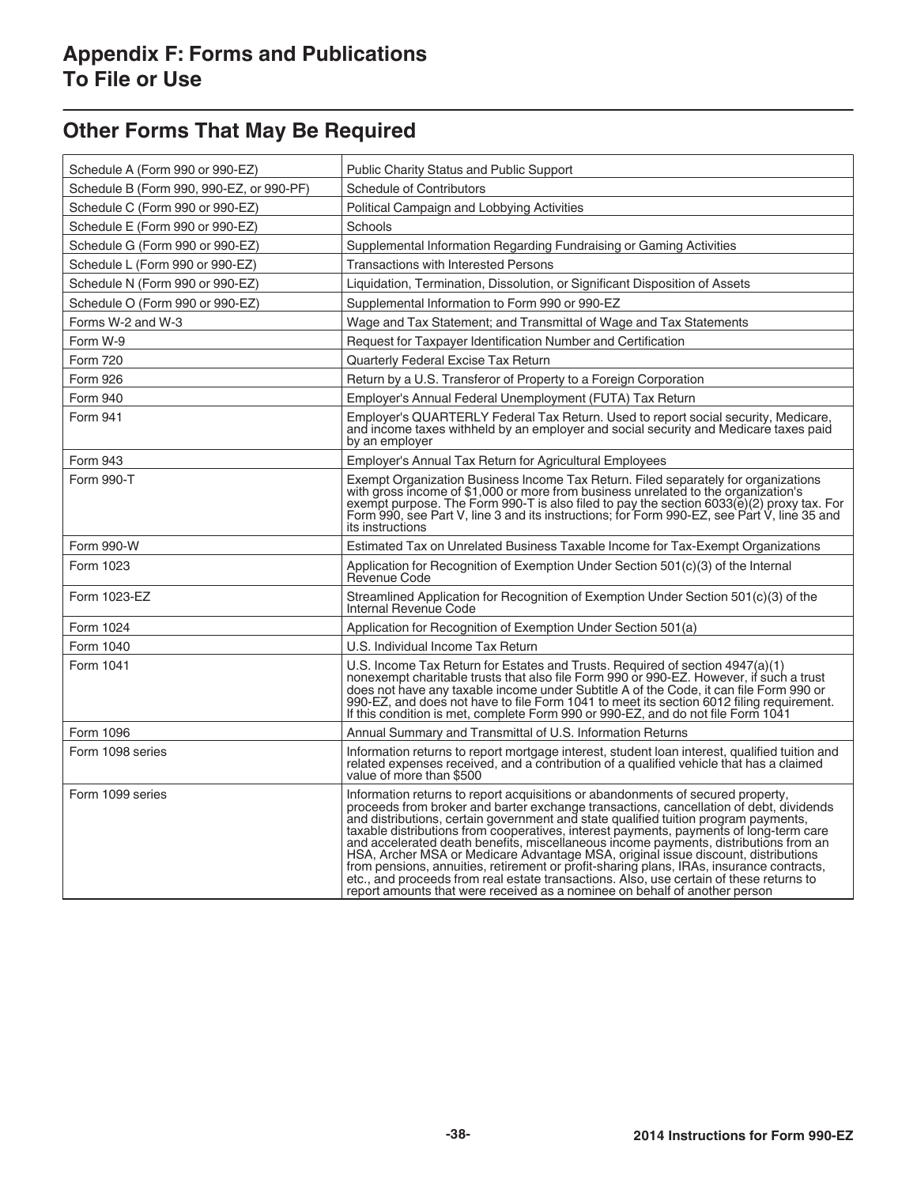## Appendix F: Forms and Publications To File or Use

## Other Forms That May Be Required

| | |
|---|---|
| Schedule A (Form 990 or 990-EZ) | Public Charity Status and Public Support |
| Schedule B (Form 990, 990-EZ, or 990-PF) | Schedule of Contributors |
| Schedule C (Form 990 or 990-EZ) | Political Campaign and Lobbying Activities |
| Schedule E (Form 990 or 990-EZ) | Schools |
| Schedule G (Form 990 or 990-EZ) | Supplemental Information Regarding Fundraising or Gaming Activities |
| Schedule L (Form 990 or 990-EZ) | Transactions with Interested Persons |
| Schedule N (Form 990 or 990-EZ) | Liquidation, Termination, Dissolution, or Significant Disposition of Assets |
| Schedule O (Form 990 or 990-EZ) | Supplemental Information to Form 990 or 990-EZ |
| Forms W-2 and W-3 | Wage and Tax Statement; and Transmittal of Wage and Tax Statements |
| Form W-9 | Request for Taxpayer Identification Number and Certification |
| Form 720 | Quarterly Federal Excise Tax Return |
| Form 926 | Return by a U.S. Transferor of Property to a Foreign Corporation |
| Form 940 | Employer's Annual Federal Unemployment (FUTA) Tax Return |
| Form 941 | Employer's QUARTERLY Federal Tax Return. Used to report social security, Medicare, and income taxes withheld by an employer and social security and Medicare taxes paid by an employer |
| Form 943 | Employer's Annual Tax Return for Agricultural Employees |
| Form 990-T | Exempt Organization Business Income Tax Return. Filed separately for organizations with gross income of $1,000 or more from business unrelated to the organization's exempt purpose. The Form 990-T is also filed to pay the section 6033(e)(2) proxy tax. For Form 990, see Part V, line 3 and its instructions; for Form 990-EZ, see Part V, line 35 and its instructions |
| Form 990-W | Estimated Tax on Unrelated Business Taxable Income for Tax-Exempt Organizations |
| Form 1023 | Application for Recognition of Exemption Under Section 501(c)(3) of the Internal Revenue Code |
| Form 1023-EZ | Streamlined Application for Recognition of Exemption Under Section 501(c)(3) of the Internal Revenue Code |
| Form 1024 | Application for Recognition of Exemption Under Section 501(a) |
| Form 1040 | U.S. Individual Income Tax Return |
| Form 1041 | U.S. Income Tax Return for Estates and Trusts. Required of section 4947(a)(1) nonexempt charitable trusts that also file Form 990 or 990-EZ. However, if such a trust does not have any taxable income under Subtitle A of the Code, it can file Form 990 or 990-EZ, and does not have to file Form 1041 to meet its section 6012 filing requirement. If this condition is met, complete Form 990 or 990-EZ, and do not file Form 1041 |
| Form 1096 | Annual Summary and Transmittal of U.S. Information Returns |
| Form 1098 series | Information returns to report mortgage interest, student loan interest, qualified tuition and related expenses received, and a contribution of a qualified vehicle that has a claimed value of more than $500 |
| Form 1099 series | Information returns to report acquisitions or abandonments of secured property, proceeds from broker and barter exchange transactions, cancellation of debt, dividends and distributions, certain government and state qualified tuition program payments, taxable distributions from cooperatives, interest payments, payments of long-term care and accelerated death benefits, miscellaneous income payments, distributions from an HSA, Archer MSA or Medicare Advantage MSA, original issue discount, distributions from pensions, annuities, retirement or profit-sharing plans, IRAs, insurance contracts, etc., and proceeds from real estate transactions. Also, use certain of these returns to report amounts that were received as a nominee on behalf of another person |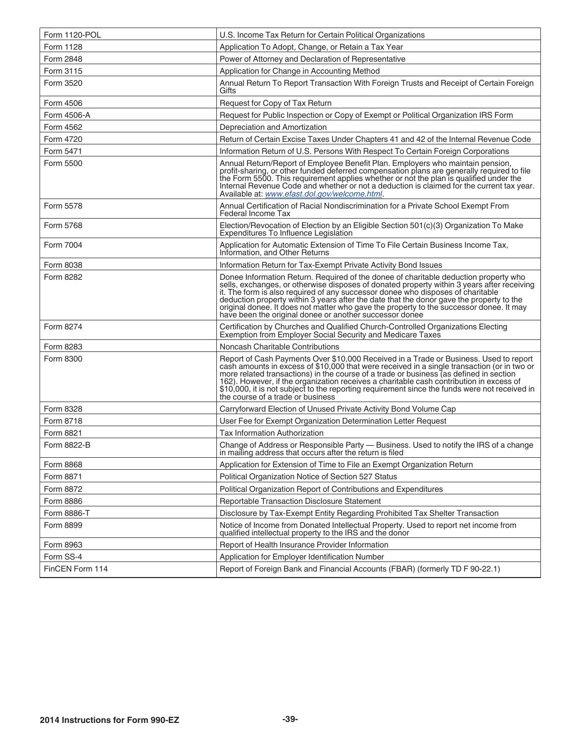| | |
|---|---|
| Form 1120-POL | U.S. Income Tax Return for Certain Political Organizations |
| Form 1128 | Application To Adopt, Change, or Retain a Tax Year |
| Form 2848 | Power of Attorney and Declaration of Representative |
| Form 3115 | Application for Change in Accounting Method |
| Form 3520 | Annual Return To Report Transaction With Foreign Trusts and Receipt of Certain Foreign Gifts |
| Form 4506 | Request for Copy of Tax Return |
| Form 4506-A | Request for Public Inspection or Copy of Exempt or Political Organization IRS Form |
| Form 4562 | Depreciation and Amortization |
| Form 4720 | Return of Certain Excise Taxes Under Chapters 41 and 42 of the Internal Revenue Code |
| Form 5471 | Information Return of U.S. Persons With Respect To Certain Foreign Corporations |
| Form 5500 | Annual Return/Report of Employee Benefit Plan. Employers who maintain pension, profit-sharing, or other funded deferred compensation plans are generally required to file the Form 5500. This requirement applies whether or not the plan is qualified under the Internal Revenue Code and whether or not a deduction is claimed for the current tax year. Available at: *www.efast.dol.gov/welcome.html*. |
| Form 5578 | Annual Certification of Racial Nondiscrimination for a Private School Exempt From Federal Income Tax |
| Form 5768 | Election/Revocation of Election by an Eligible Section 501(c)(3) Organization To Make Expenditures To Influence Legislation |
| Form 7004 | Application for Automatic Extension of Time To File Certain Business Income Tax, Information, and Other Returns |
| Form 8038 | Information Return for Tax-Exempt Private Activity Bond Issues |
| Form 8282 | Donee Information Return. Required of the donee of charitable deduction property who sells, exchanges, or otherwise disposes of donated property within 3 years after receiving it. The form is also required of any successor donee who disposes of charitable deduction property within 3 years after the date that the donor gave the property to the original donee. It does not matter who gave the property to the successor donee. It may have been the original donee or another successor donee |
| Form 8274 | Certification by Churches and Qualified Church-Controlled Organizations Electing Exemption from Employer Social Security and Medicare Taxes |
| Form 8283 | Noncash Charitable Contributions |
| Form 8300 | Report of Cash Payments Over $10,000 Received in a Trade or Business. Used to report cash amounts in excess of $10,000 that were received in a single transaction (or in two or more related transactions) in the course of a trade or business (as defined in section 162). However, if the organization receives a charitable cash contribution in excess of $10,000, it is not subject to the reporting requirement since the funds were not received in the course of a trade or business |
| Form 8328 | Carryforward Election of Unused Private Activity Bond Volume Cap |
| Form 8718 | User Fee for Exempt Organization Determination Letter Request |
| Form 8821 | Tax Information Authorization |
| Form 8822-B | Change of Address or Responsible Party — Business. Used to notify the IRS of a change in mailing address that occurs after the return is filed |
| Form 8868 | Application for Extension of Time to File an Exempt Organization Return |
| Form 8871 | Political Organization Notice of Section 527 Status |
| Form 8872 | Political Organization Report of Contributions and Expenditures |
| Form 8886 | Reportable Transaction Disclosure Statement |
| Form 8886-T | Disclosure by Tax-Exempt Entity Regarding Prohibited Tax Shelter Transaction |
| Form 8899 | Notice of Income from Donated Intellectual Property. Used to report net income from qualified intellectual property to the IRS and the donor |
| Form 8963 | Report of Health Insurance Provider Information |
| Form SS-4 | Application for Employer Identification Number |
| FinCEN Form 114 | Report of Foreign Bank and Financial Accounts (FBAR) (formerly TD F 90-22.1) |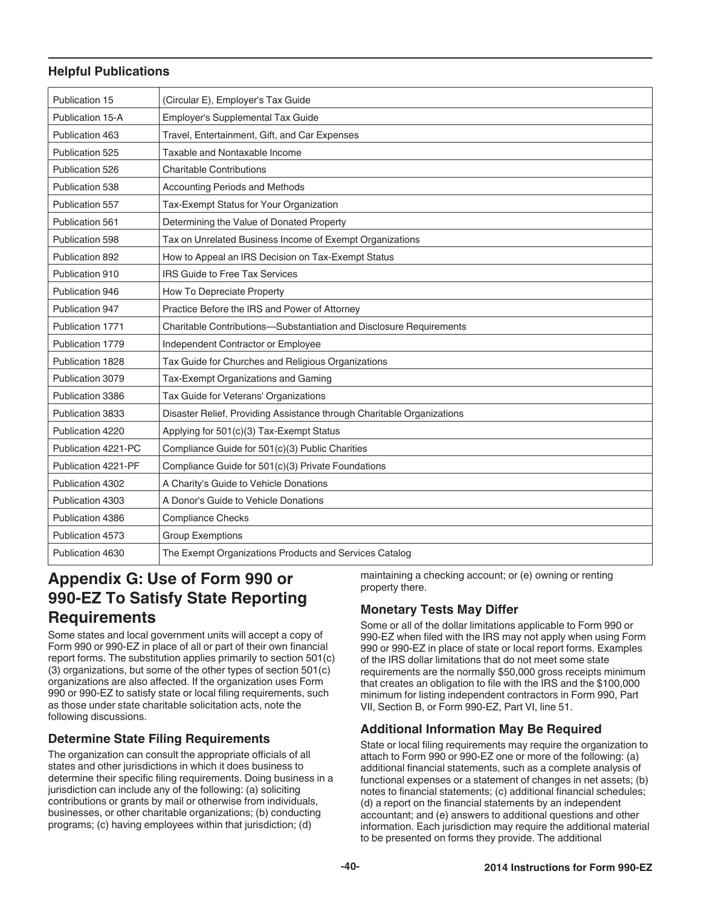## Helpful Publications

| | |
|---|---|
| Publication 15 | (Circular E), Employer's Tax Guide |
| Publication 15-A | Employer's Supplemental Tax Guide |
| Publication 463 | Travel, Entertainment, Gift, and Car Expenses |
| Publication 525 | Taxable and Nontaxable Income |
| Publication 526 | Charitable Contributions |
| Publication 538 | Accounting Periods and Methods |
| Publication 557 | Tax-Exempt Status for Your Organization |
| Publication 561 | Determining the Value of Donated Property |
| Publication 598 | Tax on Unrelated Business Income of Exempt Organizations |
| Publication 892 | How to Appeal an IRS Decision on Tax-Exempt Status |
| Publication 910 | IRS Guide to Free Tax Services |
| Publication 946 | How To Depreciate Property |
| Publication 947 | Practice Before the IRS and Power of Attorney |
| Publication 1771 | Charitable Contributions—Substantiation and Disclosure Requirements |
| Publication 1779 | Independent Contractor or Employee |
| Publication 1828 | Tax Guide for Churches and Religious Organizations |
| Publication 3079 | Tax-Exempt Organizations and Gaming |
| Publication 3386 | Tax Guide for Veterans' Organizations |
| Publication 3833 | Disaster Relief, Providing Assistance through Charitable Organizations |
| Publication 4220 | Applying for 501(c)(3) Tax-Exempt Status |
| Publication 4221-PC | Compliance Guide for 501(c)(3) Public Charities |
| Publication 4221-PF | Compliance Guide for 501(c)(3) Private Foundations |
| Publication 4302 | A Charity's Guide to Vehicle Donations |
| Publication 4303 | A Donor's Guide to Vehicle Donations |
| Publication 4386 | Compliance Checks |
| Publication 4573 | Group Exemptions |
| Publication 4630 | The Exempt Organizations Products and Services Catalog |

# Appendix G: Use of Form 990 or 990-EZ To Satisfy State Reporting Requirements

Some states and local government units will accept a copy of Form 990 or 990-EZ in place of all or part of their own financial report forms. The substitution applies primarily to section 501(c)(3) organizations, but some of the other types of section 501(c) organizations are also affected. If the organization uses Form 990 or 990-EZ to satisfy state or local filing requirements, such as those under state charitable solicitation acts, note the following discussions.

### Determine State Filing Requirements

The organization can consult the appropriate officials of all states and other jurisdictions in which it does business to determine their specific filing requirements. Doing business in a jurisdiction can include any of the following: (a) soliciting contributions or grants by mail or otherwise from individuals, businesses, or other charitable organizations; (b) conducting programs; (c) having employees within that jurisdiction; (d) maintaining a checking account; or (e) owning or renting property there.

### Monetary Tests May Differ

Some or all of the dollar limitations applicable to Form 990 or 990-EZ when filed with the IRS may not apply when using Form 990 or 990-EZ in place of state or local report forms. Examples of the IRS dollar limitations that do not meet some state requirements are the normally $50,000 gross receipts minimum that creates an obligation to file with the IRS and the $100,000 minimum for listing independent contractors in Form 990, Part VII, Section B, or Form 990-EZ, Part VI, line 51.

### Additional Information May Be Required

State or local filing requirements may require the organization to attach to Form 990 or 990-EZ one or more of the following: (a) additional financial statements, such as a complete analysis of functional expenses or a statement of changes in net assets; (b) notes to financial statements; (c) additional financial schedules; (d) a report on the financial statements by an independent accountant; and (e) answers to additional questions and other information. Each jurisdiction may require the additional material to be presented on forms they provide. The additional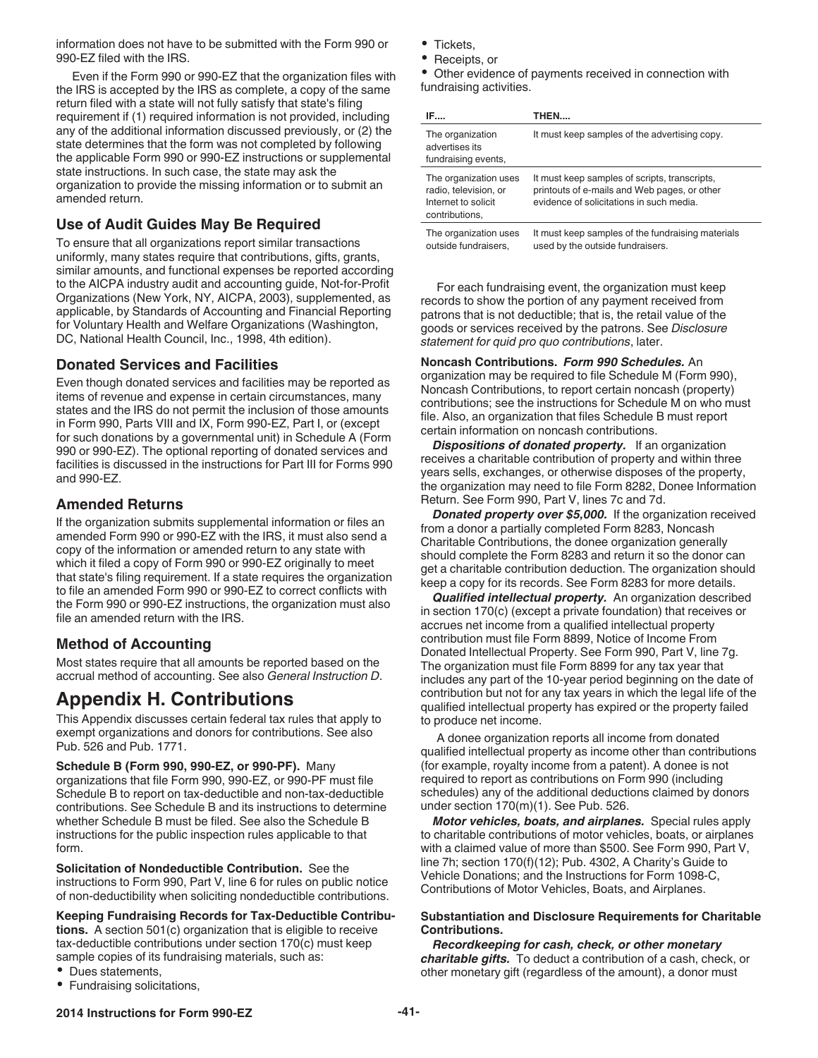information does not have to be submitted with the Form 990 or 990-EZ filed with the IRS.

Even if the Form 990 or 990-EZ that the organization files with the IRS is accepted by the IRS as complete, a copy of the same return filed with a state will not fully satisfy that state's filing requirement if (1) required information is not provided, including any of the additional information discussed previously, or (2) the state determines that the form was not completed by following the applicable Form 990 or 990-EZ instructions or supplemental state instructions. In such case, the state may ask the organization to provide the missing information or to submit an amended return.

### Use of Audit Guides May Be Required

To ensure that all organizations report similar transactions uniformly, many states require that contributions, gifts, grants, similar amounts, and functional expenses be reported according to the AICPA industry audit and accounting guide, Not-for-Profit Organizations (New York, NY, AICPA, 2003), supplemented, as applicable, by Standards of Accounting and Financial Reporting for Voluntary Health and Welfare Organizations (Washington, DC, National Health Council, Inc., 1998, 4th edition).

### Donated Services and Facilities

Even though donated services and facilities may be reported as items of revenue and expense in certain circumstances, many states and the IRS do not permit the inclusion of those amounts in Form 990, Parts VIII and IX, Form 990-EZ, Part I, or (except for such donations by a governmental unit) in Schedule A (Form 990 or 990-EZ). The optional reporting of donated services and facilities is discussed in the instructions for Part III for Forms 990 and 990-EZ.

### Amended Returns

If the organization submits supplemental information or files an amended Form 990 or 990-EZ with the IRS, it must also send a copy of the information or amended return to any state with which it filed a copy of Form 990 or 990-EZ originally to meet that state's filing requirement. If a state requires the organization to file an amended Form 990 or 990-EZ to correct conflicts with the Form 990 or 990-EZ instructions, the organization must also file an amended return with the IRS.

### Method of Accounting

Most states require that all amounts be reported based on the accrual method of accounting. See also *General Instruction D*.

# Appendix H. Contributions

This Appendix discusses certain federal tax rules that apply to exempt organizations and donors for contributions. See also Pub. 526 and Pub. 1771.

**Schedule B (Form 990, 990-EZ, or 990-PF).** Many organizations that file Form 990, 990-EZ, or 990-PF must file Schedule B to report on tax-deductible and non-tax-deductible contributions. See Schedule B and its instructions to determine whether Schedule B must be filed. See also the Schedule B instructions for the public inspection rules applicable to that form.

**Solicitation of Nondeductible Contribution.** See the instructions to Form 990, Part V, line 6 for rules on public notice of non-deductibility when soliciting nondeductible contributions.

**Keeping Fundraising Records for Tax-Deductible Contributions.** A section 501(c) organization that is eligible to receive tax-deductible contributions under section 170(c) must keep sample copies of its fundraising materials, such as:

- Dues statements,
- Fundraising solicitations,
- Tickets,
- Receipts, or
- Other evidence of payments received in connection with fundraising activities.

| IF.... | THEN.... |
|---|---|
| The organization advertises its fundraising events, | It must keep samples of the advertising copy. |
| The organization uses radio, television, or Internet to solicit contributions, | It must keep samples of scripts, transcripts, printouts of e-mails and Web pages, or other evidence of solicitations in such media. |
| The organization uses outside fundraisers, | It must keep samples of the fundraising materials used by the outside fundraisers. |

For each fundraising event, the organization must keep records to show the portion of any payment received from patrons that is not deductible; that is, the retail value of the goods or services received by the patrons. See *Disclosure statement for quid pro quo contributions*, later.

**Noncash Contributions.** ***Form 990 Schedules.*** An organization may be required to file Schedule M (Form 990), Noncash Contributions, to report certain noncash (property) contributions; see the instructions for Schedule M on who must file. Also, an organization that files Schedule B must report certain information on noncash contributions.

***Dispositions of donated property.*** If an organization receives a charitable contribution of property and within three years sells, exchanges, or otherwise disposes of the property, the organization may need to file Form 8282, Donee Information Return. See Form 990, Part V, lines 7c and 7d.

***Donated property over $5,000.*** If the organization received from a donor a partially completed Form 8283, Noncash Charitable Contributions, the donee organization generally should complete the Form 8283 and return it so the donor can get a charitable contribution deduction. The organization should keep a copy for its records. See Form 8283 for more details.

***Qualified intellectual property.*** An organization described in section 170(c) (except a private foundation) that receives or accrues net income from a qualified intellectual property contribution must file Form 8899, Notice of Income From Donated Intellectual Property. See Form 990, Part V, line 7g. The organization must file Form 8899 for any tax year that includes any part of the 10-year period beginning on the date of contribution but not for any tax years in which the legal life of the qualified intellectual property has expired or the property failed to produce net income.

A donee organization reports all income from donated qualified intellectual property as income other than contributions (for example, royalty income from a patent). A donee is not required to report as contributions on Form 990 (including schedules) any of the additional deductions claimed by donors under section 170(m)(1). See Pub. 526.

***Motor vehicles, boats, and airplanes.*** Special rules apply to charitable contributions of motor vehicles, boats, or airplanes with a claimed value of more than $500. See Form 990, Part V, line 7h; section 170(f)(12); Pub. 4302, A Charity's Guide to Vehicle Donations; and the Instructions for Form 1098-C, Contributions of Motor Vehicles, Boats, and Airplanes.

**Substantiation and Disclosure Requirements for Charitable Contributions.**

***Recordkeeping for cash, check, or other monetary charitable gifts.*** To deduct a contribution of a cash, check, or other monetary gift (regardless of the amount), a donor must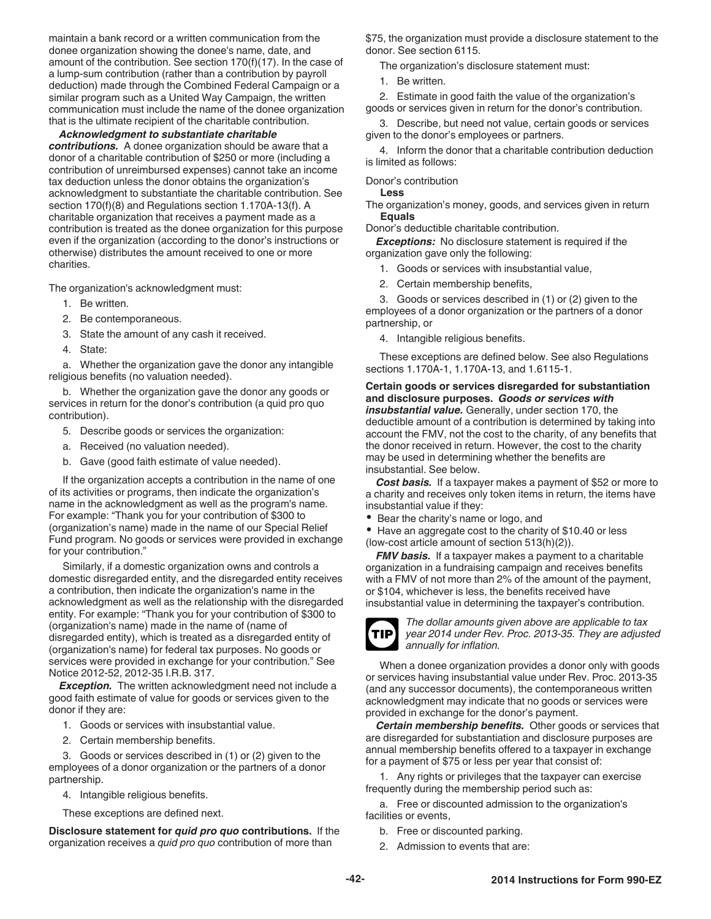maintain a bank record or a written communication from the donee organization showing the donee's name, date, and amount of the contribution. See section 170(f)(17). In the case of a lump-sum contribution (rather than a contribution by payroll deduction) made through the Combined Federal Campaign or a similar program such as a United Way Campaign, the written communication must include the name of the donee organization that is the ultimate recipient of the charitable contribution.

***Acknowledgment to substantiate charitable contributions.*** A donee organization should be aware that a donor of a charitable contribution of $250 or more (including a contribution of unreimbursed expenses) cannot take an income tax deduction unless the donor obtains the organization's acknowledgment to substantiate the charitable contribution. See section 170(f)(8) and Regulations section 1.170A-13(f). A charitable organization that receives a payment made as a contribution is treated as the donee organization for this purpose even if the organization (according to the donor's instructions or otherwise) distributes the amount received to one or more charities.

The organization's acknowledgment must:

1. Be written.
2. Be contemporaneous.
3. State the amount of any cash it received.
4. State:

   a. Whether the organization gave the donor any intangible religious benefits (no valuation needed).

   b. Whether the organization gave the donor any goods or services in return for the donor's contribution (a quid pro quo contribution).

5. Describe goods or services the organization:

   a. Received (no valuation needed).

   b. Gave (good faith estimate of value needed).

If the organization accepts a contribution in the name of one of its activities or programs, then indicate the organization's name in the acknowledgment as well as the program's name. For example: "Thank you for your contribution of $300 to (organization's name) made in the name of our Special Relief Fund program. No goods or services were provided in exchange for your contribution."

Similarly, if a domestic organization owns and controls a domestic disregarded entity, and the disregarded entity receives a contribution, then indicate the organization's name in the acknowledgment as well as the relationship with the disregarded entity. For example: "Thank you for your contribution of $300 to (organization's name) made in the name of (name of disregarded entity), which is treated as a disregarded entity of (organization's name) for federal tax purposes. No goods or services were provided in exchange for your contribution." See Notice 2012-52, 2012-35 I.R.B. 317.

***Exception.*** The written acknowledgment need not include a good faith estimate of value for goods or services given to the donor if they are:

1. Goods or services with insubstantial value.
2. Certain membership benefits.
3. Goods or services described in (1) or (2) given to the employees of a donor organization or the partners of a donor partnership.
4. Intangible religious benefits.

These exceptions are defined next.

**Disclosure statement for *quid pro quo* contributions.** If the organization receives a *quid pro quo* contribution of more than $75, the organization must provide a disclosure statement to the donor. See section 6115.

The organization's disclosure statement must:

1. Be written.
2. Estimate in good faith the value of the organization's goods or services given in return for the donor's contribution.
3. Describe, but need not value, certain goods or services given to the donor's employees or partners.
4. Inform the donor that a charitable contribution deduction is limited as follows:

Donor's contribution
**Less**
The organization's money, goods, and services given in return
**Equals**
Donor's deductible charitable contribution.

***Exceptions:*** No disclosure statement is required if the organization gave only the following:

1. Goods or services with insubstantial value,
2. Certain membership benefits,
3. Goods or services described in (1) or (2) given to the employees of a donor organization or the partners of a donor partnership, or
4. Intangible religious benefits.

These exceptions are defined below. See also Regulations sections 1.170A-1, 1.170A-13, and 1.6115-1.

**Certain goods or services disregarded for substantiation and disclosure purposes.** ***Goods or services with insubstantial value.*** Generally, under section 170, the deductible amount of a contribution is determined by taking into account the FMV, not the cost to the charity, of any benefits that the donor received in return. However, the cost to the charity may be used in determining whether the benefits are insubstantial. See below.

***Cost basis.*** If a taxpayer makes a payment of $52 or more to a charity and receives only token items in return, the items have insubstantial value if they:

- Bear the charity's name or logo, and
- Have an aggregate cost to the charity of $10.40 or less (low-cost article amount of section 513(h)(2)).

***FMV basis.*** If a taxpayer makes a payment to a charitable organization in a fundraising campaign and receives benefits with a FMV of not more than 2% of the amount of the payment, or $104, whichever is less, the benefits received have insubstantial value in determining the taxpayer's contribution.

**TIP** *The dollar amounts given above are applicable to tax year 2014 under Rev. Proc. 2013-35. They are adjusted annually for inflation.*

When a donee organization provides a donor only with goods or services having insubstantial value under Rev. Proc. 2013-35 (and any successor documents), the contemporaneous written acknowledgment may indicate that no goods or services were provided in exchange for the donor's payment.

***Certain membership benefits.*** Other goods or services that are disregarded for substantiation and disclosure purposes are annual membership benefits offered to a taxpayer in exchange for a payment of $75 or less per year that consist of:

1. Any rights or privileges that the taxpayer can exercise frequently during the membership period such as:

   a. Free or discounted admission to the organization's facilities or events,

   b. Free or discounted parking.

2. Admission to events that are: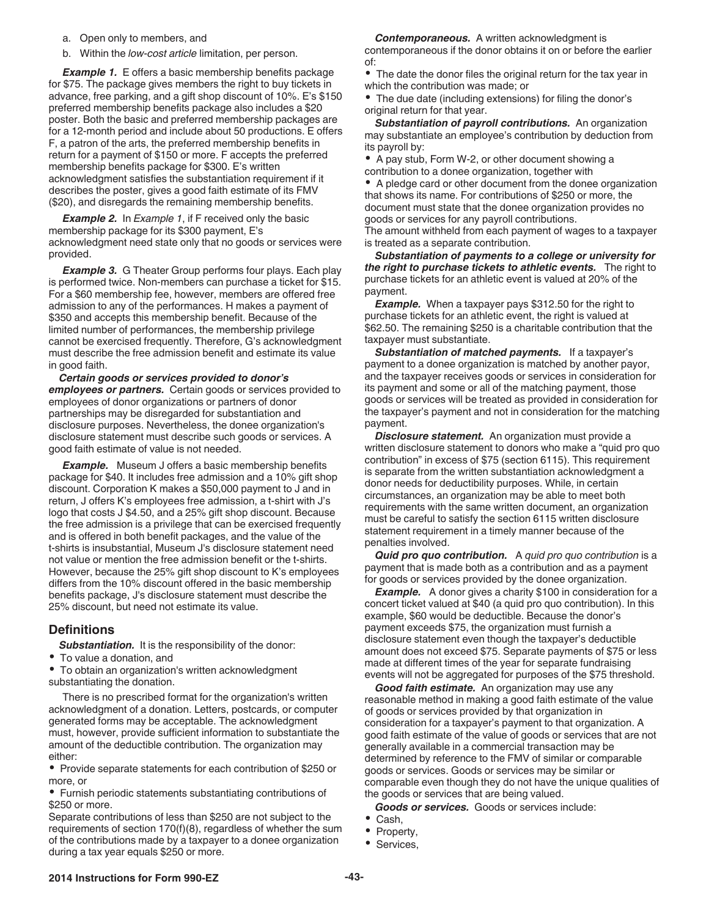a. Open only to members, and

b. Within the *low-cost article* limitation, per person.

***Example 1.*** E offers a basic membership benefits package for $75. The package gives members the right to buy tickets in advance, free parking, and a gift shop discount of 10%. E's $150 preferred membership benefits package also includes a $20 poster. Both the basic and preferred membership packages are for a 12-month period and include about 50 productions. E offers F, a patron of the arts, the preferred membership benefits in return for a payment of $150 or more. F accepts the preferred membership benefits package for $300. E's written acknowledgment satisfies the substantiation requirement if it describes the poster, gives a good faith estimate of its FMV ($20), and disregards the remaining membership benefits.

***Example 2.*** In *Example 1*, if F received only the basic membership package for its $300 payment, E's acknowledgment need state only that no goods or services were provided.

***Example 3.*** G Theater Group performs four plays. Each play is performed twice. Non-members can purchase a ticket for $15. For a $60 membership fee, however, members are offered free admission to any of the performances. H makes a payment of $350 and accepts this membership benefit. Because of the limited number of performances, the membership privilege cannot be exercised frequently. Therefore, G's acknowledgment must describe the free admission benefit and estimate its value in good faith.

***Certain goods or services provided to donor's employees or partners.*** Certain goods or services provided to employees of donor organizations or partners of donor partnerships may be disregarded for substantiation and disclosure purposes. Nevertheless, the donee organization's disclosure statement must describe such goods or services. A good faith estimate of value is not needed.

***Example.*** Museum J offers a basic membership benefits package for $40. It includes free admission and a 10% gift shop discount. Corporation K makes a $50,000 payment to J and in return, J offers K's employees free admission, a t-shirt with J's logo that costs J $4.50, and a 25% gift shop discount. Because the free admission is a privilege that can be exercised frequently and is offered in both benefit packages, and the value of the t-shirts is insubstantial, Museum J's disclosure statement need not value or mention the free admission benefit or the t-shirts. However, because the 25% gift shop discount to K's employees differs from the 10% discount offered in the basic membership benefits package, J's disclosure statement must describe the 25% discount, but need not estimate its value.

## Definitions

***Substantiation.*** It is the responsibility of the donor:

- To value a donation, and
- To obtain an organization's written acknowledgment substantiating the donation.

There is no prescribed format for the organization's written acknowledgment of a donation. Letters, postcards, or computer generated forms may be acceptable. The acknowledgment must, however, provide sufficient information to substantiate the amount of the deductible contribution. The organization may either:

- Provide separate statements for each contribution of $250 or more, or
- Furnish periodic statements substantiating contributions of $250 or more.

Separate contributions of less than $250 are not subject to the requirements of section 170(f)(8), regardless of whether the sum of the contributions made by a taxpayer to a donee organization during a tax year equals $250 or more.

***Contemporaneous.*** A written acknowledgment is contemporaneous if the donor obtains it on or before the earlier of:

- The date the donor files the original return for the tax year in which the contribution was made; or
- The due date (including extensions) for filing the donor's original return for that year.

***Substantiation of payroll contributions.*** An organization may substantiate an employee's contribution by deduction from its payroll by:

- A pay stub, Form W-2, or other document showing a contribution to a donee organization, together with
- A pledge card or other document from the donee organization that shows its name. For contributions of $250 or more, the document must state that the donee organization provides no goods or services for any payroll contributions.

The amount withheld from each payment of wages to a taxpayer is treated as a separate contribution.

***Substantiation of payments to a college or university for the right to purchase tickets to athletic events.*** The right to purchase tickets for an athletic event is valued at 20% of the payment.

***Example.*** When a taxpayer pays $312.50 for the right to purchase tickets for an athletic event, the right is valued at $62.50. The remaining $250 is a charitable contribution that the taxpayer must substantiate.

***Substantiation of matched payments.*** If a taxpayer's payment to a donee organization is matched by another payor, and the taxpayer receives goods or services in consideration for its payment and some or all of the matching payment, those goods or services will be treated as provided in consideration for the taxpayer's payment and not in consideration for the matching payment.

***Disclosure statement.*** An organization must provide a written disclosure statement to donors who make a "quid pro quo contribution" in excess of $75 (section 6115). This requirement is separate from the written substantiation acknowledgment a donor needs for deductibility purposes. While, in certain circumstances, an organization may be able to meet both requirements with the same written document, an organization must be careful to satisfy the section 6115 written disclosure statement requirement in a timely manner because of the penalties involved.

***Quid pro quo contribution.*** A *quid pro quo contribution* is a payment that is made both as a contribution and as a payment for goods or services provided by the donee organization.

***Example.*** A donor gives a charity $100 in consideration for a concert ticket valued at $40 (a quid pro quo contribution). In this example, $60 would be deductible. Because the donor's payment exceeds $75, the organization must furnish a disclosure statement even though the taxpayer's deductible amount does not exceed $75. Separate payments of $75 or less made at different times of the year for separate fundraising events will not be aggregated for purposes of the $75 threshold.

***Good faith estimate.*** An organization may use any reasonable method in making a good faith estimate of the value of goods or services provided by that organization in consideration for a taxpayer's payment to that organization. A good faith estimate of the value of goods or services that are not generally available in a commercial transaction may be determined by reference to the FMV of similar or comparable goods or services. Goods or services may be similar or comparable even though they do not have the unique qualities of the goods or services that are being valued.

***Goods or services.*** Goods or services include:

- Cash,
- Property,
- Services,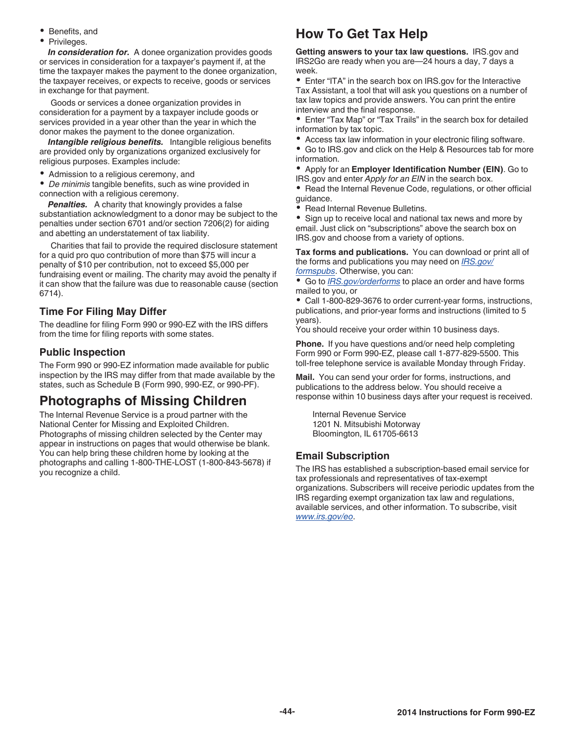- Benefits, and
- Privileges.

***In consideration for.*** A donee organization provides goods or services in consideration for a taxpayer's payment if, at the time the taxpayer makes the payment to the donee organization, the taxpayer receives, or expects to receive, goods or services in exchange for that payment.

Goods or services a donee organization provides in consideration for a payment by a taxpayer include goods or services provided in a year other than the year in which the donor makes the payment to the donee organization.

***Intangible religious benefits.*** Intangible religious benefits are provided only by organizations organized exclusively for religious purposes. Examples include:

- Admission to a religious ceremony, and
- *De minimis* tangible benefits, such as wine provided in connection with a religious ceremony.

***Penalties.*** A charity that knowingly provides a false substantiation acknowledgment to a donor may be subject to the penalties under section 6701 and/or section 7206(2) for aiding and abetting an understatement of tax liability.

Charities that fail to provide the required disclosure statement for a quid pro quo contribution of more than $75 will incur a penalty of $10 per contribution, not to exceed $5,000 per fundraising event or mailing. The charity may avoid the penalty if it can show that the failure was due to reasonable cause (section 6714).

### Time For Filing May Differ

The deadline for filing Form 990 or 990-EZ with the IRS differs from the time for filing reports with some states.

### Public Inspection

The Form 990 or 990-EZ information made available for public inspection by the IRS may differ from that made available by the states, such as Schedule B (Form 990, 990-EZ, or 990-PF).

## Photographs of Missing Children

The Internal Revenue Service is a proud partner with the National Center for Missing and Exploited Children. Photographs of missing children selected by the Center may appear in instructions on pages that would otherwise be blank. You can help bring these children home by looking at the photographs and calling 1-800-THE-LOST (1-800-843-5678) if you recognize a child.

## How To Get Tax Help

**Getting answers to your tax law questions.** IRS.gov and IRS2Go are ready when you are—24 hours a day, 7 days a week.

- Enter "ITA" in the search box on IRS.gov for the Interactive Tax Assistant, a tool that will ask you questions on a number of tax law topics and provide answers. You can print the entire interview and the final response.
- Enter "Tax Map" or "Tax Trails" in the search box for detailed information by tax topic.
- Access tax law information in your electronic filing software.
- Go to IRS.gov and click on the Help & Resources tab for more information.
- Apply for an **Employer Identification Number (EIN)**. Go to IRS.gov and enter *Apply for an EIN* in the search box.
- Read the Internal Revenue Code, regulations, or other official guidance.
- Read Internal Revenue Bulletins.
- Sign up to receive local and national tax news and more by email. Just click on "subscriptions" above the search box on IRS.gov and choose from a variety of options.

**Tax forms and publications.** You can download or print all of the forms and publications you may need on *IRS.gov/formspubs*. Otherwise, you can:

- Go to *IRS.gov/orderforms* to place an order and have forms mailed to you, or
- Call 1-800-829-3676 to order current-year forms, instructions, publications, and prior-year forms and instructions (limited to 5 years).

You should receive your order within 10 business days.

**Phone.** If you have questions and/or need help completing Form 990 or Form 990-EZ, please call 1-877-829-5500. This toll-free telephone service is available Monday through Friday.

**Mail.** You can send your order for forms, instructions, and publications to the address below. You should receive a response within 10 business days after your request is received.

Internal Revenue Service
1201 N. Mitsubishi Motorway
Bloomington, IL 61705-6613

### Email Subscription

The IRS has established a subscription-based email service for tax professionals and representatives of tax-exempt organizations. Subscribers will receive periodic updates from the IRS regarding exempt organization tax law and regulations, available services, and other information. To subscribe, visit *www.irs.gov/eo*.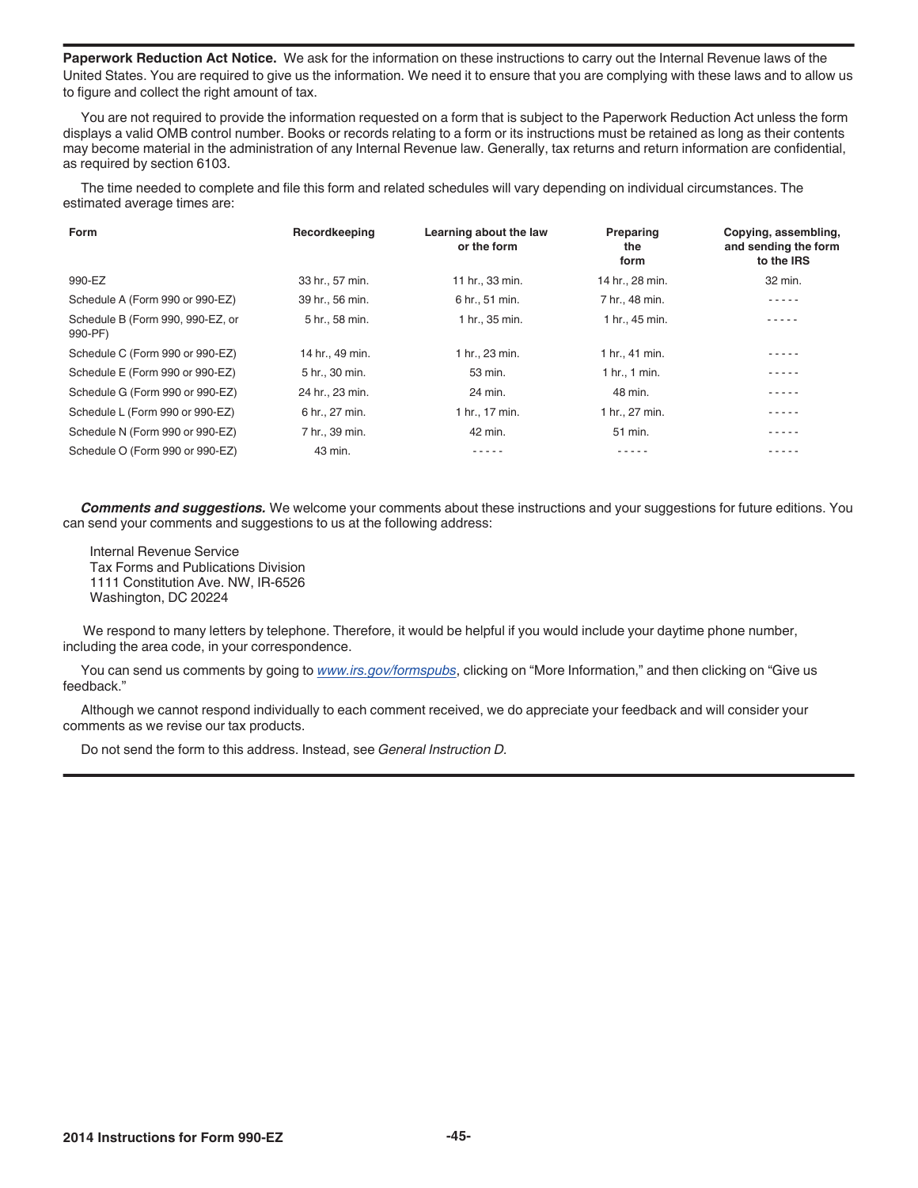**Paperwork Reduction Act Notice.** We ask for the information on these instructions to carry out the Internal Revenue laws of the United States. You are required to give us the information. We need it to ensure that you are complying with these laws and to allow us to figure and collect the right amount of tax.

You are not required to provide the information requested on a form that is subject to the Paperwork Reduction Act unless the form displays a valid OMB control number. Books or records relating to a form or its instructions must be retained as long as their contents may become material in the administration of any Internal Revenue law. Generally, tax returns and return information are confidential, as required by section 6103.

The time needed to complete and file this form and related schedules will vary depending on individual circumstances. The estimated average times are:

| Form | Recordkeeping | Learning about the law or the form | Preparing the form | Copying, assembling, and sending the form to the IRS |
|---|---|---|---|---|
| 990-EZ | 33 hr., 57 min. | 11 hr., 33 min. | 14 hr., 28 min. | 32 min. |
| Schedule A (Form 990 or 990-EZ) | 39 hr., 56 min. | 6 hr., 51 min. | 7 hr., 48 min. | - - - - - |
| Schedule B (Form 990, 990-EZ, or 990-PF) | 5 hr., 58 min. | 1 hr., 35 min. | 1 hr., 45 min. | - - - - - |
| Schedule C (Form 990 or 990-EZ) | 14 hr., 49 min. | 1 hr., 23 min. | 1 hr., 41 min. | - - - - - |
| Schedule E (Form 990 or 990-EZ) | 5 hr., 30 min. | 53 min. | 1 hr., 1 min. | - - - - - |
| Schedule G (Form 990 or 990-EZ) | 24 hr., 23 min. | 24 min. | 48 min. | - - - - - |
| Schedule L (Form 990 or 990-EZ) | 6 hr., 27 min. | 1 hr., 17 min. | 1 hr., 27 min. | - - - - - |
| Schedule N (Form 990 or 990-EZ) | 7 hr., 39 min. | 42 min. | 51 min. | - - - - - |
| Schedule O (Form 990 or 990-EZ) | 43 min. | - - - - - | - - - - - | - - - - - |

***Comments and suggestions.*** We welcome your comments about these instructions and your suggestions for future editions. You can send your comments and suggestions to us at the following address:

Internal Revenue Service
Tax Forms and Publications Division
1111 Constitution Ave. NW, IR-6526
Washington, DC 20224

We respond to many letters by telephone. Therefore, it would be helpful if you would include your daytime phone number, including the area code, in your correspondence.

You can send us comments by going to *www.irs.gov/formspubs*, clicking on “More Information,” and then clicking on “Give us feedback.”

Although we cannot respond individually to each comment received, we do appreciate your feedback and will consider your comments as we revise our tax products.

Do not send the form to this address. Instead, see *General Instruction D.*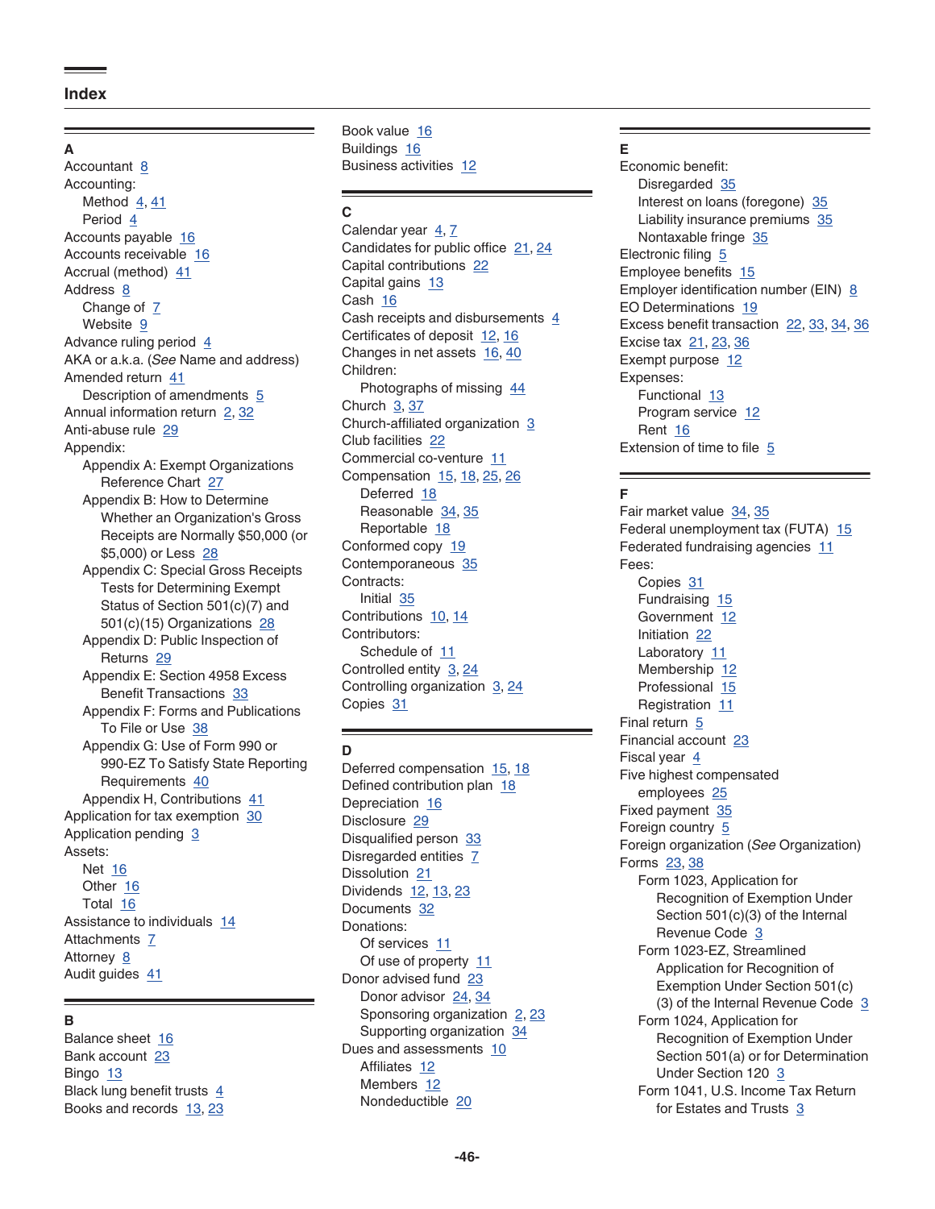## Index

### A

Accountant 8
Accounting:
- Method 4, 41
- Period 4

Accounts payable 16
Accounts receivable 16
Accrual (method) 41
Address 8
- Change of 7
- Website 9

Advance ruling period 4
AKA or a.k.a. (*See* Name and address)
Amended return 41
- Description of amendments 5

Annual information return 2, 32
Anti-abuse rule 29
Appendix:
- Appendix A: Exempt Organizations Reference Chart 27
- Appendix B: How to Determine Whether an Organization's Gross Receipts are Normally $50,000 (or $5,000) or Less 28
- Appendix C: Special Gross Receipts Tests for Determining Exempt Status of Section 501(c)(7) and 501(c)(15) Organizations 28
- Appendix D: Public Inspection of Returns 29
- Appendix E: Section 4958 Excess Benefit Transactions 33
- Appendix F: Forms and Publications To File or Use 38
- Appendix G: Use of Form 990 or 990-EZ To Satisfy State Reporting Requirements 40
- Appendix H, Contributions 41

Application for tax exemption 30
Application pending 3
Assets:
- Net 16
- Other 16
- Total 16

Assistance to individuals 14
Attachments 7
Attorney 8
Audit guides 41

### B

Balance sheet 16
Bank account 23
Bingo 13
Black lung benefit trusts 4
Books and records 13, 23
Book value 16
Buildings 16
Business activities 12

### C

Calendar year 4, 7
Candidates for public office 21, 24
Capital contributions 22
Capital gains 13
Cash 16
Cash receipts and disbursements 4
Certificates of deposit 12, 16
Changes in net assets 16, 40
Children:
- Photographs of missing 44

Church 3, 37
Church-affiliated organization 3
Club facilities 22
Commercial co-venture 11
Compensation 15, 18, 25, 26
- Deferred 18
- Reasonable 34, 35
- Reportable 18

Conformed copy 19
Contemporaneous 35
Contracts:
- Initial 35

Contributions 10, 14
Contributors:
- Schedule of 11

Controlled entity 3, 24
Controlling organization 3, 24
Copies 31

### D

Deferred compensation 15, 18
Defined contribution plan 18
Depreciation 16
Disclosure 29
Disqualified person 33
Disregarded entities 7
Dissolution 21
Dividends 12, 13, 23
Documents 32
Donations:
- Of services 11
- Of use of property 11

Donor advised fund 23
- Donor advisor 24, 34
- Sponsoring organization 2, 23
- Supporting organization 34

Dues and assessments 10
- Affiliates 12
- Members 12
- Nondeductible 20

### E

Economic benefit:
- Disregarded 35
- Interest on loans (foregone) 35
- Liability insurance premiums 35
- Nontaxable fringe 35

Electronic filing 5
Employee benefits 15
Employer identification number (EIN) 8
EO Determinations 19
Excess benefit transaction 22, 33, 34, 36
Excise tax 21, 23, 36
Exempt purpose 12
Expenses:
- Functional 13
- Program service 12
- Rent 16

Extension of time to file 5

### F

Fair market value 34, 35
Federal unemployment tax (FUTA) 15
Federated fundraising agencies 11
Fees:
- Copies 31
- Fundraising 15
- Government 12
- Initiation 22
- Laboratory 11
- Membership 12
- Professional 15
- Registration 11

Final return 5
Financial account 23
Fiscal year 4
Five highest compensated employees 25
Fixed payment 35
Foreign country 5
Foreign organization (*See* Organization)
Forms 23, 38
- Form 1023, Application for Recognition of Exemption Under Section 501(c)(3) of the Internal Revenue Code 3
- Form 1023-EZ, Streamlined Application for Recognition of Exemption Under Section 501(c)(3) of the Internal Revenue Code 3
- Form 1024, Application for Recognition of Exemption Under Section 501(a) or for Determination Under Section 120 3
- Form 1041, U.S. Income Tax Return for Estates and Trusts 3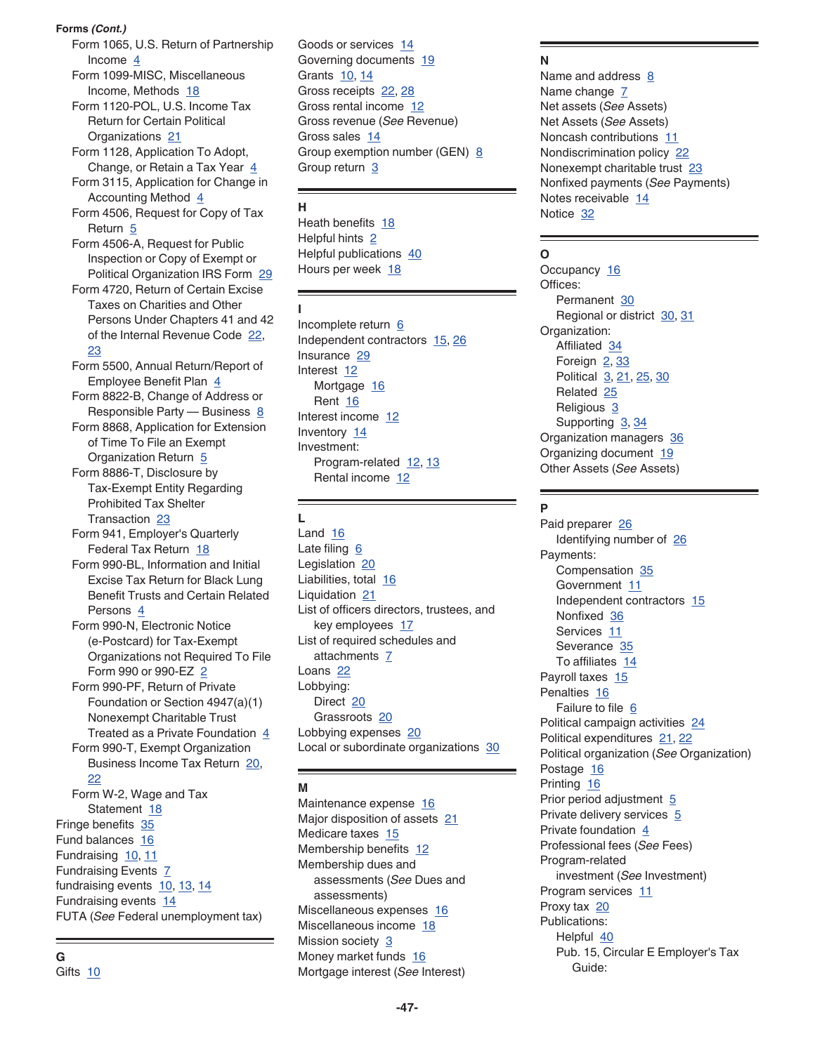**Forms (Cont.)**

- Form 1065, U.S. Return of Partnership Income 4
- Form 1099-MISC, Miscellaneous Income, Methods 18
- Form 1120-POL, U.S. Income Tax Return for Certain Political Organizations 21
- Form 1128, Application To Adopt, Change, or Retain a Tax Year 4
- Form 3115, Application for Change in Accounting Method 4
- Form 4506, Request for Copy of Tax Return 5
- Form 4506-A, Request for Public Inspection or Copy of Exempt or Political Organization IRS Form 29
- Form 4720, Return of Certain Excise Taxes on Charities and Other Persons Under Chapters 41 and 42 of the Internal Revenue Code 22, 23
- Form 5500, Annual Return/Report of Employee Benefit Plan 4
- Form 8822-B, Change of Address or Responsible Party — Business 8
- Form 8868, Application for Extension of Time To File an Exempt Organization Return 5
- Form 8886-T, Disclosure by Tax-Exempt Entity Regarding Prohibited Tax Shelter Transaction 23
- Form 941, Employer's Quarterly Federal Tax Return 18
- Form 990-BL, Information and Initial Excise Tax Return for Black Lung Benefit Trusts and Certain Related Persons 4
- Form 990-N, Electronic Notice (e-Postcard) for Tax-Exempt Organizations not Required To File Form 990 or 990-EZ 2
- Form 990-PF, Return of Private Foundation or Section 4947(a)(1) Nonexempt Charitable Trust Treated as a Private Foundation 4
- Form 990-T, Exempt Organization Business Income Tax Return 20, 22
- Form W-2, Wage and Tax Statement 18

Fringe benefits 35
Fund balances 16
Fundraising 10, 11
Fundraising Events 7
fundraising events 10, 13, 14
Fundraising events 14
FUTA (*See* Federal unemployment tax)

## G

Gifts 10
Goods or services 14
Governing documents 19
Grants 10, 14
Gross receipts 22, 28
Gross rental income 12
Gross revenue (*See* Revenue)
Gross sales 14
Group exemption number (GEN) 8
Group return 3

## H

Heath benefits 18
Helpful hints 2
Helpful publications 40
Hours per week 18

## I

Incomplete return 6
Independent contractors 15, 26
Insurance 29
Interest 12
- Mortgage 16
- Rent 16

Interest income 12
Inventory 14
Investment:
- Program-related 12, 13
- Rental income 12

## L

Land 16
Late filing 6
Legislation 20
Liabilities, total 16
Liquidation 21
List of officers directors, trustees, and key employees 17
List of required schedules and attachments 7
Loans 22
Lobbying:
- Direct 20
- Grassroots 20

Lobbying expenses 20
Local or subordinate organizations 30

## M

Maintenance expense 16
Major disposition of assets 21
Medicare taxes 15
Membership benefits 12
Membership dues and assessments (*See* Dues and assessments)
Miscellaneous expenses 16
Miscellaneous income 18
Mission society 3
Money market funds 16
Mortgage interest (*See* Interest)

## N

Name and address 8
Name change 7
Net assets (*See* Assets)
Net Assets (*See* Assets)
Noncash contributions 11
Nondiscrimination policy 22
Nonexempt charitable trust 23
Nonfixed payments (*See* Payments)
Notes receivable 14
Notice 32

## O

Occupancy 16
Offices:
- Permanent 30
- Regional or district 30, 31

Organization:
- Affiliated 34
- Foreign 2, 33
- Political 3, 21, 25, 30
- Related 25
- Religious 3
- Supporting 3, 34

Organization managers 36
Organizing document 19
Other Assets (*See* Assets)

## P

Paid preparer 26
- Identifying number of 26

Payments:
- Compensation 35
- Government 11
- Independent contractors 15
- Nonfixed 36
- Services 11
- Severance 35
- To affiliates 14

Payroll taxes 15
Penalties 16
- Failure to file 6

Political campaign activities 24
Political expenditures 21, 22
Political organization (*See* Organization)
Postage 16
Printing 16
Prior period adjustment 5
Private delivery services 5
Private foundation 4
Professional fees (*See* Fees)
Program-related investment (*See* Investment)
Program services 11
Proxy tax 20
Publications:
- Helpful 40
- Pub. 15, Circular E Employer's Tax Guide: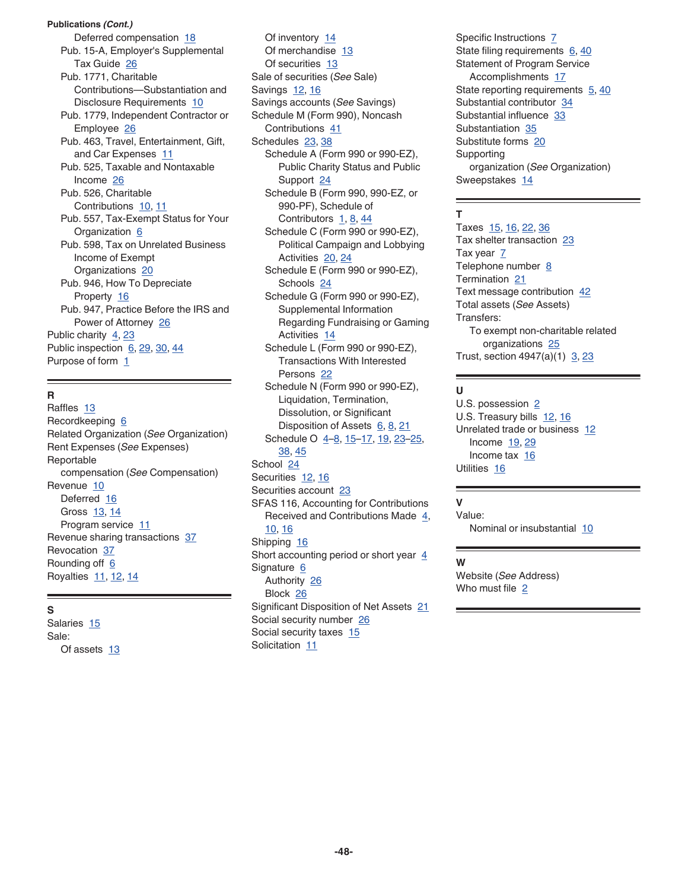**Publications *(Cont.)***

- Deferred compensation 18
- Pub. 15-A, Employer's Supplemental Tax Guide 26
- Pub. 1771, Charitable Contributions—Substantiation and Disclosure Requirements 10
- Pub. 1779, Independent Contractor or Employee 26
- Pub. 463, Travel, Entertainment, Gift, and Car Expenses 11
- Pub. 525, Taxable and Nontaxable Income 26
- Pub. 526, Charitable Contributions 10, 11
- Pub. 557, Tax-Exempt Status for Your Organization 6
- Pub. 598, Tax on Unrelated Business Income of Exempt Organizations 20
- Pub. 946, How To Depreciate Property 16
- Pub. 947, Practice Before the IRS and Power of Attorney 26

Public charity 4, 23
Public inspection 6, 29, 30, 44
Purpose of form 1

## R

Raffles 13
Recordkeeping 6
Related Organization (*See* Organization)
Rent Expenses (*See* Expenses)
Reportable compensation (*See* Compensation)
Revenue 10
- Deferred 16
- Gross 13, 14
- Program service 11

Revenue sharing transactions 37
Revocation 37
Rounding off 6
Royalties 11, 12, 14

## S

Salaries 15
Sale:
- Of assets 13
- Of inventory 14
- Of merchandise 13
- Of securities 13

Sale of securities (*See* Sale)
Savings 12, 16
Savings accounts (*See* Savings)
Schedule M (Form 990), Noncash Contributions 41
Schedules 23, 38
- Schedule A (Form 990 or 990-EZ), Public Charity Status and Public Support 24
- Schedule B (Form 990, 990-EZ, or 990-PF), Schedule of Contributors 1, 8, 44
- Schedule C (Form 990 or 990-EZ), Political Campaign and Lobbying Activities 20, 24
- Schedule E (Form 990 or 990-EZ), Schools 24
- Schedule G (Form 990 or 990-EZ), Supplemental Information Regarding Fundraising or Gaming Activities 14
- Schedule L (Form 990 or 990-EZ), Transactions With Interested Persons 22
- Schedule N (Form 990 or 990-EZ), Liquidation, Termination, Dissolution, or Significant Disposition of Assets 6, 8, 21
- Schedule O 4–8, 15–17, 19, 23–25, 38, 45

School 24
Securities 12, 16
Securities account 23
SFAS 116, Accounting for Contributions Received and Contributions Made 4, 10, 16
Shipping 16
Short accounting period or short year 4
Signature 6
- Authority 26
- Block 26

Significant Disposition of Net Assets 21
Social security number 26
Social security taxes 15
Solicitation 11
Specific Instructions 7
State filing requirements 6, 40
Statement of Program Service Accomplishments 17
State reporting requirements 5, 40
Substantial contributor 34
Substantial influence 33
Substantiation 35
Substitute forms 20
Supporting organization (*See* Organization)
Sweepstakes 14

## T

Taxes 15, 16, 22, 36
Tax shelter transaction 23
Tax year 7
Telephone number 8
Termination 21
Text message contribution 42
Total assets (*See* Assets)
Transfers:
- To exempt non-charitable related organizations 25

Trust, section 4947(a)(1) 3, 23

## U

U.S. possession 2
U.S. Treasury bills 12, 16
Unrelated trade or business 12
- Income 19, 29
- Income tax 16

Utilities 16

## V

Value:
- Nominal or insubstantial 10

## W

Website (*See* Address)
Who must file 2